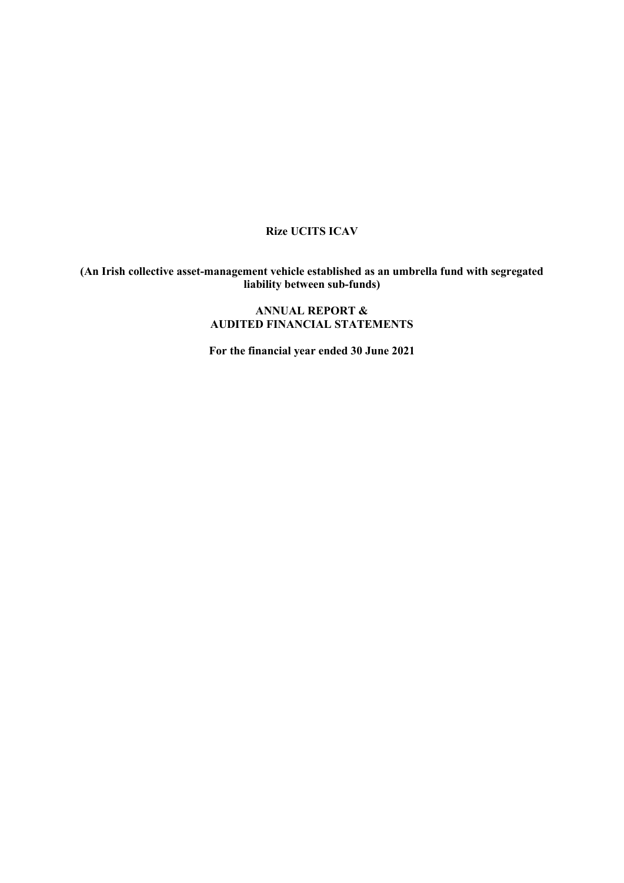# Rize UCITS ICAV

**(An Irish collective asset-management vehicle established as an umbrella fund with segregated liability between sub-funds)**

**ANNUAL REPORT &**
**AUDITED FINANCIAL STATEMENTS**

**For the financial year ended 30 June 2021**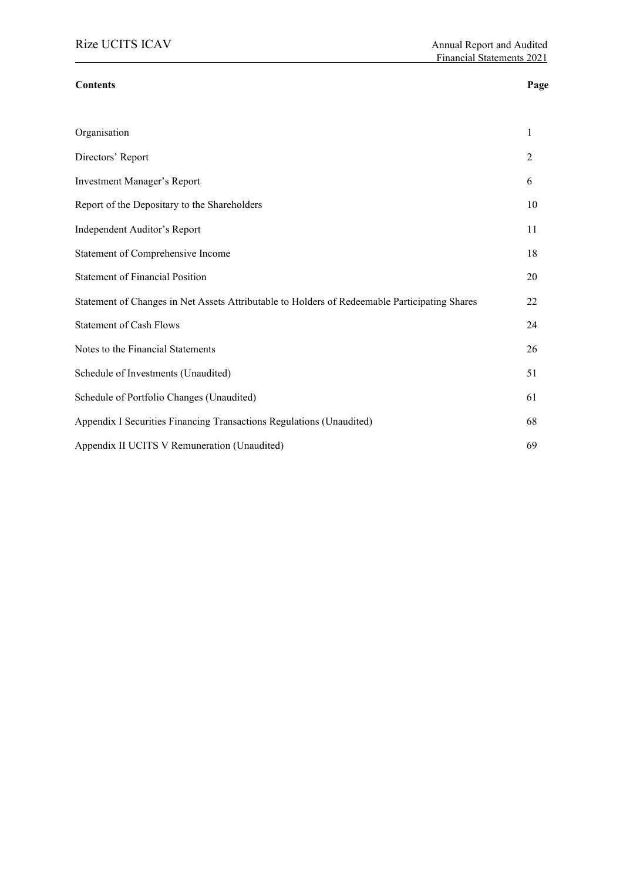| **Contents** | **Page** |
| --- | --- |
| Organisation | 1 |
| Directors' Report | 2 |
| Investment Manager's Report | 6 |
| Report of the Depositary to the Shareholders | 10 |
| Independent Auditor's Report | 11 |
| Statement of Comprehensive Income | 18 |
| Statement of Financial Position | 20 |
| Statement of Changes in Net Assets Attributable to Holders of Redeemable Participating Shares | 22 |
| Statement of Cash Flows | 24 |
| Notes to the Financial Statements | 26 |
| Schedule of Investments (Unaudited) | 51 |
| Schedule of Portfolio Changes (Unaudited) | 61 |
| Appendix I Securities Financing Transactions Regulations (Unaudited) | 68 |
| Appendix II UCITS V Remuneration (Unaudited) | 69 |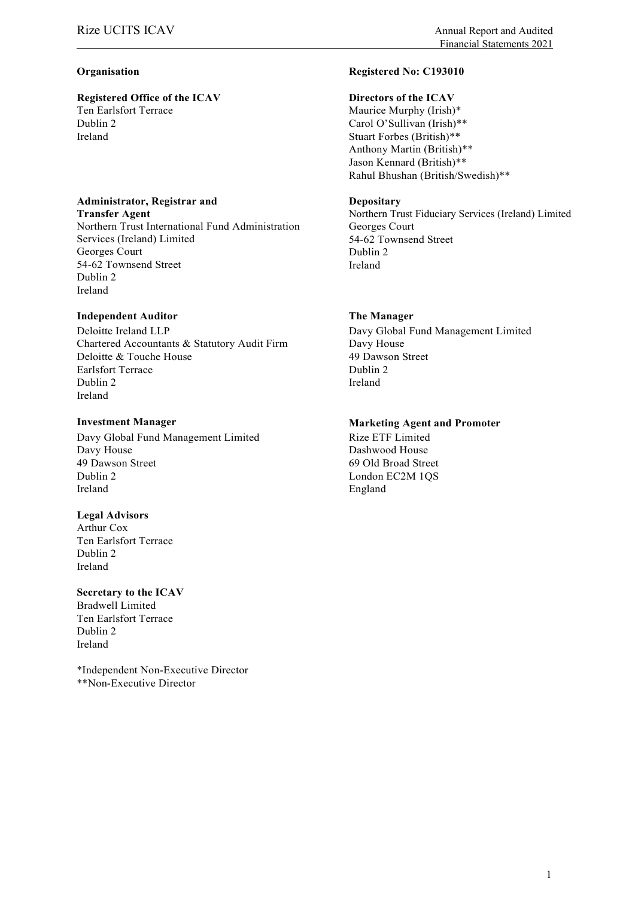## Organisation

**Registered No: C193010**

**Registered Office of the ICAV**
Ten Earlsfort Terrace
Dublin 2
Ireland

**Directors of the ICAV**
Maurice Murphy (Irish)*
Carol O'Sullivan (Irish)**
Stuart Forbes (British)**
Anthony Martin (British)**
Jason Kennard (British)**
Rahul Bhushan (British/Swedish)**

**Administrator, Registrar and Transfer Agent**
Northern Trust International Fund Administration Services (Ireland) Limited
Georges Court
54-62 Townsend Street
Dublin 2
Ireland

**Depositary**
Northern Trust Fiduciary Services (Ireland) Limited
Georges Court
54-62 Townsend Street
Dublin 2
Ireland

**Independent Auditor**
Deloitte Ireland LLP
Chartered Accountants & Statutory Audit Firm
Deloitte & Touche House
Earlsfort Terrace
Dublin 2
Ireland

**The Manager**
Davy Global Fund Management Limited
Davy House
49 Dawson Street
Dublin 2
Ireland

**Investment Manager**
Davy Global Fund Management Limited
Davy House
49 Dawson Street
Dublin 2
Ireland

**Marketing Agent and Promoter**
Rize ETF Limited
Dashwood House
69 Old Broad Street
London EC2M 1QS
England

**Legal Advisors**
Arthur Cox
Ten Earlsfort Terrace
Dublin 2
Ireland

**Secretary to the ICAV**
Bradwell Limited
Ten Earlsfort Terrace
Dublin 2
Ireland

*Independent Non-Executive Director
**Non-Executive Director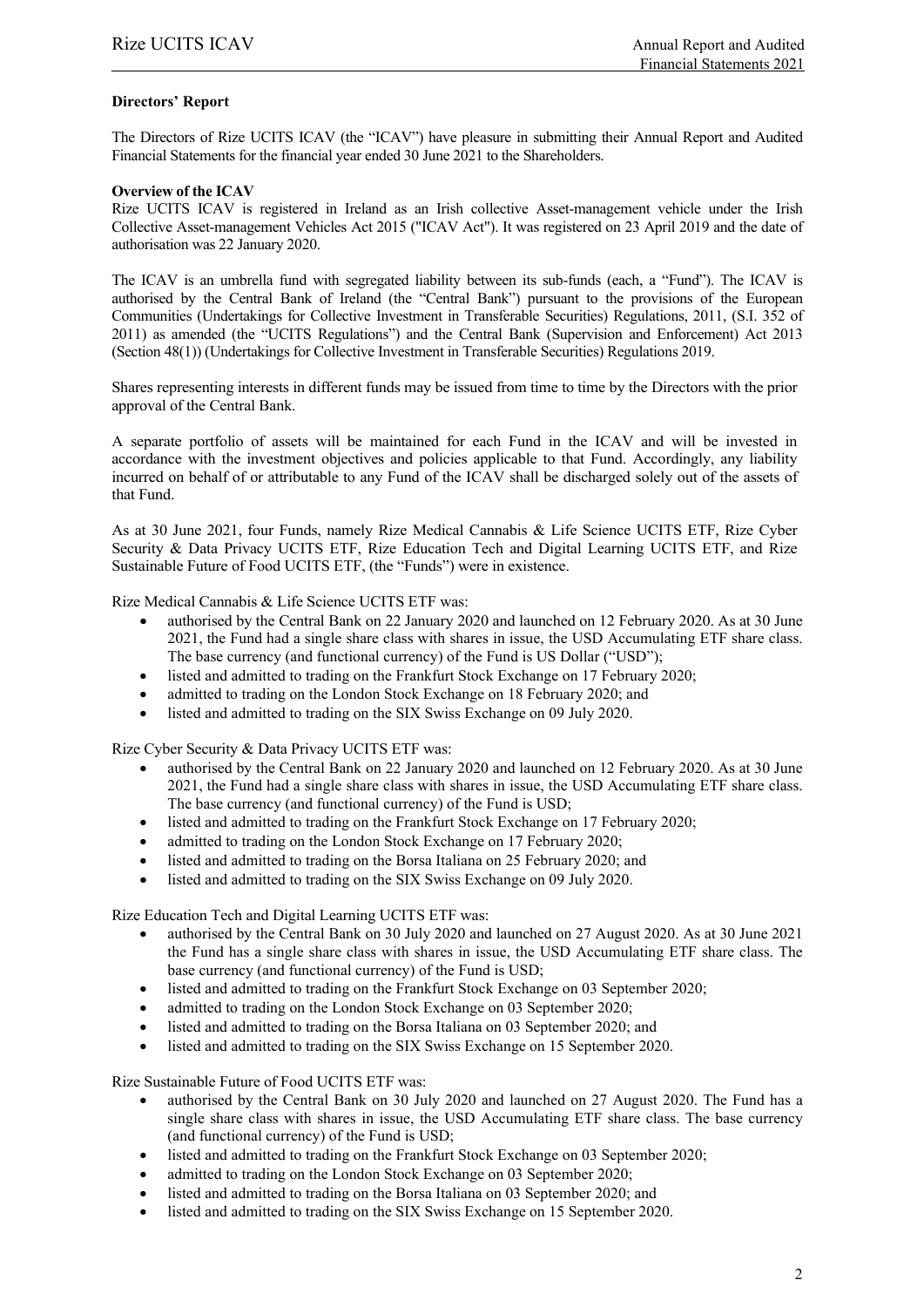## Directors' Report

The Directors of Rize UCITS ICAV (the "ICAV") have pleasure in submitting their Annual Report and Audited Financial Statements for the financial year ended 30 June 2021 to the Shareholders.

### Overview of the ICAV

Rize UCITS ICAV is registered in Ireland as an Irish collective Asset-management vehicle under the Irish Collective Asset-management Vehicles Act 2015 ("ICAV Act"). It was registered on 23 April 2019 and the date of authorisation was 22 January 2020.

The ICAV is an umbrella fund with segregated liability between its sub-funds (each, a "Fund"). The ICAV is authorised by the Central Bank of Ireland (the "Central Bank") pursuant to the provisions of the European Communities (Undertakings for Collective Investment in Transferable Securities) Regulations, 2011, (S.I. 352 of 2011) as amended (the "UCITS Regulations") and the Central Bank (Supervision and Enforcement) Act 2013 (Section 48(1)) (Undertakings for Collective Investment in Transferable Securities) Regulations 2019.

Shares representing interests in different funds may be issued from time to time by the Directors with the prior approval of the Central Bank.

A separate portfolio of assets will be maintained for each Fund in the ICAV and will be invested in accordance with the investment objectives and policies applicable to that Fund. Accordingly, any liability incurred on behalf of or attributable to any Fund of the ICAV shall be discharged solely out of the assets of that Fund.

As at 30 June 2021, four Funds, namely Rize Medical Cannabis & Life Science UCITS ETF, Rize Cyber Security & Data Privacy UCITS ETF, Rize Education Tech and Digital Learning UCITS ETF, and Rize Sustainable Future of Food UCITS ETF, (the "Funds") were in existence.

Rize Medical Cannabis & Life Science UCITS ETF was:

- authorised by the Central Bank on 22 January 2020 and launched on 12 February 2020. As at 30 June 2021, the Fund had a single share class with shares in issue, the USD Accumulating ETF share class. The base currency (and functional currency) of the Fund is US Dollar ("USD");
- listed and admitted to trading on the Frankfurt Stock Exchange on 17 February 2020;
- admitted to trading on the London Stock Exchange on 18 February 2020; and
- listed and admitted to trading on the SIX Swiss Exchange on 09 July 2020.

Rize Cyber Security & Data Privacy UCITS ETF was:

- authorised by the Central Bank on 22 January 2020 and launched on 12 February 2020. As at 30 June 2021, the Fund had a single share class with shares in issue, the USD Accumulating ETF share class. The base currency (and functional currency) of the Fund is USD;
- listed and admitted to trading on the Frankfurt Stock Exchange on 17 February 2020;
- admitted to trading on the London Stock Exchange on 17 February 2020;
- listed and admitted to trading on the Borsa Italiana on 25 February 2020; and
- listed and admitted to trading on the SIX Swiss Exchange on 09 July 2020.

Rize Education Tech and Digital Learning UCITS ETF was:

- authorised by the Central Bank on 30 July 2020 and launched on 27 August 2020. As at 30 June 2021 the Fund has a single share class with shares in issue, the USD Accumulating ETF share class. The base currency (and functional currency) of the Fund is USD;
- listed and admitted to trading on the Frankfurt Stock Exchange on 03 September 2020;
- admitted to trading on the London Stock Exchange on 03 September 2020;
- listed and admitted to trading on the Borsa Italiana on 03 September 2020; and
- listed and admitted to trading on the SIX Swiss Exchange on 15 September 2020.

Rize Sustainable Future of Food UCITS ETF was:

- authorised by the Central Bank on 30 July 2020 and launched on 27 August 2020. The Fund has a single share class with shares in issue, the USD Accumulating ETF share class. The base currency (and functional currency) of the Fund is USD;
- listed and admitted to trading on the Frankfurt Stock Exchange on 03 September 2020;
- admitted to trading on the London Stock Exchange on 03 September 2020;
- listed and admitted to trading on the Borsa Italiana on 03 September 2020; and
- listed and admitted to trading on the SIX Swiss Exchange on 15 September 2020.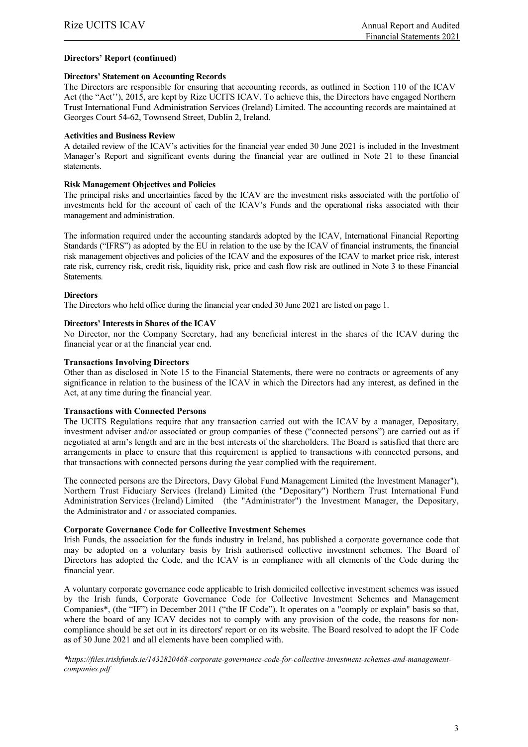**Directors' Report (continued)**

**Directors' Statement on Accounting Records**

The Directors are responsible for ensuring that accounting records, as outlined in Section 110 of the ICAV Act (the "Act''), 2015, are kept by Rize UCITS ICAV. To achieve this, the Directors have engaged Northern Trust International Fund Administration Services (Ireland) Limited. The accounting records are maintained at Georges Court 54-62, Townsend Street, Dublin 2, Ireland.

**Activities and Business Review**

A detailed review of the ICAV's activities for the financial year ended 30 June 2021 is included in the Investment Manager's Report and significant events during the financial year are outlined in Note 21 to these financial statements.

**Risk Management Objectives and Policies**

The principal risks and uncertainties faced by the ICAV are the investment risks associated with the portfolio of investments held for the account of each of the ICAV's Funds and the operational risks associated with their management and administration.

The information required under the accounting standards adopted by the ICAV, International Financial Reporting Standards ("IFRS") as adopted by the EU in relation to the use by the ICAV of financial instruments, the financial risk management objectives and policies of the ICAV and the exposures of the ICAV to market price risk, interest rate risk, currency risk, credit risk, liquidity risk, price and cash flow risk are outlined in Note 3 to these Financial Statements.

**Directors**

The Directors who held office during the financial year ended 30 June 2021 are listed on page 1.

**Directors' Interests in Shares of the ICAV**

No Director, nor the Company Secretary, had any beneficial interest in the shares of the ICAV during the financial year or at the financial year end.

**Transactions Involving Directors**

Other than as disclosed in Note 15 to the Financial Statements, there were no contracts or agreements of any significance in relation to the business of the ICAV in which the Directors had any interest, as defined in the Act, at any time during the financial year.

**Transactions with Connected Persons**

The UCITS Regulations require that any transaction carried out with the ICAV by a manager, Depositary, investment adviser and/or associated or group companies of these ("connected persons") are carried out as if negotiated at arm's length and are in the best interests of the shareholders. The Board is satisfied that there are arrangements in place to ensure that this requirement is applied to transactions with connected persons, and that transactions with connected persons during the year complied with the requirement.

The connected persons are the Directors, Davy Global Fund Management Limited (the Investment Manager"), Northern Trust Fiduciary Services (Ireland) Limited (the "Depositary") Northern Trust International Fund Administration Services (Ireland) Limited (the "Administrator") the Investment Manager, the Depositary, the Administrator and / or associated companies.

**Corporate Governance Code for Collective Investment Schemes**

Irish Funds, the association for the funds industry in Ireland, has published a corporate governance code that may be adopted on a voluntary basis by Irish authorised collective investment schemes. The Board of Directors has adopted the Code, and the ICAV is in compliance with all elements of the Code during the financial year.

A voluntary corporate governance code applicable to Irish domiciled collective investment schemes was issued by the Irish funds, Corporate Governance Code for Collective Investment Schemes and Management Companies*, (the "IF") in December 2011 ("the IF Code"). It operates on a "comply or explain" basis so that, where the board of any ICAV decides not to comply with any provision of the code, the reasons for non-compliance should be set out in its directors' report or on its website. The Board resolved to adopt the IF Code as of 30 June 2021 and all elements have been complied with.

*\*https://files.irishfunds.ie/1432820468-corporate-governance-code-for-collective-investment-schemes-and-management-companies.pdf*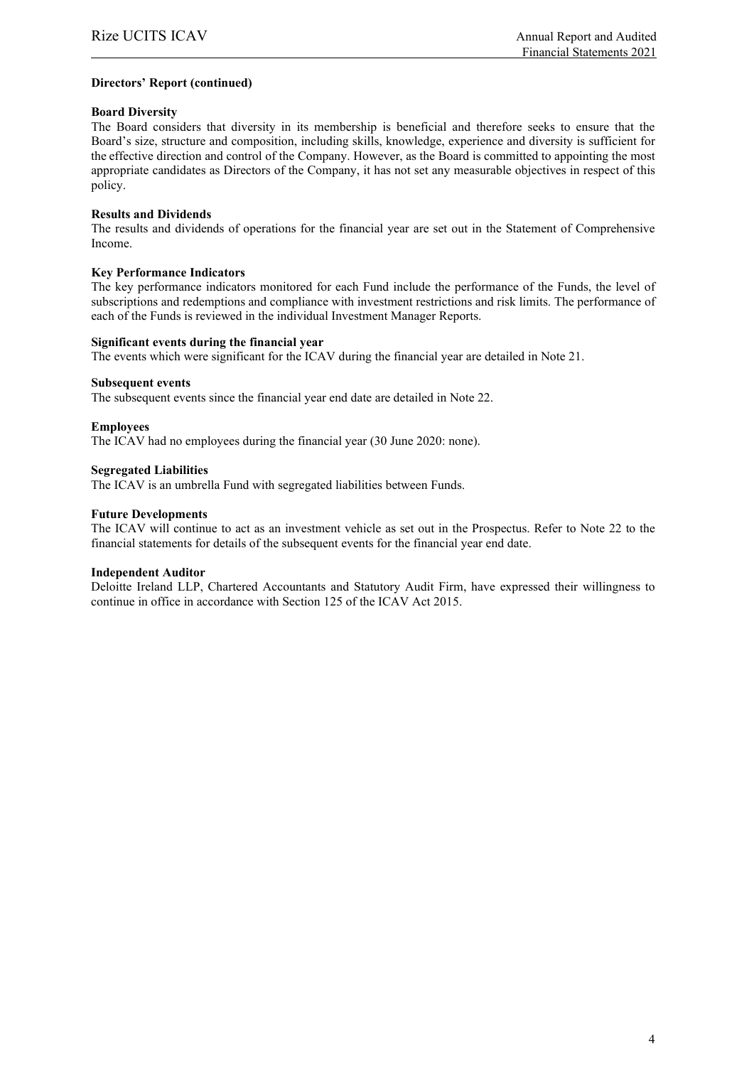**Directors' Report (continued)**

**Board Diversity**

The Board considers that diversity in its membership is beneficial and therefore seeks to ensure that the Board's size, structure and composition, including skills, knowledge, experience and diversity is sufficient for the effective direction and control of the Company. However, as the Board is committed to appointing the most appropriate candidates as Directors of the Company, it has not set any measurable objectives in respect of this policy.

**Results and Dividends**

The results and dividends of operations for the financial year are set out in the Statement of Comprehensive Income.

**Key Performance Indicators**

The key performance indicators monitored for each Fund include the performance of the Funds, the level of subscriptions and redemptions and compliance with investment restrictions and risk limits. The performance of each of the Funds is reviewed in the individual Investment Manager Reports.

**Significant events during the financial year**

The events which were significant for the ICAV during the financial year are detailed in Note 21.

**Subsequent events**

The subsequent events since the financial year end date are detailed in Note 22.

**Employees**

The ICAV had no employees during the financial year (30 June 2020: none).

**Segregated Liabilities**

The ICAV is an umbrella Fund with segregated liabilities between Funds.

**Future Developments**

The ICAV will continue to act as an investment vehicle as set out in the Prospectus. Refer to Note 22 to the financial statements for details of the subsequent events for the financial year end date.

**Independent Auditor**

Deloitte Ireland LLP, Chartered Accountants and Statutory Audit Firm, have expressed their willingness to continue in office in accordance with Section 125 of the ICAV Act 2015.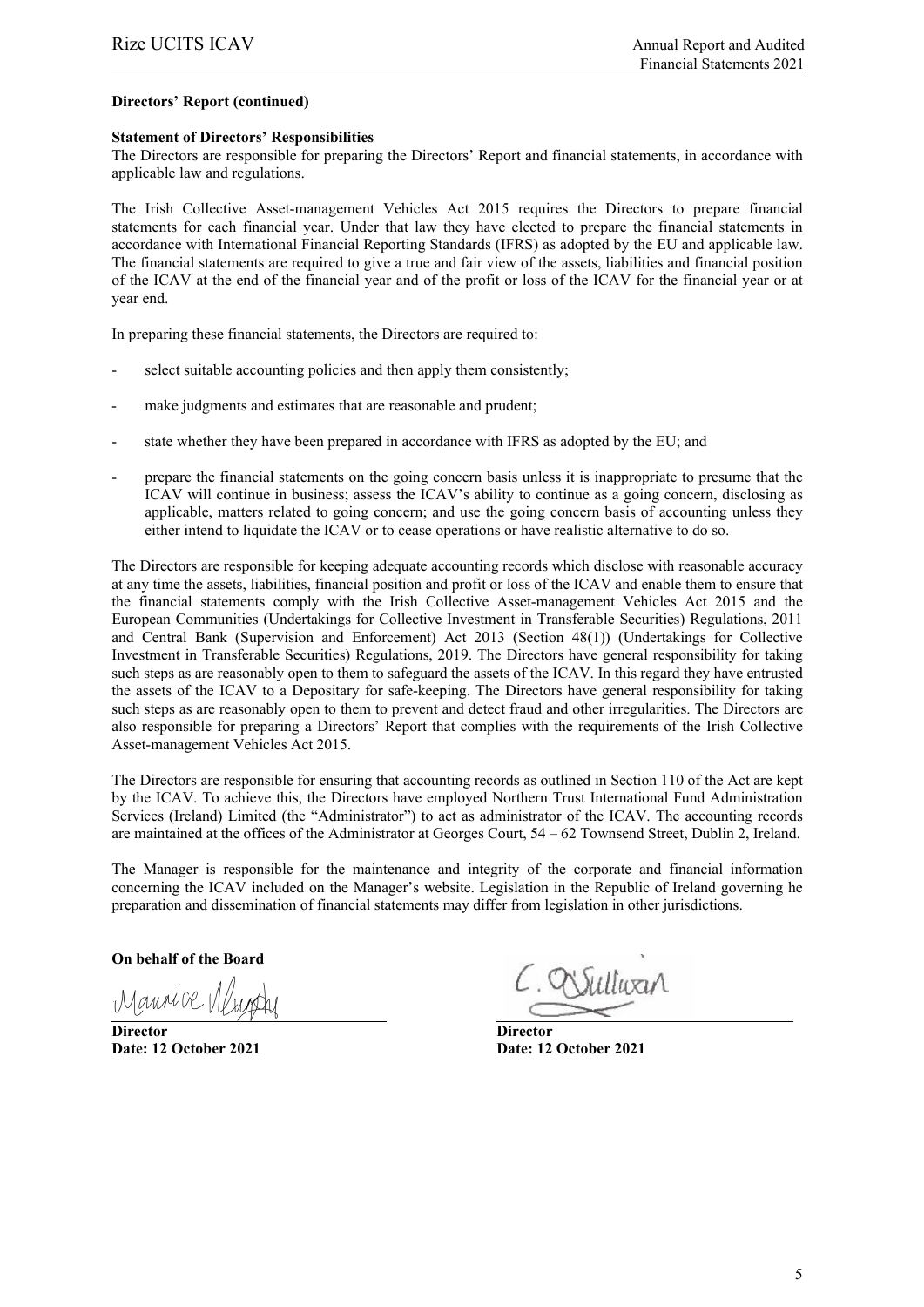**Directors' Report (continued)**

**Statement of Directors' Responsibilities**

The Directors are responsible for preparing the Directors' Report and financial statements, in accordance with applicable law and regulations.

The Irish Collective Asset-management Vehicles Act 2015 requires the Directors to prepare financial statements for each financial year. Under that law they have elected to prepare the financial statements in accordance with International Financial Reporting Standards (IFRS) as adopted by the EU and applicable law. The financial statements are required to give a true and fair view of the assets, liabilities and financial position of the ICAV at the end of the financial year and of the profit or loss of the ICAV for the financial year or at year end.

In preparing these financial statements, the Directors are required to:

- select suitable accounting policies and then apply them consistently;
- make judgments and estimates that are reasonable and prudent;
- state whether they have been prepared in accordance with IFRS as adopted by the EU; and
- prepare the financial statements on the going concern basis unless it is inappropriate to presume that the ICAV will continue in business; assess the ICAV's ability to continue as a going concern, disclosing as applicable, matters related to going concern; and use the going concern basis of accounting unless they either intend to liquidate the ICAV or to cease operations or have realistic alternative to do so.

The Directors are responsible for keeping adequate accounting records which disclose with reasonable accuracy at any time the assets, liabilities, financial position and profit or loss of the ICAV and enable them to ensure that the financial statements comply with the Irish Collective Asset-management Vehicles Act 2015 and the European Communities (Undertakings for Collective Investment in Transferable Securities) Regulations, 2011 and Central Bank (Supervision and Enforcement) Act 2013 (Section 48(1)) (Undertakings for Collective Investment in Transferable Securities) Regulations, 2019. The Directors have general responsibility for taking such steps as are reasonably open to them to safeguard the assets of the ICAV. In this regard they have entrusted the assets of the ICAV to a Depositary for safe-keeping. The Directors have general responsibility for taking such steps as are reasonably open to them to prevent and detect fraud and other irregularities. The Directors are also responsible for preparing a Directors' Report that complies with the requirements of the Irish Collective Asset-management Vehicles Act 2015.

The Directors are responsible for ensuring that accounting records as outlined in Section 110 of the Act are kept by the ICAV. To achieve this, the Directors have employed Northern Trust International Fund Administration Services (Ireland) Limited (the "Administrator") to act as administrator of the ICAV. The accounting records are maintained at the offices of the Administrator at Georges Court, 54 – 62 Townsend Street, Dublin 2, Ireland.

The Manager is responsible for the maintenance and integrity of the corporate and financial information concerning the ICAV included on the Manager's website. Legislation in the Republic of Ireland governing he preparation and dissemination of financial statements may differ from legislation in other jurisdictions.

**On behalf of the Board**

| | |
|---|---|
| **Director** | **Director** |
| **Date: 12 October 2021** | **Date: 12 October 2021** |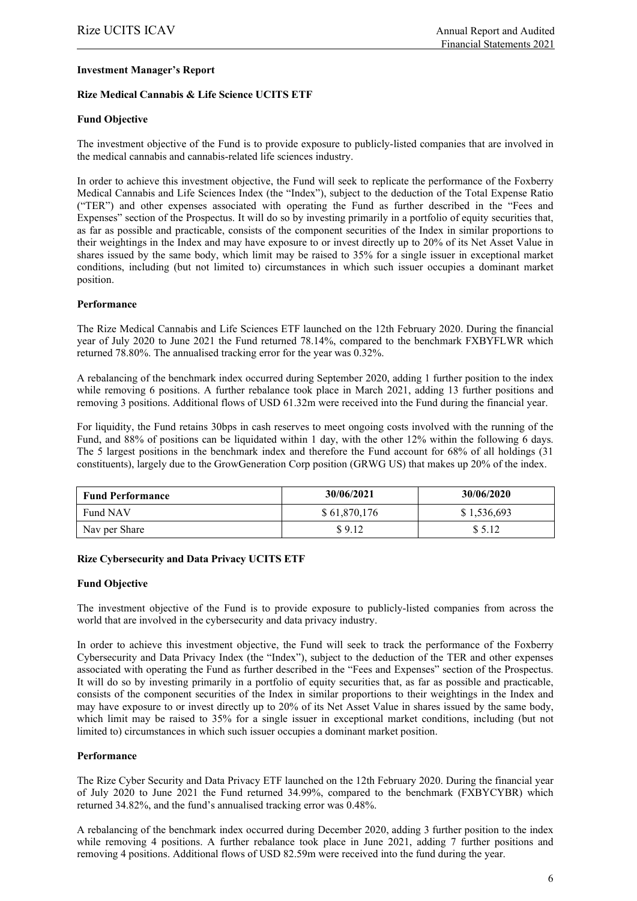## Investment Manager's Report

### Rize Medical Cannabis & Life Science UCITS ETF

#### Fund Objective

The investment objective of the Fund is to provide exposure to publicly-listed companies that are involved in the medical cannabis and cannabis-related life sciences industry.

In order to achieve this investment objective, the Fund will seek to replicate the performance of the Foxberry Medical Cannabis and Life Sciences Index (the "Index"), subject to the deduction of the Total Expense Ratio ("TER") and other expenses associated with operating the Fund as further described in the "Fees and Expenses" section of the Prospectus. It will do so by investing primarily in a portfolio of equity securities that, as far as possible and practicable, consists of the component securities of the Index in similar proportions to their weightings in the Index and may have exposure to or invest directly up to 20% of its Net Asset Value in shares issued by the same body, which limit may be raised to 35% for a single issuer in exceptional market conditions, including (but not limited to) circumstances in which such issuer occupies a dominant market position.

#### Performance

The Rize Medical Cannabis and Life Sciences ETF launched on the 12th February 2020. During the financial year of July 2020 to June 2021 the Fund returned 78.14%, compared to the benchmark FXBYFLWR which returned 78.80%. The annualised tracking error for the year was 0.32%.

A rebalancing of the benchmark index occurred during September 2020, adding 1 further position to the index while removing 6 positions. A further rebalance took place in March 2021, adding 13 further positions and removing 3 positions. Additional flows of USD 61.32m were received into the Fund during the financial year.

For liquidity, the Fund retains 30bps in cash reserves to meet ongoing costs involved with the running of the Fund, and 88% of positions can be liquidated within 1 day, with the other 12% within the following 6 days. The 5 largest positions in the benchmark index and therefore the Fund account for 68% of all holdings (31 constituents), largely due to the GrowGeneration Corp position (GRWG US) that makes up 20% of the index.

| Fund Performance | 30/06/2021 | 30/06/2020 |
|---|---|---|
| Fund NAV | $ 61,870,176 | $ 1,536,693 |
| Nav per Share | $ 9.12 | $ 5.12 |

### Rize Cybersecurity and Data Privacy UCITS ETF

#### Fund Objective

The investment objective of the Fund is to provide exposure to publicly-listed companies from across the world that are involved in the cybersecurity and data privacy industry.

In order to achieve this investment objective, the Fund will seek to track the performance of the Foxberry Cybersecurity and Data Privacy Index (the "Index"), subject to the deduction of the TER and other expenses associated with operating the Fund as further described in the "Fees and Expenses" section of the Prospectus. It will do so by investing primarily in a portfolio of equity securities that, as far as possible and practicable, consists of the component securities of the Index in similar proportions to their weightings in the Index and may have exposure to or invest directly up to 20% of its Net Asset Value in shares issued by the same body, which limit may be raised to 35% for a single issuer in exceptional market conditions, including (but not limited to) circumstances in which such issuer occupies a dominant market position.

#### Performance

The Rize Cyber Security and Data Privacy ETF launched on the 12th February 2020. During the financial year of July 2020 to June 2021 the Fund returned 34.99%, compared to the benchmark (FXBYCYBR) which returned 34.82%, and the fund's annualised tracking error was 0.48%.

A rebalancing of the benchmark index occurred during December 2020, adding 3 further position to the index while removing 4 positions. A further rebalance took place in June 2021, adding 7 further positions and removing 4 positions. Additional flows of USD 82.59m were received into the fund during the year.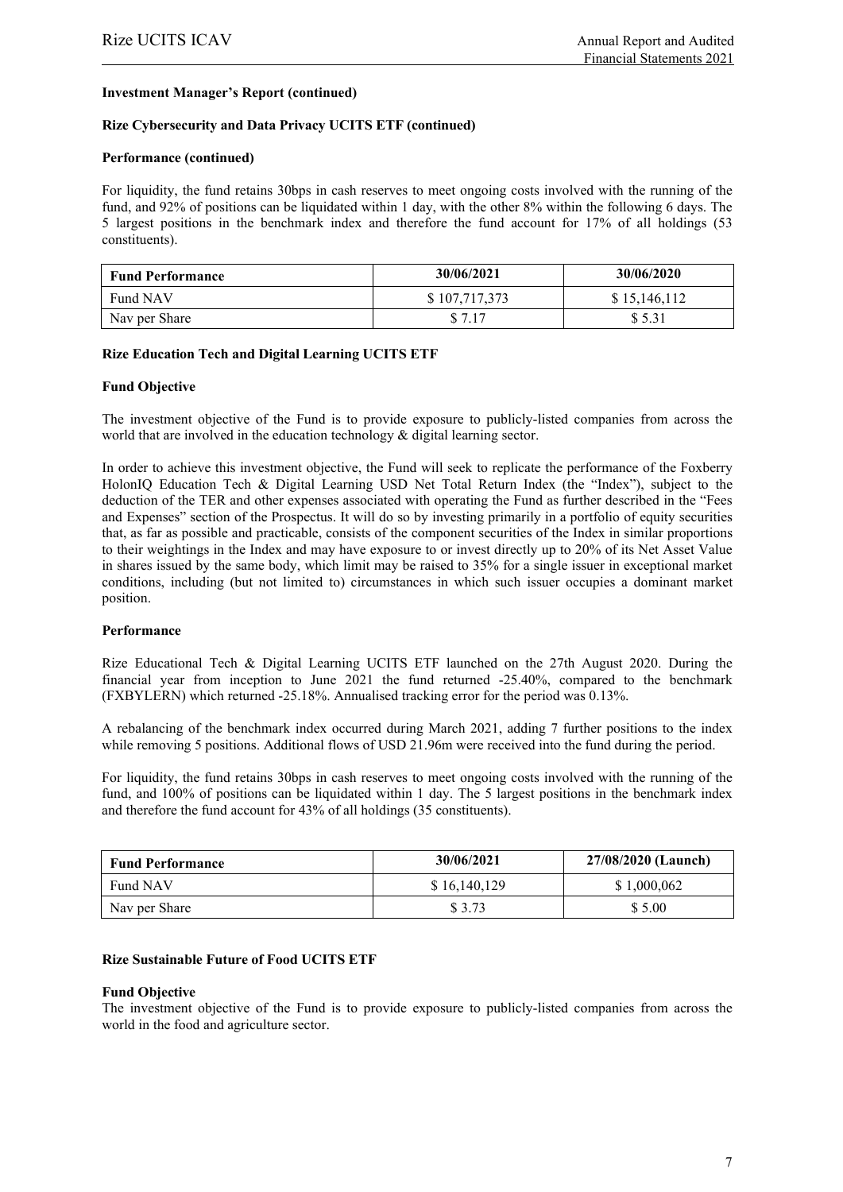**Investment Manager's Report (continued)**

**Rize Cybersecurity and Data Privacy UCITS ETF (continued)**

**Performance (continued)**

For liquidity, the fund retains 30bps in cash reserves to meet ongoing costs involved with the running of the fund, and 92% of positions can be liquidated within 1 day, with the other 8% within the following 6 days. The 5 largest positions in the benchmark index and therefore the fund account for 17% of all holdings (53 constituents).

| Fund Performance | 30/06/2021 | 30/06/2020 |
|---|---|---|
| Fund NAV | $ 107,717,373 | $ 15,146,112 |
| Nav per Share | $ 7.17 | $ 5.31 |

**Rize Education Tech and Digital Learning UCITS ETF**

**Fund Objective**

The investment objective of the Fund is to provide exposure to publicly-listed companies from across the world that are involved in the education technology & digital learning sector.

In order to achieve this investment objective, the Fund will seek to replicate the performance of the Foxberry HolonIQ Education Tech & Digital Learning USD Net Total Return Index (the "Index"), subject to the deduction of the TER and other expenses associated with operating the Fund as further described in the "Fees and Expenses" section of the Prospectus. It will do so by investing primarily in a portfolio of equity securities that, as far as possible and practicable, consists of the component securities of the Index in similar proportions to their weightings in the Index and may have exposure to or invest directly up to 20% of its Net Asset Value in shares issued by the same body, which limit may be raised to 35% for a single issuer in exceptional market conditions, including (but not limited to) circumstances in which such issuer occupies a dominant market position.

**Performance**

Rize Educational Tech & Digital Learning UCITS ETF launched on the 27th August 2020. During the financial year from inception to June 2021 the fund returned -25.40%, compared to the benchmark (FXBYLERN) which returned -25.18%. Annualised tracking error for the period was 0.13%.

A rebalancing of the benchmark index occurred during March 2021, adding 7 further positions to the index while removing 5 positions. Additional flows of USD 21.96m were received into the fund during the period.

For liquidity, the fund retains 30bps in cash reserves to meet ongoing costs involved with the running of the fund, and 100% of positions can be liquidated within 1 day. The 5 largest positions in the benchmark index and therefore the fund account for 43% of all holdings (35 constituents).

| Fund Performance | 30/06/2021 | 27/08/2020 (Launch) |
|---|---|---|
| Fund NAV | $ 16,140,129 | $ 1,000,062 |
| Nav per Share | $ 3.73 | $ 5.00 |

**Rize Sustainable Future of Food UCITS ETF**

**Fund Objective**

The investment objective of the Fund is to provide exposure to publicly-listed companies from across the world in the food and agriculture sector.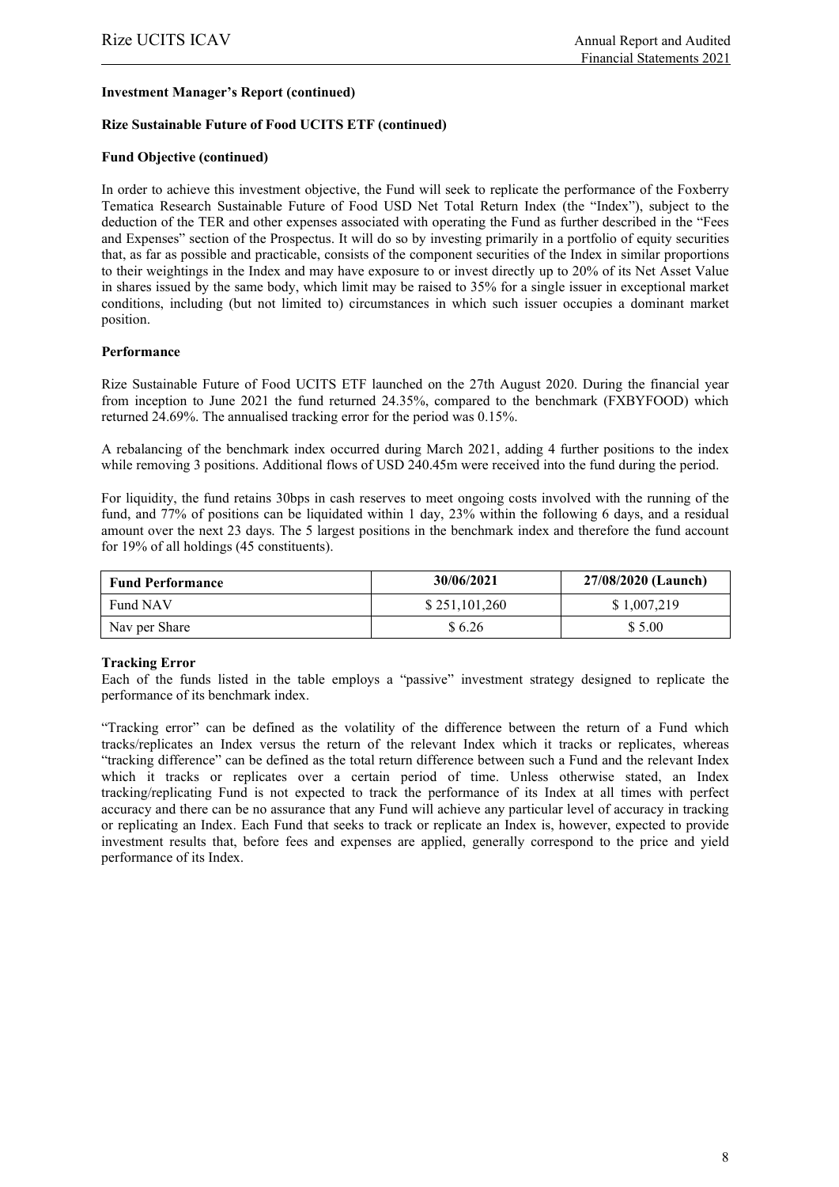**Investment Manager's Report (continued)**

**Rize Sustainable Future of Food UCITS ETF (continued)**

**Fund Objective (continued)**

In order to achieve this investment objective, the Fund will seek to replicate the performance of the Foxberry Tematica Research Sustainable Future of Food USD Net Total Return Index (the "Index"), subject to the deduction of the TER and other expenses associated with operating the Fund as further described in the "Fees and Expenses" section of the Prospectus. It will do so by investing primarily in a portfolio of equity securities that, as far as possible and practicable, consists of the component securities of the Index in similar proportions to their weightings in the Index and may have exposure to or invest directly up to 20% of its Net Asset Value in shares issued by the same body, which limit may be raised to 35% for a single issuer in exceptional market conditions, including (but not limited to) circumstances in which such issuer occupies a dominant market position.

**Performance**

Rize Sustainable Future of Food UCITS ETF launched on the 27th August 2020. During the financial year from inception to June 2021 the fund returned 24.35%, compared to the benchmark (FXBYFOOD) which returned 24.69%. The annualised tracking error for the period was 0.15%.

A rebalancing of the benchmark index occurred during March 2021, adding 4 further positions to the index while removing 3 positions. Additional flows of USD 240.45m were received into the fund during the period.

For liquidity, the fund retains 30bps in cash reserves to meet ongoing costs involved with the running of the fund, and 77% of positions can be liquidated within 1 day, 23% within the following 6 days, and a residual amount over the next 23 days. The 5 largest positions in the benchmark index and therefore the fund account for 19% of all holdings (45 constituents).

| Fund Performance | 30/06/2021 | 27/08/2020 (Launch) |
|---|---|---|
| Fund NAV | $ 251,101,260 | $ 1,007,219 |
| Nav per Share | $ 6.26 | $ 5.00 |

**Tracking Error**

Each of the funds listed in the table employs a "passive" investment strategy designed to replicate the performance of its benchmark index.

"Tracking error" can be defined as the volatility of the difference between the return of a Fund which tracks/replicates an Index versus the return of the relevant Index which it tracks or replicates, whereas "tracking difference" can be defined as the total return difference between such a Fund and the relevant Index which it tracks or replicates over a certain period of time. Unless otherwise stated, an Index tracking/replicating Fund is not expected to track the performance of its Index at all times with perfect accuracy and there can be no assurance that any Fund will achieve any particular level of accuracy in tracking or replicating an Index. Each Fund that seeks to track or replicate an Index is, however, expected to provide investment results that, before fees and expenses are applied, generally correspond to the price and yield performance of its Index.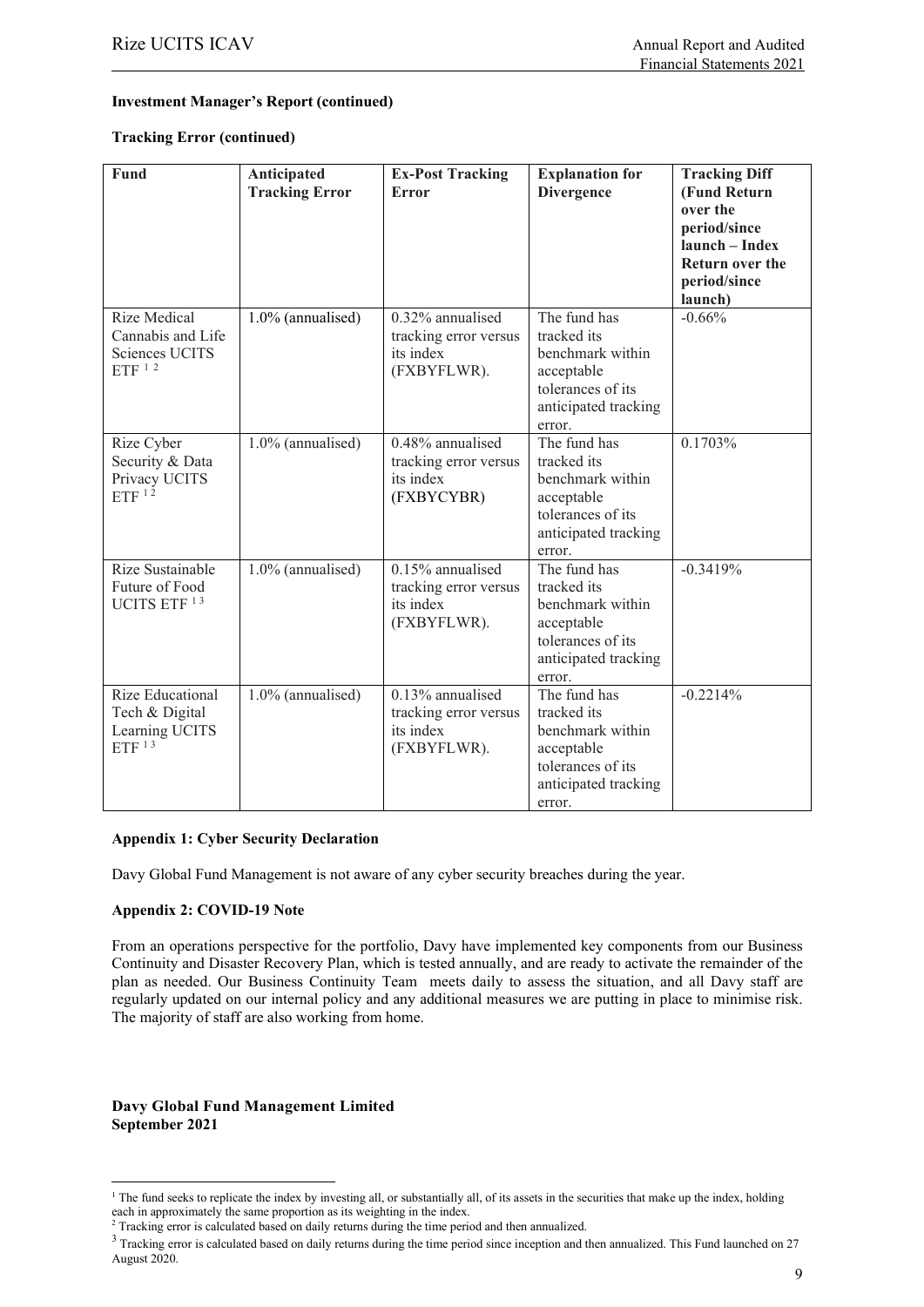**Investment Manager's Report (continued)**

**Tracking Error (continued)**

| Fund | Anticipated Tracking Error | Ex-Post Tracking Error | Explanation for Divergence | Tracking Diff (Fund Return over the period/since launch – Index Return over the period/since launch) |
|---|---|---|---|---|
| Rize Medical Cannabis and Life Sciences UCITS ETF [1 2] | 1.0% (annualised) | 0.32% annualised tracking error versus its index (FXBYFLWR). | The fund has tracked its benchmark within acceptable tolerances of its anticipated tracking error. | -0.66% |
| Rize Cyber Security & Data Privacy UCITS ETF [1 2] | 1.0% (annualised) | 0.48% annualised tracking error versus its index (FXBYCYBR) | The fund has tracked its benchmark within acceptable tolerances of its anticipated tracking error. | 0.1703% |
| Rize Sustainable Future of Food UCITS ETF [1 3] | 1.0% (annualised) | 0.15% annualised tracking error versus its index (FXBYFLWR). | The fund has tracked its benchmark within acceptable tolerances of its anticipated tracking error. | -0.3419% |
| Rize Educational Tech & Digital Learning UCITS ETF [1 3] | 1.0% (annualised) | 0.13% annualised tracking error versus its index (FXBYFLWR). | The fund has tracked its benchmark within acceptable tolerances of its anticipated tracking error. | -0.2214% |

**Appendix 1: Cyber Security Declaration**

Davy Global Fund Management is not aware of any cyber security breaches during the year.

**Appendix 2: COVID-19 Note**

From an operations perspective for the portfolio, Davy have implemented key components from our Business Continuity and Disaster Recovery Plan, which is tested annually, and are ready to activate the remainder of the plan as needed. Our Business Continuity Team meets daily to assess the situation, and all Davy staff are regularly updated on our internal policy and any additional measures we are putting in place to minimise risk. The majority of staff are also working from home.

**Davy Global Fund Management Limited**
**September 2021**

[1] The fund seeks to replicate the index by investing all, or substantially all, of its assets in the securities that make up the index, holding each in approximately the same proportion as its weighting in the index.

[2] Tracking error is calculated based on daily returns during the time period and then annualized.

[3] Tracking error is calculated based on daily returns during the time period since inception and then annualized. This Fund launched on 27 August 2020.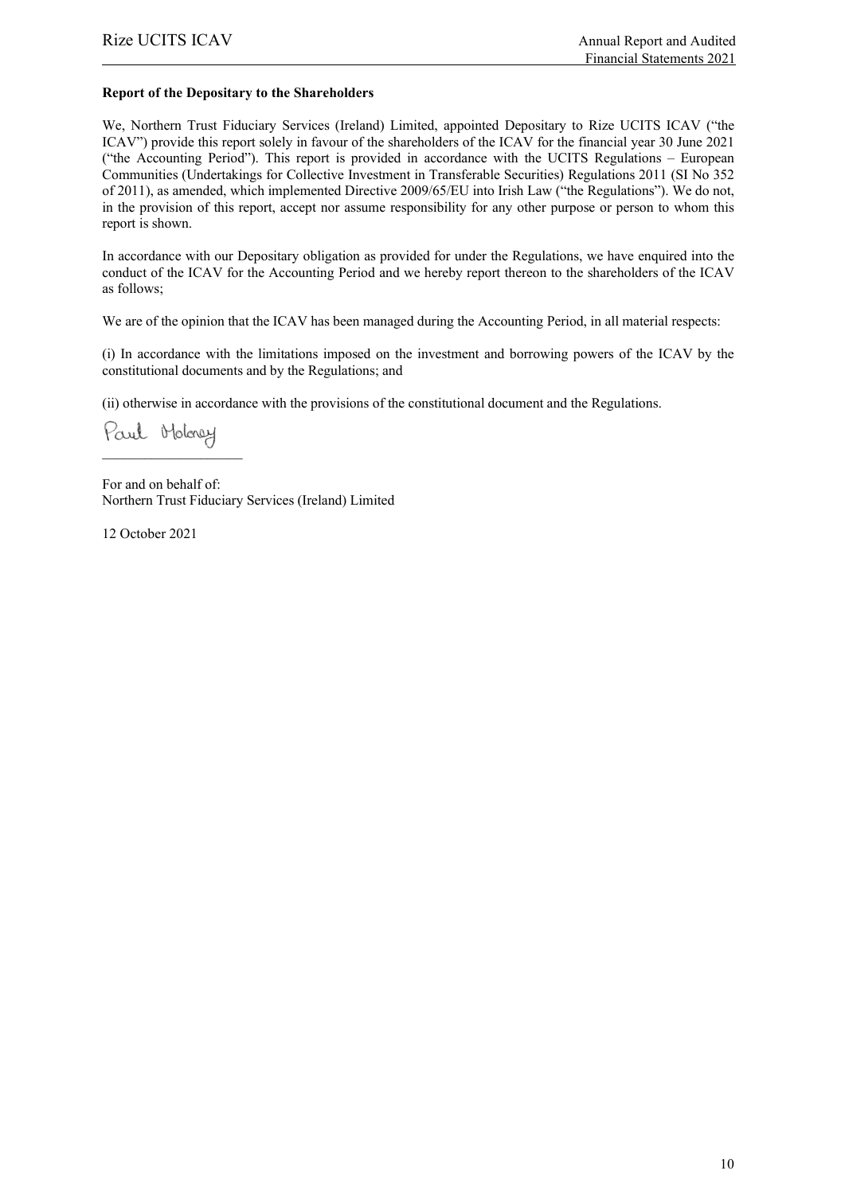**Report of the Depositary to the Shareholders**

We, Northern Trust Fiduciary Services (Ireland) Limited, appointed Depositary to Rize UCITS ICAV ("the ICAV") provide this report solely in favour of the shareholders of the ICAV for the financial year 30 June 2021 ("the Accounting Period"). This report is provided in accordance with the UCITS Regulations – European Communities (Undertakings for Collective Investment in Transferable Securities) Regulations 2011 (SI No 352 of 2011), as amended, which implemented Directive 2009/65/EU into Irish Law ("the Regulations"). We do not, in the provision of this report, accept nor assume responsibility for any other purpose or person to whom this report is shown.

In accordance with our Depositary obligation as provided for under the Regulations, we have enquired into the conduct of the ICAV for the Accounting Period and we hereby report thereon to the shareholders of the ICAV as follows;

We are of the opinion that the ICAV has been managed during the Accounting Period, in all material respects:

(i) In accordance with the limitations imposed on the investment and borrowing powers of the ICAV by the constitutional documents and by the Regulations; and

(ii) otherwise in accordance with the provisions of the constitutional document and the Regulations.

Paul Moloney

\_\_\_\_\_\_\_\_\_\_\_\_\_\_\_\_\_\_\_\_

For and on behalf of:
Northern Trust Fiduciary Services (Ireland) Limited

12 October 2021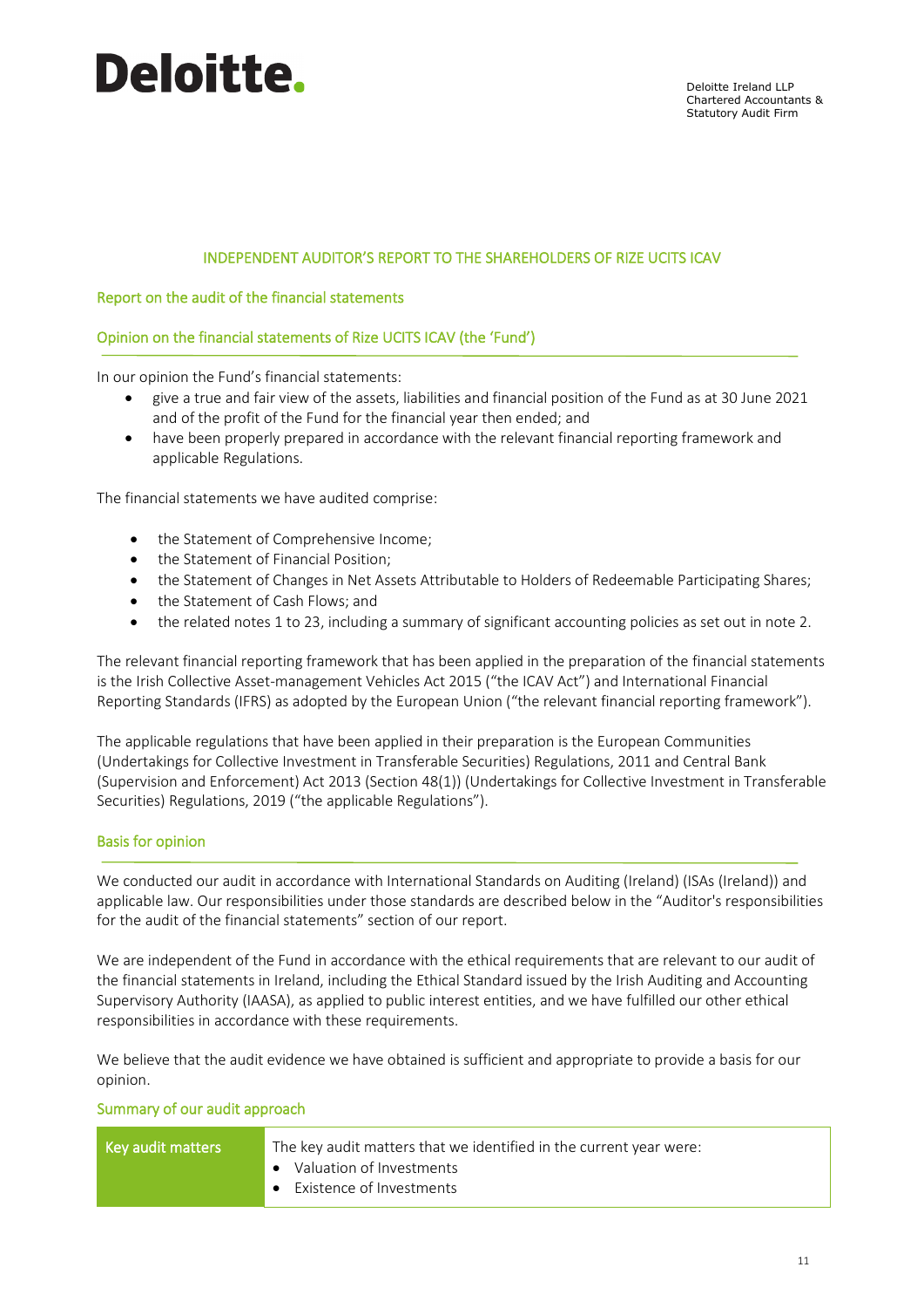Deloitte.

Deloitte Ireland LLP
Chartered Accountants &
Statutory Audit Firm

# INDEPENDENT AUDITOR'S REPORT TO THE SHAREHOLDERS OF RIZE UCITS ICAV

## Report on the audit of the financial statements

### Opinion on the financial statements of Rize UCITS ICAV (the 'Fund')

In our opinion the Fund's financial statements:

- give a true and fair view of the assets, liabilities and financial position of the Fund as at 30 June 2021 and of the profit of the Fund for the financial year then ended; and
- have been properly prepared in accordance with the relevant financial reporting framework and applicable Regulations.

The financial statements we have audited comprise:

- the Statement of Comprehensive Income;
- the Statement of Financial Position;
- the Statement of Changes in Net Assets Attributable to Holders of Redeemable Participating Shares;
- the Statement of Cash Flows; and
- the related notes 1 to 23, including a summary of significant accounting policies as set out in note 2.

The relevant financial reporting framework that has been applied in the preparation of the financial statements is the Irish Collective Asset-management Vehicles Act 2015 ("the ICAV Act") and International Financial Reporting Standards (IFRS) as adopted by the European Union ("the relevant financial reporting framework").

The applicable regulations that have been applied in their preparation is the European Communities (Undertakings for Collective Investment in Transferable Securities) Regulations, 2011 and Central Bank (Supervision and Enforcement) Act 2013 (Section 48(1)) (Undertakings for Collective Investment in Transferable Securities) Regulations, 2019 ("the applicable Regulations").

### Basis for opinion

We conducted our audit in accordance with International Standards on Auditing (Ireland) (ISAs (Ireland)) and applicable law. Our responsibilities under those standards are described below in the "Auditor's responsibilities for the audit of the financial statements" section of our report.

We are independent of the Fund in accordance with the ethical requirements that are relevant to our audit of the financial statements in Ireland, including the Ethical Standard issued by the Irish Auditing and Accounting Supervisory Authority (IAASA), as applied to public interest entities, and we have fulfilled our other ethical responsibilities in accordance with these requirements.

We believe that the audit evidence we have obtained is sufficient and appropriate to provide a basis for our opinion.

### Summary of our audit approach

| Key audit matters | The key audit matters that we identified in the current year were:<br>• Valuation of Investments<br>• Existence of Investments |
|---|---|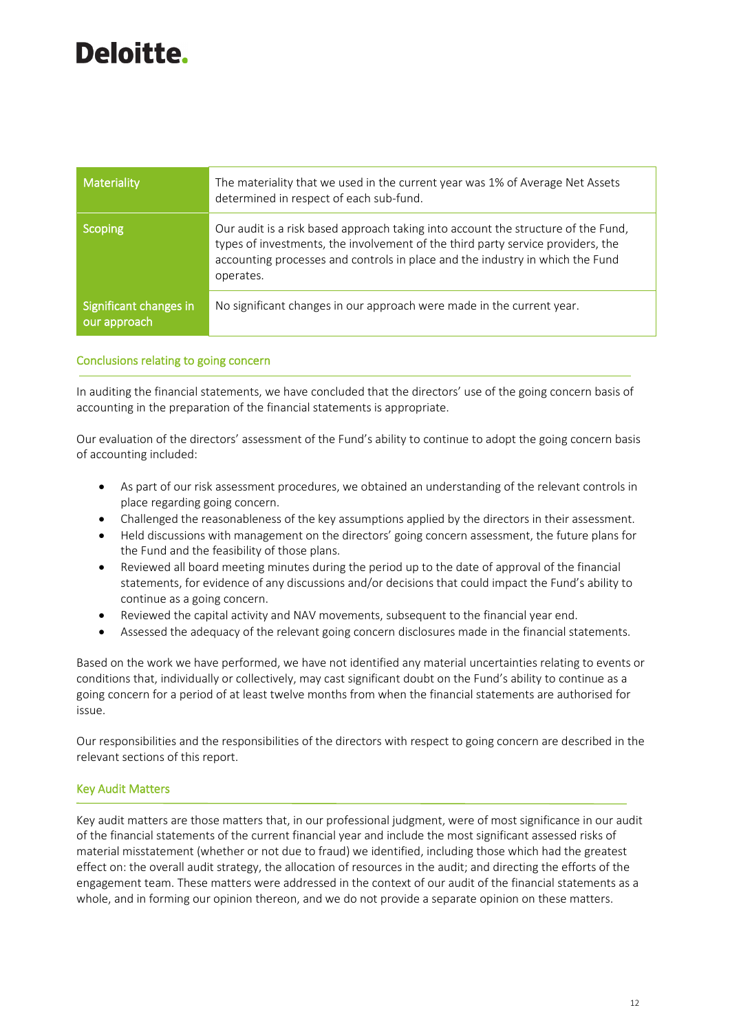Deloitte.

| Materiality | The materiality that we used in the current year was 1% of Average Net Assets determined in respect of each sub-fund. |
|---|---|
| Scoping | Our audit is a risk based approach taking into account the structure of the Fund, types of investments, the involvement of the third party service providers, the accounting processes and controls in place and the industry in which the Fund operates. |
| Significant changes in our approach | No significant changes in our approach were made in the current year. |

### Conclusions relating to going concern

In auditing the financial statements, we have concluded that the directors' use of the going concern basis of accounting in the preparation of the financial statements is appropriate.

Our evaluation of the directors' assessment of the Fund's ability to continue to adopt the going concern basis of accounting included:

- As part of our risk assessment procedures, we obtained an understanding of the relevant controls in place regarding going concern.
- Challenged the reasonableness of the key assumptions applied by the directors in their assessment.
- Held discussions with management on the directors' going concern assessment, the future plans for the Fund and the feasibility of those plans.
- Reviewed all board meeting minutes during the period up to the date of approval of the financial statements, for evidence of any discussions and/or decisions that could impact the Fund's ability to continue as a going concern.
- Reviewed the capital activity and NAV movements, subsequent to the financial year end.
- Assessed the adequacy of the relevant going concern disclosures made in the financial statements.

Based on the work we have performed, we have not identified any material uncertainties relating to events or conditions that, individually or collectively, may cast significant doubt on the Fund's ability to continue as a going concern for a period of at least twelve months from when the financial statements are authorised for issue.

Our responsibilities and the responsibilities of the directors with respect to going concern are described in the relevant sections of this report.

### Key Audit Matters

Key audit matters are those matters that, in our professional judgment, were of most significance in our audit of the financial statements of the current financial year and include the most significant assessed risks of material misstatement (whether or not due to fraud) we identified, including those which had the greatest effect on: the overall audit strategy, the allocation of resources in the audit; and directing the efforts of the engagement team. These matters were addressed in the context of our audit of the financial statements as a whole, and in forming our opinion thereon, and we do not provide a separate opinion on these matters.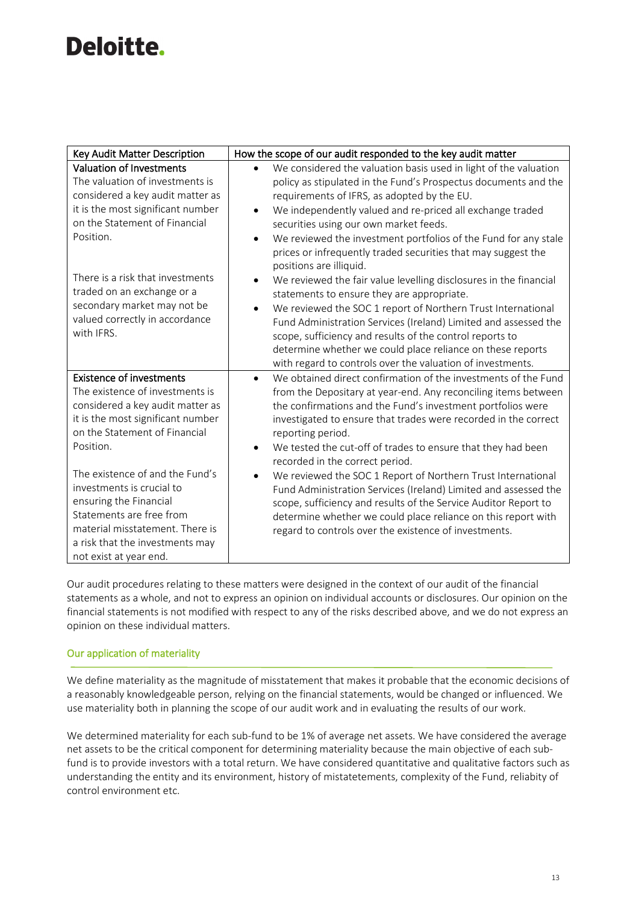Deloitte.

| Key Audit Matter Description | How the scope of our audit responded to the key audit matter |
|---|---|
| **Valuation of Investments**<br>The valuation of investments is considered a key audit matter as it is the most significant number on the Statement of Financial Position.<br><br>There is a risk that investments traded on an exchange or a secondary market may not be valued correctly in accordance with IFRS. | • We considered the valuation basis used in light of the valuation policy as stipulated in the Fund's Prospectus documents and the requirements of IFRS, as adopted by the EU.<br>• We independently valued and re-priced all exchange traded securities using our own market feeds.<br>• We reviewed the investment portfolios of the Fund for any stale prices or infrequently traded securities that may suggest the positions are illiquid.<br>• We reviewed the fair value levelling disclosures in the financial statements to ensure they are appropriate.<br>• We reviewed the SOC 1 report of Northern Trust International Fund Administration Services (Ireland) Limited and assessed the scope, sufficiency and results of the control reports to determine whether we could place reliance on these reports with regard to controls over the valuation of investments. |
| **Existence of investments**<br>The existence of investments is considered a key audit matter as it is the most significant number on the Statement of Financial Position.<br><br>The existence of and the Fund's investments is crucial to ensuring the Financial Statements are free from material misstatement. There is a risk that the investments may not exist at year end. | • We obtained direct confirmation of the investments of the Fund from the Depositary at year-end. Any reconciling items between the confirmations and the Fund's investment portfolios were investigated to ensure that trades were recorded in the correct reporting period.<br>• We tested the cut-off of trades to ensure that they had been recorded in the correct period.<br>• We reviewed the SOC 1 Report of Northern Trust International Fund Administration Services (Ireland) Limited and assessed the scope, sufficiency and results of the Service Auditor Report to determine whether we could place reliance on this report with regard to controls over the existence of investments. |

Our audit procedures relating to these matters were designed in the context of our audit of the financial statements as a whole, and not to express an opinion on individual accounts or disclosures. Our opinion on the financial statements is not modified with respect to any of the risks described above, and we do not express an opinion on these individual matters.

## Our application of materiality

We define materiality as the magnitude of misstatement that makes it probable that the economic decisions of a reasonably knowledgeable person, relying on the financial statements, would be changed or influenced. We use materiality both in planning the scope of our audit work and in evaluating the results of our work.

We determined materiality for each sub-fund to be 1% of average net assets. We have considered the average net assets to be the critical component for determining materiality because the main objective of each sub-fund is to provide investors with a total return. We have considered quantitative and qualitative factors such as understanding the entity and its environment, history of mistatetements, complexity of the Fund, reliabity of control environment etc.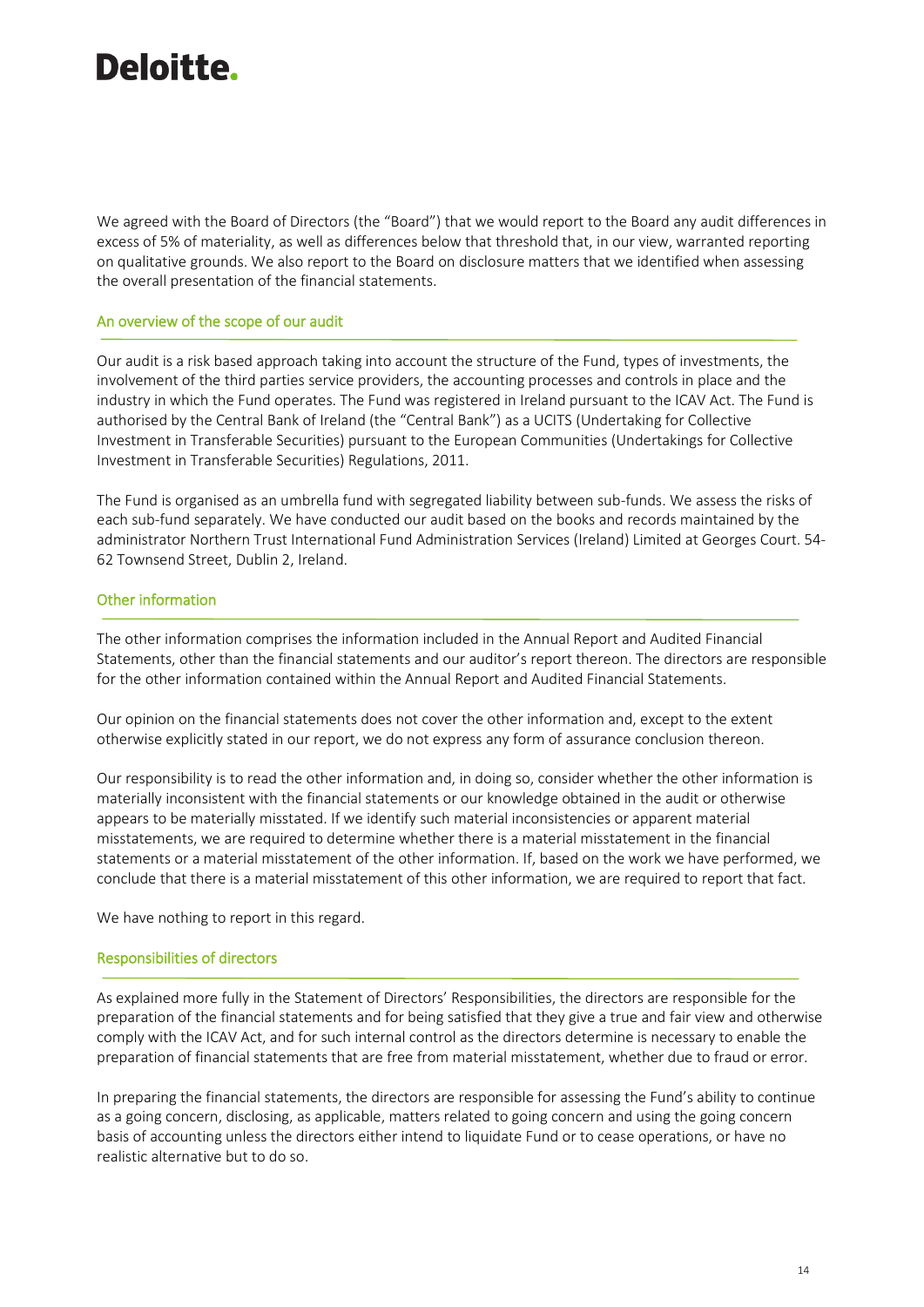We agreed with the Board of Directors (the "Board") that we would report to the Board any audit differences in excess of 5% of materiality, as well as differences below that threshold that, in our view, warranted reporting on qualitative grounds. We also report to the Board on disclosure matters that we identified when assessing the overall presentation of the financial statements.

## An overview of the scope of our audit

Our audit is a risk based approach taking into account the structure of the Fund, types of investments, the involvement of the third parties service providers, the accounting processes and controls in place and the industry in which the Fund operates. The Fund was registered in Ireland pursuant to the ICAV Act. The Fund is authorised by the Central Bank of Ireland (the "Central Bank") as a UCITS (Undertaking for Collective Investment in Transferable Securities) pursuant to the European Communities (Undertakings for Collective Investment in Transferable Securities) Regulations, 2011.

The Fund is organised as an umbrella fund with segregated liability between sub-funds. We assess the risks of each sub-fund separately. We have conducted our audit based on the books and records maintained by the administrator Northern Trust International Fund Administration Services (Ireland) Limited at Georges Court. 54-62 Townsend Street, Dublin 2, Ireland.

## Other information

The other information comprises the information included in the Annual Report and Audited Financial Statements, other than the financial statements and our auditor's report thereon. The directors are responsible for the other information contained within the Annual Report and Audited Financial Statements.

Our opinion on the financial statements does not cover the other information and, except to the extent otherwise explicitly stated in our report, we do not express any form of assurance conclusion thereon.

Our responsibility is to read the other information and, in doing so, consider whether the other information is materially inconsistent with the financial statements or our knowledge obtained in the audit or otherwise appears to be materially misstated. If we identify such material inconsistencies or apparent material misstatements, we are required to determine whether there is a material misstatement in the financial statements or a material misstatement of the other information. If, based on the work we have performed, we conclude that there is a material misstatement of this other information, we are required to report that fact.

We have nothing to report in this regard.

## Responsibilities of directors

As explained more fully in the Statement of Directors' Responsibilities, the directors are responsible for the preparation of the financial statements and for being satisfied that they give a true and fair view and otherwise comply with the ICAV Act, and for such internal control as the directors determine is necessary to enable the preparation of financial statements that are free from material misstatement, whether due to fraud or error.

In preparing the financial statements, the directors are responsible for assessing the Fund's ability to continue as a going concern, disclosing, as applicable, matters related to going concern and using the going concern basis of accounting unless the directors either intend to liquidate Fund or to cease operations, or have no realistic alternative but to do so.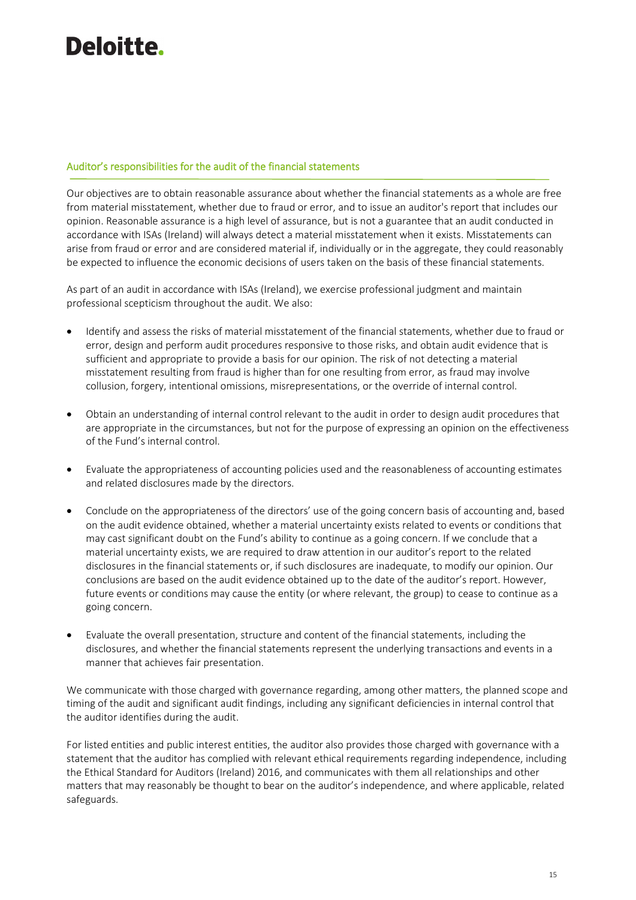## Auditor's responsibilities for the audit of the financial statements

Our objectives are to obtain reasonable assurance about whether the financial statements as a whole are free from material misstatement, whether due to fraud or error, and to issue an auditor's report that includes our opinion. Reasonable assurance is a high level of assurance, but is not a guarantee that an audit conducted in accordance with ISAs (Ireland) will always detect a material misstatement when it exists. Misstatements can arise from fraud or error and are considered material if, individually or in the aggregate, they could reasonably be expected to influence the economic decisions of users taken on the basis of these financial statements.

As part of an audit in accordance with ISAs (Ireland), we exercise professional judgment and maintain professional scepticism throughout the audit. We also:

- Identify and assess the risks of material misstatement of the financial statements, whether due to fraud or error, design and perform audit procedures responsive to those risks, and obtain audit evidence that is sufficient and appropriate to provide a basis for our opinion. The risk of not detecting a material misstatement resulting from fraud is higher than for one resulting from error, as fraud may involve collusion, forgery, intentional omissions, misrepresentations, or the override of internal control.

- Obtain an understanding of internal control relevant to the audit in order to design audit procedures that are appropriate in the circumstances, but not for the purpose of expressing an opinion on the effectiveness of the Fund's internal control.

- Evaluate the appropriateness of accounting policies used and the reasonableness of accounting estimates and related disclosures made by the directors.

- Conclude on the appropriateness of the directors' use of the going concern basis of accounting and, based on the audit evidence obtained, whether a material uncertainty exists related to events or conditions that may cast significant doubt on the Fund's ability to continue as a going concern. If we conclude that a material uncertainty exists, we are required to draw attention in our auditor's report to the related disclosures in the financial statements or, if such disclosures are inadequate, to modify our opinion. Our conclusions are based on the audit evidence obtained up to the date of the auditor's report. However, future events or conditions may cause the entity (or where relevant, the group) to cease to continue as a going concern.

- Evaluate the overall presentation, structure and content of the financial statements, including the disclosures, and whether the financial statements represent the underlying transactions and events in a manner that achieves fair presentation.

We communicate with those charged with governance regarding, among other matters, the planned scope and timing of the audit and significant audit findings, including any significant deficiencies in internal control that the auditor identifies during the audit.

For listed entities and public interest entities, the auditor also provides those charged with governance with a statement that the auditor has complied with relevant ethical requirements regarding independence, including the Ethical Standard for Auditors (Ireland) 2016, and communicates with them all relationships and other matters that may reasonably be thought to bear on the auditor's independence, and where applicable, related safeguards.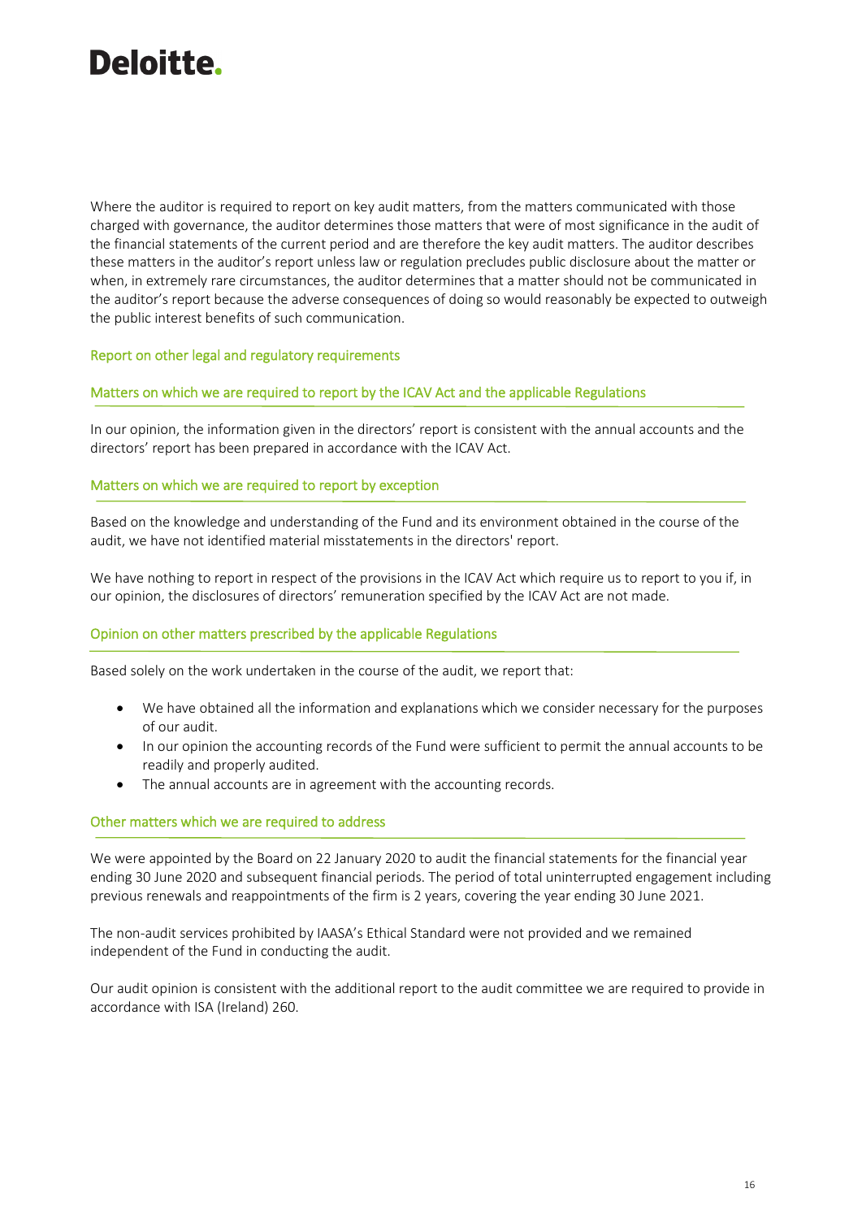Where the auditor is required to report on key audit matters, from the matters communicated with those charged with governance, the auditor determines those matters that were of most significance in the audit of the financial statements of the current period and are therefore the key audit matters. The auditor describes these matters in the auditor's report unless law or regulation precludes public disclosure about the matter or when, in extremely rare circumstances, the auditor determines that a matter should not be communicated in the auditor's report because the adverse consequences of doing so would reasonably be expected to outweigh the public interest benefits of such communication.

## Report on other legal and regulatory requirements

### Matters on which we are required to report by the ICAV Act and the applicable Regulations

In our opinion, the information given in the directors' report is consistent with the annual accounts and the directors' report has been prepared in accordance with the ICAV Act.

### Matters on which we are required to report by exception

Based on the knowledge and understanding of the Fund and its environment obtained in the course of the audit, we have not identified material misstatements in the directors' report.

We have nothing to report in respect of the provisions in the ICAV Act which require us to report to you if, in our opinion, the disclosures of directors' remuneration specified by the ICAV Act are not made.

### Opinion on other matters prescribed by the applicable Regulations

Based solely on the work undertaken in the course of the audit, we report that:

- We have obtained all the information and explanations which we consider necessary for the purposes of our audit.
- In our opinion the accounting records of the Fund were sufficient to permit the annual accounts to be readily and properly audited.
- The annual accounts are in agreement with the accounting records.

### Other matters which we are required to address

We were appointed by the Board on 22 January 2020 to audit the financial statements for the financial year ending 30 June 2020 and subsequent financial periods. The period of total uninterrupted engagement including previous renewals and reappointments of the firm is 2 years, covering the year ending 30 June 2021.

The non-audit services prohibited by IAASA's Ethical Standard were not provided and we remained independent of the Fund in conducting the audit.

Our audit opinion is consistent with the additional report to the audit committee we are required to provide in accordance with ISA (Ireland) 260.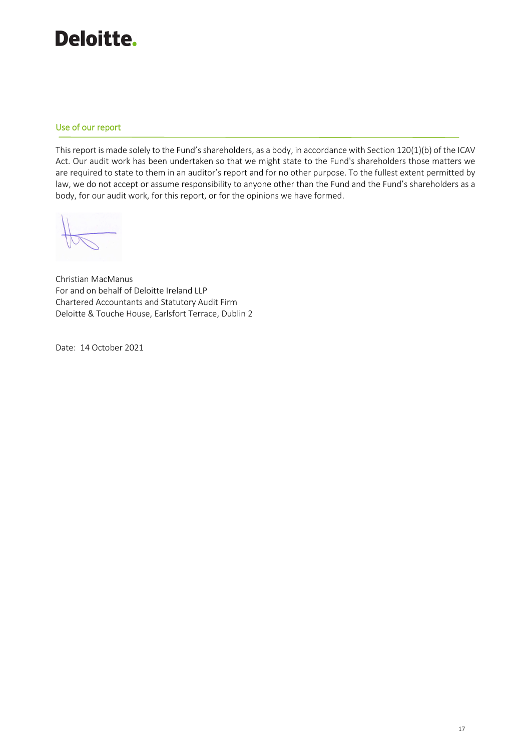## Use of our report

This report is made solely to the Fund's shareholders, as a body, in accordance with Section 120(1)(b) of the ICAV Act. Our audit work has been undertaken so that we might state to the Fund's shareholders those matters we are required to state to them in an auditor's report and for no other purpose. To the fullest extent permitted by law, we do not accept or assume responsibility to anyone other than the Fund and the Fund's shareholders as a body, for our audit work, for this report, or for the opinions we have formed.

Christian MacManus
For and on behalf of Deloitte Ireland LLP
Chartered Accountants and Statutory Audit Firm
Deloitte & Touche House, Earlsfort Terrace, Dublin 2

Date: 14 October 2021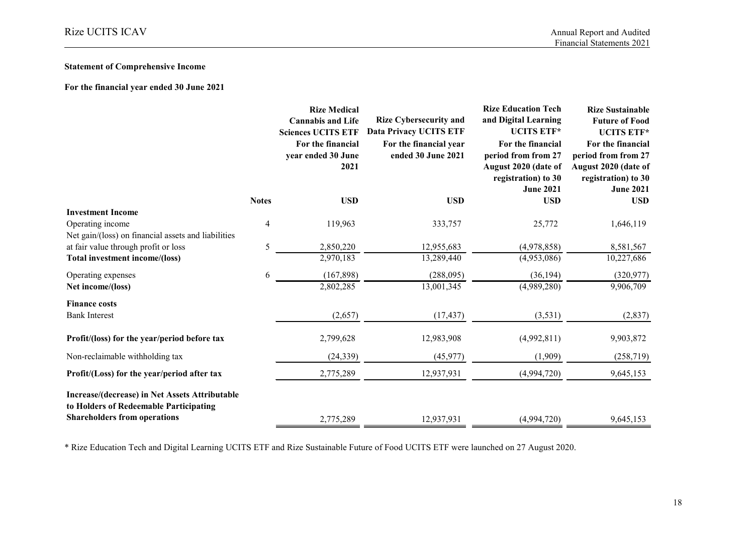**Statement of Comprehensive Income**

**For the financial year ended 30 June 2021**

| | Notes | Rize Medical Cannabis and Life Sciences UCITS ETF For the financial year ended 30 June 2021 | Rize Cybersecurity and Data Privacy UCITS ETF For the financial year ended 30 June 2021 | Rize Education Tech and Digital Learning UCITS ETF* For the financial period from from 27 August 2020 (date of registration) to 30 June 2021 | Rize Sustainable Future of Food UCITS ETF* For the financial period from from 27 August 2020 (date of registration) to 30 June 2021 |
|---|---|---|---|---|---|
| | | USD | USD | USD | USD |
| **Investment Income** | | | | | |
| Operating income | 4 | 119,963 | 333,757 | 25,772 | 1,646,119 |
| Net gain/(loss) on financial assets and liabilities at fair value through profit or loss | 5 | 2,850,220 | 12,955,683 | (4,978,858) | 8,581,567 |
| **Total investment income/(loss)** | | 2,970,183 | 13,289,440 | (4,953,086) | 10,227,686 |
| Operating expenses | 6 | (167,898) | (288,095) | (36,194) | (320,977) |
| **Net income/(loss)** | | 2,802,285 | 13,001,345 | (4,989,280) | 9,906,709 |
| **Finance costs** | | | | | |
| Bank Interest | | (2,657) | (17,437) | (3,531) | (2,837) |
| **Profit/(loss) for the year/period before tax** | | 2,799,628 | 12,983,908 | (4,992,811) | 9,903,872 |
| Non-reclaimable withholding tax | | (24,339) | (45,977) | (1,909) | (258,719) |
| **Profit/(Loss) for the year/period after tax** | | 2,775,289 | 12,937,931 | (4,994,720) | 9,645,153 |
| **Increase/(decrease) in Net Assets Attributable to Holders of Redeemable Participating Shareholders from operations** | | 2,775,289 | 12,937,931 | (4,994,720) | 9,645,153 |

* Rize Education Tech and Digital Learning UCITS ETF and Rize Sustainable Future of Food UCITS ETF were launched on 27 August 2020.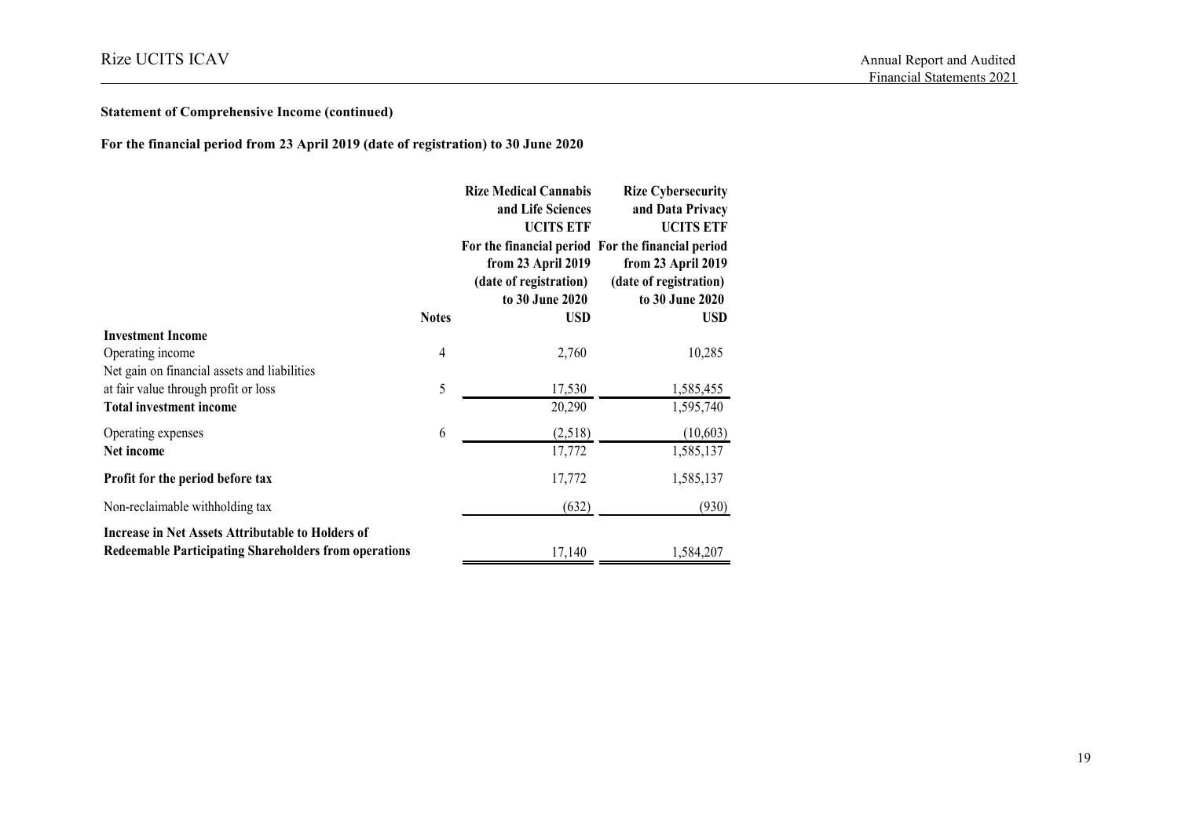**Statement of Comprehensive Income (continued)**

**For the financial period from 23 April 2019 (date of registration) to 30 June 2020**

| | Notes | Rize Medical Cannabis and Life Sciences UCITS ETF For the financial period from 23 April 2019 (date of registration) to 30 June 2020 USD | Rize Cybersecurity and Data Privacy UCITS ETF For the financial period from 23 April 2019 (date of registration) to 30 June 2020 USD |
|---|---|---|---|
| **Investment Income** | | | |
| Operating income | 4 | 2,760 | 10,285 |
| Net gain on financial assets and liabilities at fair value through profit or loss | 5 | 17,530 | 1,585,455 |
| **Total investment income** | | 20,290 | 1,595,740 |
| Operating expenses | 6 | (2,518) | (10,603) |
| **Net income** | | 17,772 | 1,585,137 |
| **Profit for the period before tax** | | 17,772 | 1,585,137 |
| Non-reclaimable withholding tax | | (632) | (930) |
| **Increase in Net Assets Attributable to Holders of Redeemable Participating Shareholders from operations** | | 17,140 | 1,584,207 |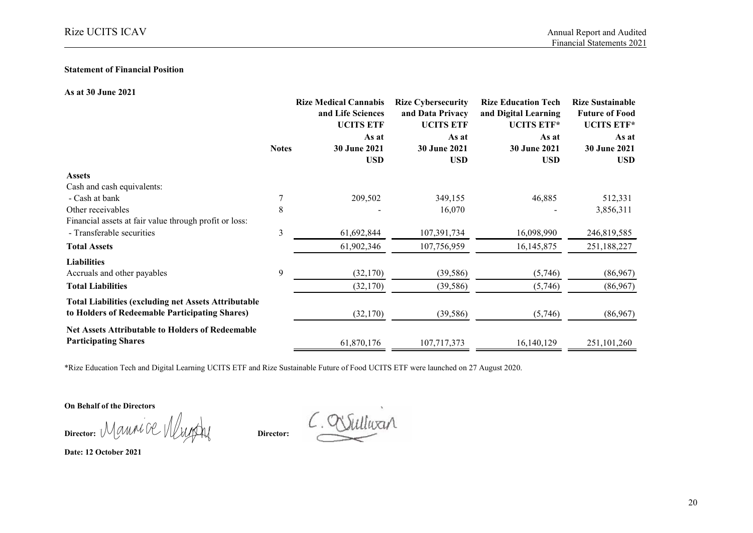**Statement of Financial Position**

**As at 30 June 2021**

| | Notes | Rize Medical Cannabis and Life Sciences UCITS ETF | Rize Cybersecurity and Data Privacy UCITS ETF | Rize Education Tech and Digital Learning UCITS ETF* | Rize Sustainable Future of Food UCITS ETF* |
|---|---|---|---|---|---|
| | | As at 30 June 2021 | As at 30 June 2021 | As at 30 June 2021 | As at 30 June 2021 |
| | | USD | USD | USD | USD |
| **Assets** | | | | | |
| Cash and cash equivalents: | | | | | |
| - Cash at bank | 7 | 209,502 | 349,155 | 46,885 | 512,331 |
| Other receivables | 8 | - | 16,070 | - | 3,856,311 |
| Financial assets at fair value through profit or loss: | | | | | |
| - Transferable securities | 3 | 61,692,844 | 107,391,734 | 16,098,990 | 246,819,585 |
| **Total Assets** | | 61,902,346 | 107,756,959 | 16,145,875 | 251,188,227 |
| **Liabilities** | | | | | |
| Accruals and other payables | 9 | (32,170) | (39,586) | (5,746) | (86,967) |
| **Total Liabilities** | | (32,170) | (39,586) | (5,746) | (86,967) |
| **Total Liabilities (excluding net Assets Attributable to Holders of Redeemable Participating Shares)** | | (32,170) | (39,586) | (5,746) | (86,967) |
| **Net Assets Attributable to Holders of Redeemable Participating Shares** | | 61,870,176 | 107,717,373 | 16,140,129 | 251,101,260 |

*Rize Education Tech and Digital Learning UCITS ETF and Rize Sustainable Future of Food UCITS ETF were launched on 27 August 2020.

**On Behalf of the Directors**

**Director:** Maurice Murphy **Director:** C. O'Sullivan

**Date: 12 October 2021**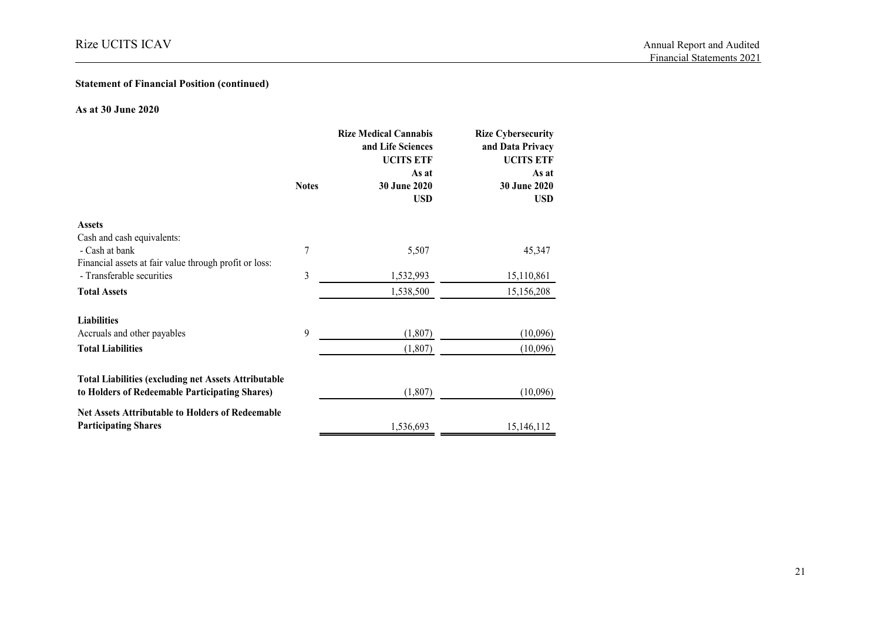### Statement of Financial Position (continued)

**As at 30 June 2020**

| | Notes | Rize Medical Cannabis and Life Sciences UCITS ETF As at 30 June 2020 USD | Rize Cybersecurity and Data Privacy UCITS ETF As at 30 June 2020 USD |
|---|---|---|---|
| **Assets** | | | |
| Cash and cash equivalents: | | | |
| - Cash at bank | 7 | 5,507 | 45,347 |
| Financial assets at fair value through profit or loss: | | | |
| - Transferable securities | 3 | 1,532,993 | 15,110,861 |
| **Total Assets** | | 1,538,500 | 15,156,208 |
| **Liabilities** | | | |
| Accruals and other payables | 9 | (1,807) | (10,096) |
| **Total Liabilities** | | (1,807) | (10,096) |
| **Total Liabilities (excluding net Assets Attributable to Holders of Redeemable Participating Shares)** | | (1,807) | (10,096) |
| **Net Assets Attributable to Holders of Redeemable Participating Shares** | | 1,536,693 | 15,146,112 |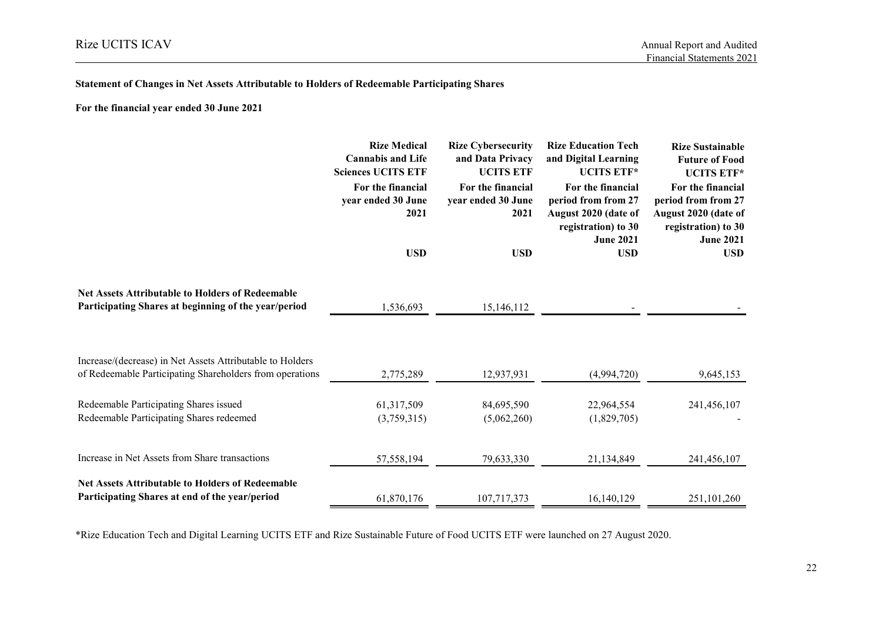**Statement of Changes in Net Assets Attributable to Holders of Redeemable Participating Shares**

**For the financial year ended 30 June 2021**

| | **Rize Medical Cannabis and Life Sciences UCITS ETF** | **Rize Cybersecurity and Data Privacy UCITS ETF** | **Rize Education Tech and Digital Learning UCITS ETF*** | **Rize Sustainable Future of Food UCITS ETF*** |
|---|---|---|---|---|
| | **For the financial year ended 30 June 2021** | **For the financial year ended 30 June 2021** | **For the financial period from from 27 August 2020 (date of registration) to 30 June 2021** | **For the financial period from from 27 August 2020 (date of registration) to 30 June 2021** |
| | **USD** | **USD** | **USD** | **USD** |
| **Net Assets Attributable to Holders of Redeemable Participating Shares at beginning of the year/period** | 1,536,693 | 15,146,112 | - | - |
| Increase/(decrease) in Net Assets Attributable to Holders of Redeemable Participating Shareholders from operations | 2,775,289 | 12,937,931 | (4,994,720) | 9,645,153 |
| Redeemable Participating Shares issued | 61,317,509 | 84,695,590 | 22,964,554 | 241,456,107 |
| Redeemable Participating Shares redeemed | (3,759,315) | (5,062,260) | (1,829,705) | - |
| Increase in Net Assets from Share transactions | 57,558,194 | 79,633,330 | 21,134,849 | 241,456,107 |
| **Net Assets Attributable to Holders of Redeemable Participating Shares at end of the year/period** | 61,870,176 | 107,717,373 | 16,140,129 | 251,101,260 |

*Rize Education Tech and Digital Learning UCITS ETF and Rize Sustainable Future of Food UCITS ETF were launched on 27 August 2020.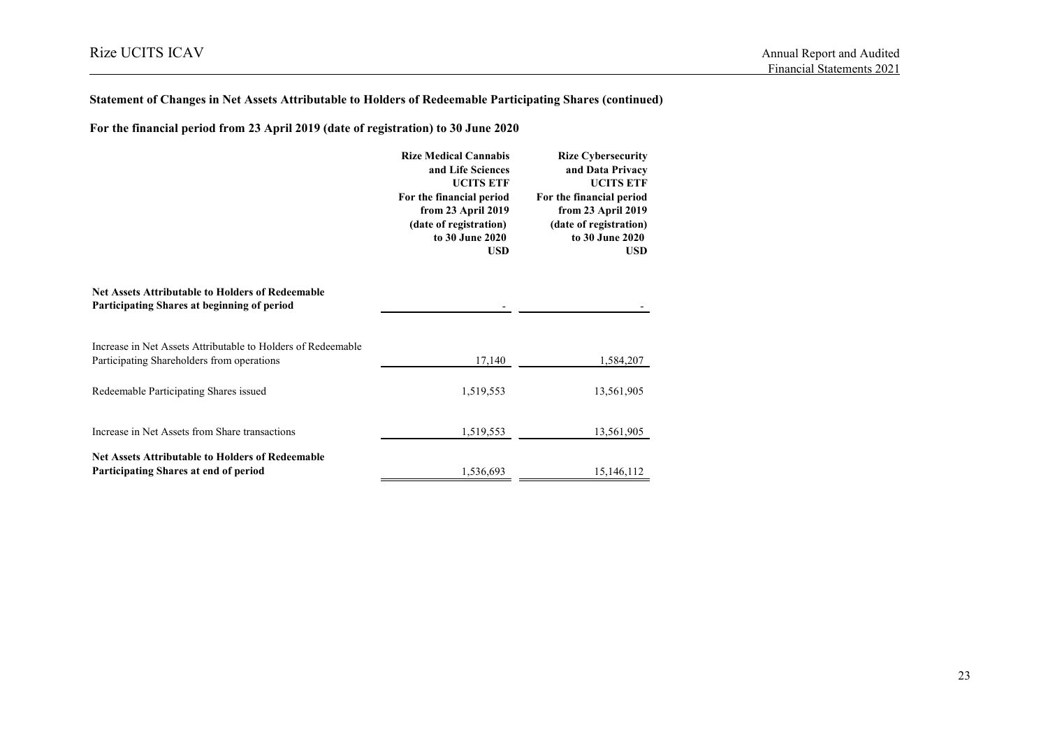**Statement of Changes in Net Assets Attributable to Holders of Redeemable Participating Shares (continued)**

**For the financial period from 23 April 2019 (date of registration) to 30 June 2020**

| | Rize Medical Cannabis and Life Sciences UCITS ETF For the financial period from 23 April 2019 (date of registration) to 30 June 2020 USD | Rize Cybersecurity and Data Privacy UCITS ETF For the financial period from 23 April 2019 (date of registration) to 30 June 2020 USD |
|---|---|---|
| **Net Assets Attributable to Holders of Redeemable Participating Shares at beginning of period** | - | - |
| Increase in Net Assets Attributable to Holders of Redeemable Participating Shareholders from operations | 17,140 | 1,584,207 |
| Redeemable Participating Shares issued | 1,519,553 | 13,561,905 |
| Increase in Net Assets from Share transactions | 1,519,553 | 13,561,905 |
| **Net Assets Attributable to Holders of Redeemable Participating Shares at end of period** | 1,536,693 | 15,146,112 |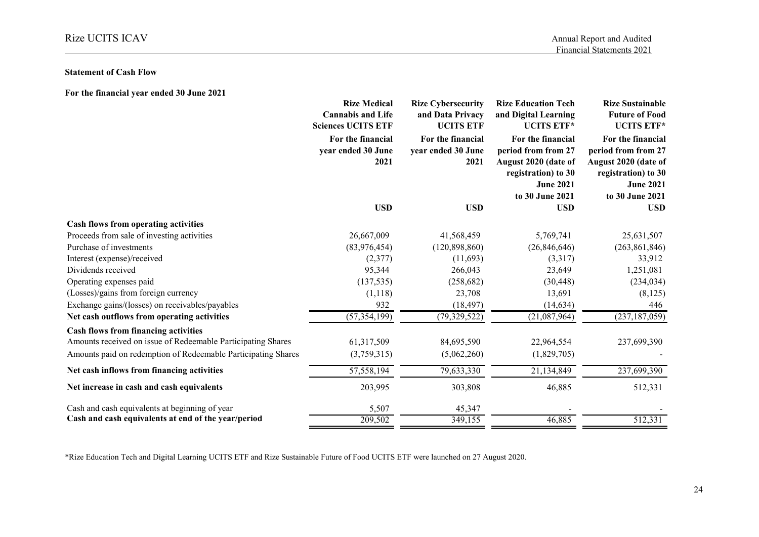**Statement of Cash Flow**

**For the financial year ended 30 June 2021**

| | Rize Medical Cannabis and Life Sciences UCITS ETF | Rize Cybersecurity and Data Privacy UCITS ETF | Rize Education Tech and Digital Learning UCITS ETF* | Rize Sustainable Future of Food UCITS ETF* |
|---|---|---|---|---|
| | For the financial year ended 30 June 2021 | For the financial year ended 30 June 2021 | For the financial period from from 27 August 2020 (date of registration) to 30 June 2021 to 30 June 2021 | For the financial period from from 27 August 2020 (date of registration) to 30 June 2021 to 30 June 2021 |
| | USD | USD | USD | USD |
| **Cash flows from operating activities** | | | | |
| Proceeds from sale of investing activities | 26,667,009 | 41,568,459 | 5,769,741 | 25,631,507 |
| Purchase of investments | (83,976,454) | (120,898,860) | (26,846,646) | (263,861,846) |
| Interest (expense)/received | (2,377) | (11,693) | (3,317) | 33,912 |
| Dividends received | 95,344 | 266,043 | 23,649 | 1,251,081 |
| Operating expenses paid | (137,535) | (258,682) | (30,448) | (234,034) |
| (Losses)/gains from foreign currency | (1,118) | 23,708 | 13,691 | (8,125) |
| Exchange gains/(losses) on receivables/payables | 932 | (18,497) | (14,634) | 446 |
| **Net cash outflows from operating activities** | (57,354,199) | (79,329,522) | (21,087,964) | (237,187,059) |
| **Cash flows from financing activities** | | | | |
| Amounts received on issue of Redeemable Participating Shares | 61,317,509 | 84,695,590 | 22,964,554 | 237,699,390 |
| Amounts paid on redemption of Redeemable Participating Shares | (3,759,315) | (5,062,260) | (1,829,705) | - |
| **Net cash inflows from financing activities** | 57,558,194 | 79,633,330 | 21,134,849 | 237,699,390 |
| **Net increase in cash and cash equivalents** | 203,995 | 303,808 | 46,885 | 512,331 |
| Cash and cash equivalents at beginning of year | 5,507 | 45,347 | - | - |
| **Cash and cash equivalents at end of the year/period** | 209,502 | 349,155 | 46,885 | 512,331 |

*Rize Education Tech and Digital Learning UCITS ETF and Rize Sustainable Future of Food UCITS ETF were launched on 27 August 2020.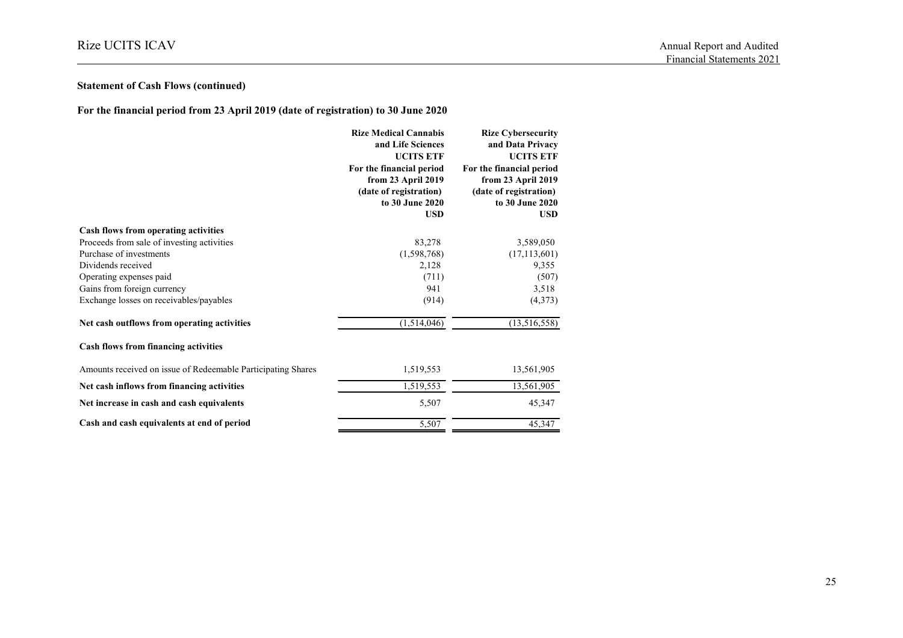## Statement of Cash Flows (continued)

### For the financial period from 23 April 2019 (date of registration) to 30 June 2020

| | Rize Medical Cannabis and Life Sciences UCITS ETF For the financial period from 23 April 2019 (date of registration) to 30 June 2020 USD | Rize Cybersecurity and Data Privacy UCITS ETF For the financial period from 23 April 2019 (date of registration) to 30 June 2020 USD |
|---|---|---|
| **Cash flows from operating activities** | | |
| Proceeds from sale of investing activities | 83,278 | 3,589,050 |
| Purchase of investments | (1,598,768) | (17,113,601) |
| Dividends received | 2,128 | 9,355 |
| Operating expenses paid | (711) | (507) |
| Gains from foreign currency | 941 | 3,518 |
| Exchange losses on receivables/payables | (914) | (4,373) |
| **Net cash outflows from operating activities** | (1,514,046) | (13,516,558) |
| **Cash flows from financing activities** | | |
| Amounts received on issue of Redeemable Participating Shares | 1,519,553 | 13,561,905 |
| **Net cash inflows from financing activities** | 1,519,553 | 13,561,905 |
| **Net increase in cash and cash equivalents** | 5,507 | 45,347 |
| **Cash and cash equivalents at end of period** | 5,507 | 45,347 |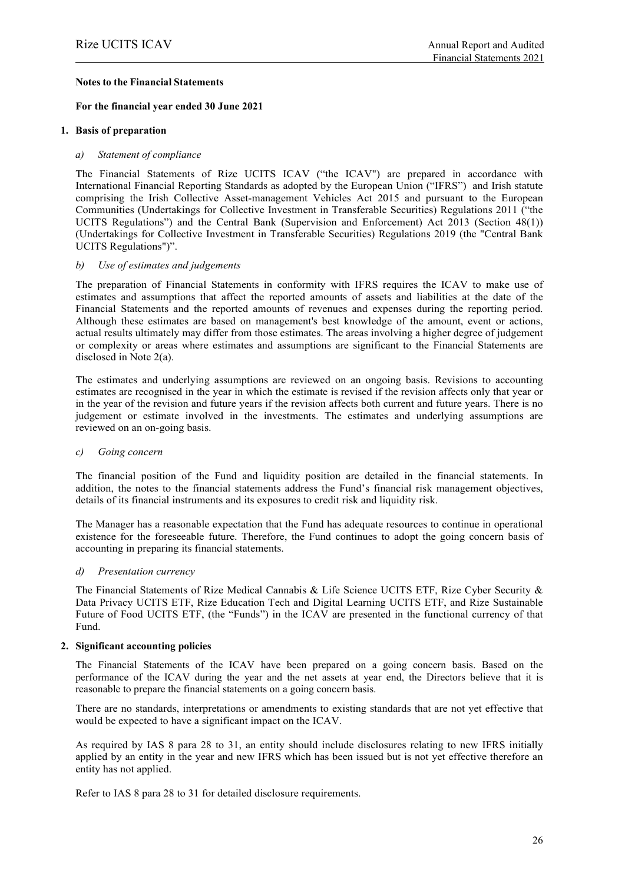## Notes to the Financial Statements

### For the financial year ended 30 June 2021

### 1. Basis of preparation

*a) Statement of compliance*

The Financial Statements of Rize UCITS ICAV ("the ICAV") are prepared in accordance with International Financial Reporting Standards as adopted by the European Union ("IFRS") and Irish statute comprising the Irish Collective Asset-management Vehicles Act 2015 and pursuant to the European Communities (Undertakings for Collective Investment in Transferable Securities) Regulations 2011 ("the UCITS Regulations") and the Central Bank (Supervision and Enforcement) Act 2013 (Section 48(1)) (Undertakings for Collective Investment in Transferable Securities) Regulations 2019 (the "Central Bank UCITS Regulations")".

*b) Use of estimates and judgements*

The preparation of Financial Statements in conformity with IFRS requires the ICAV to make use of estimates and assumptions that affect the reported amounts of assets and liabilities at the date of the Financial Statements and the reported amounts of revenues and expenses during the reporting period. Although these estimates are based on management's best knowledge of the amount, event or actions, actual results ultimately may differ from those estimates. The areas involving a higher degree of judgement or complexity or areas where estimates and assumptions are significant to the Financial Statements are disclosed in Note 2(a).

The estimates and underlying assumptions are reviewed on an ongoing basis. Revisions to accounting estimates are recognised in the year in which the estimate is revised if the revision affects only that year or in the year of the revision and future years if the revision affects both current and future years. There is no judgement or estimate involved in the investments. The estimates and underlying assumptions are reviewed on an on-going basis.

*c) Going concern*

The financial position of the Fund and liquidity position are detailed in the financial statements. In addition, the notes to the financial statements address the Fund's financial risk management objectives, details of its financial instruments and its exposures to credit risk and liquidity risk.

The Manager has a reasonable expectation that the Fund has adequate resources to continue in operational existence for the foreseeable future. Therefore, the Fund continues to adopt the going concern basis of accounting in preparing its financial statements.

*d) Presentation currency*

The Financial Statements of Rize Medical Cannabis & Life Science UCITS ETF, Rize Cyber Security & Data Privacy UCITS ETF, Rize Education Tech and Digital Learning UCITS ETF, and Rize Sustainable Future of Food UCITS ETF, (the "Funds") in the ICAV are presented in the functional currency of that Fund.

### 2. Significant accounting policies

The Financial Statements of the ICAV have been prepared on a going concern basis. Based on the performance of the ICAV during the year and the net assets at year end, the Directors believe that it is reasonable to prepare the financial statements on a going concern basis.

There are no standards, interpretations or amendments to existing standards that are not yet effective that would be expected to have a significant impact on the ICAV.

As required by IAS 8 para 28 to 31, an entity should include disclosures relating to new IFRS initially applied by an entity in the year and new IFRS which has been issued but is not yet effective therefore an entity has not applied.

Refer to IAS 8 para 28 to 31 for detailed disclosure requirements.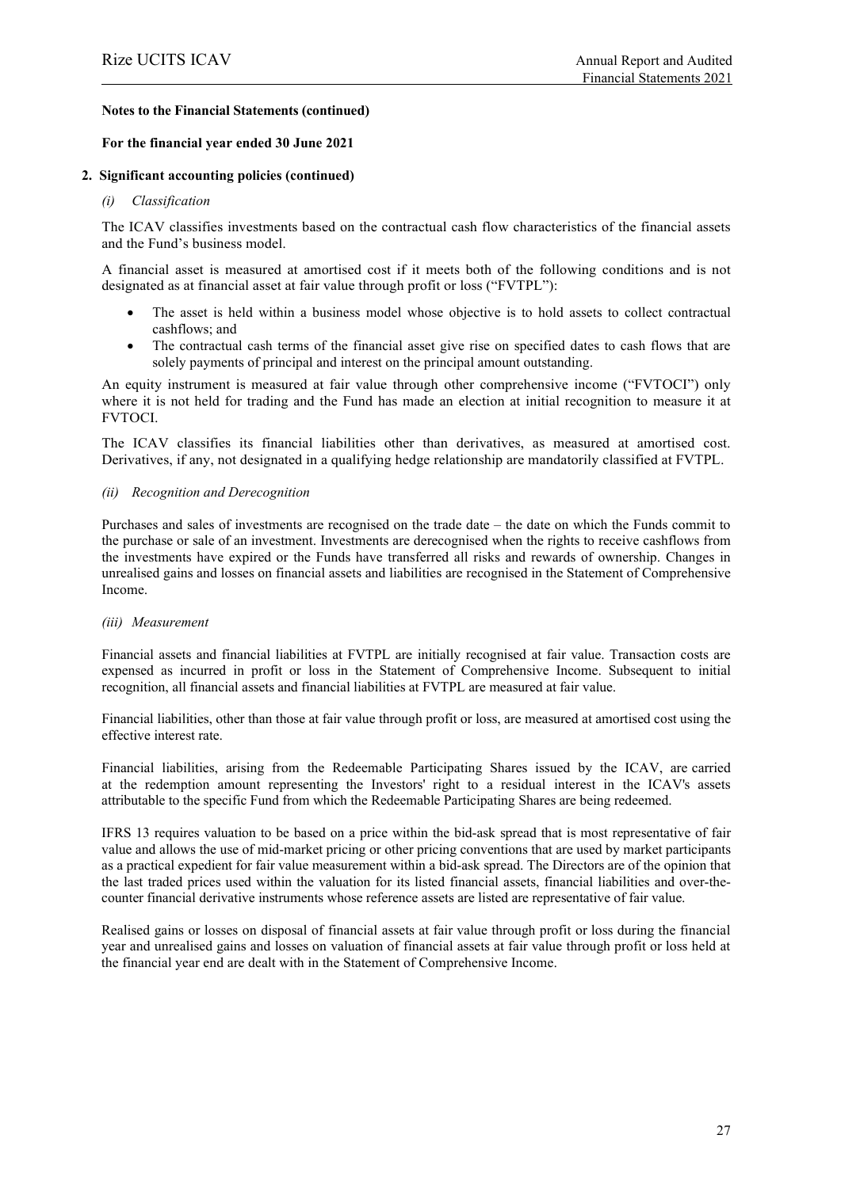**Notes to the Financial Statements (continued)**

**For the financial year ended 30 June 2021**

**2. Significant accounting policies (continued)**

*(i) Classification*

The ICAV classifies investments based on the contractual cash flow characteristics of the financial assets and the Fund's business model.

A financial asset is measured at amortised cost if it meets both of the following conditions and is not designated as at financial asset at fair value through profit or loss ("FVTPL"):

- The asset is held within a business model whose objective is to hold assets to collect contractual cashflows; and
- The contractual cash terms of the financial asset give rise on specified dates to cash flows that are solely payments of principal and interest on the principal amount outstanding.

An equity instrument is measured at fair value through other comprehensive income ("FVTOCI") only where it is not held for trading and the Fund has made an election at initial recognition to measure it at FVTOCI.

The ICAV classifies its financial liabilities other than derivatives, as measured at amortised cost. Derivatives, if any, not designated in a qualifying hedge relationship are mandatorily classified at FVTPL.

*(ii) Recognition and Derecognition*

Purchases and sales of investments are recognised on the trade date – the date on which the Funds commit to the purchase or sale of an investment. Investments are derecognised when the rights to receive cashflows from the investments have expired or the Funds have transferred all risks and rewards of ownership. Changes in unrealised gains and losses on financial assets and liabilities are recognised in the Statement of Comprehensive Income.

*(iii) Measurement*

Financial assets and financial liabilities at FVTPL are initially recognised at fair value. Transaction costs are expensed as incurred in profit or loss in the Statement of Comprehensive Income. Subsequent to initial recognition, all financial assets and financial liabilities at FVTPL are measured at fair value.

Financial liabilities, other than those at fair value through profit or loss, are measured at amortised cost using the effective interest rate.

Financial liabilities, arising from the Redeemable Participating Shares issued by the ICAV, are carried at the redemption amount representing the Investors' right to a residual interest in the ICAV's assets attributable to the specific Fund from which the Redeemable Participating Shares are being redeemed.

IFRS 13 requires valuation to be based on a price within the bid-ask spread that is most representative of fair value and allows the use of mid-market pricing or other pricing conventions that are used by market participants as a practical expedient for fair value measurement within a bid-ask spread. The Directors are of the opinion that the last traded prices used within the valuation for its listed financial assets, financial liabilities and over-the-counter financial derivative instruments whose reference assets are listed are representative of fair value.

Realised gains or losses on disposal of financial assets at fair value through profit or loss during the financial year and unrealised gains and losses on valuation of financial assets at fair value through profit or loss held at the financial year end are dealt with in the Statement of Comprehensive Income.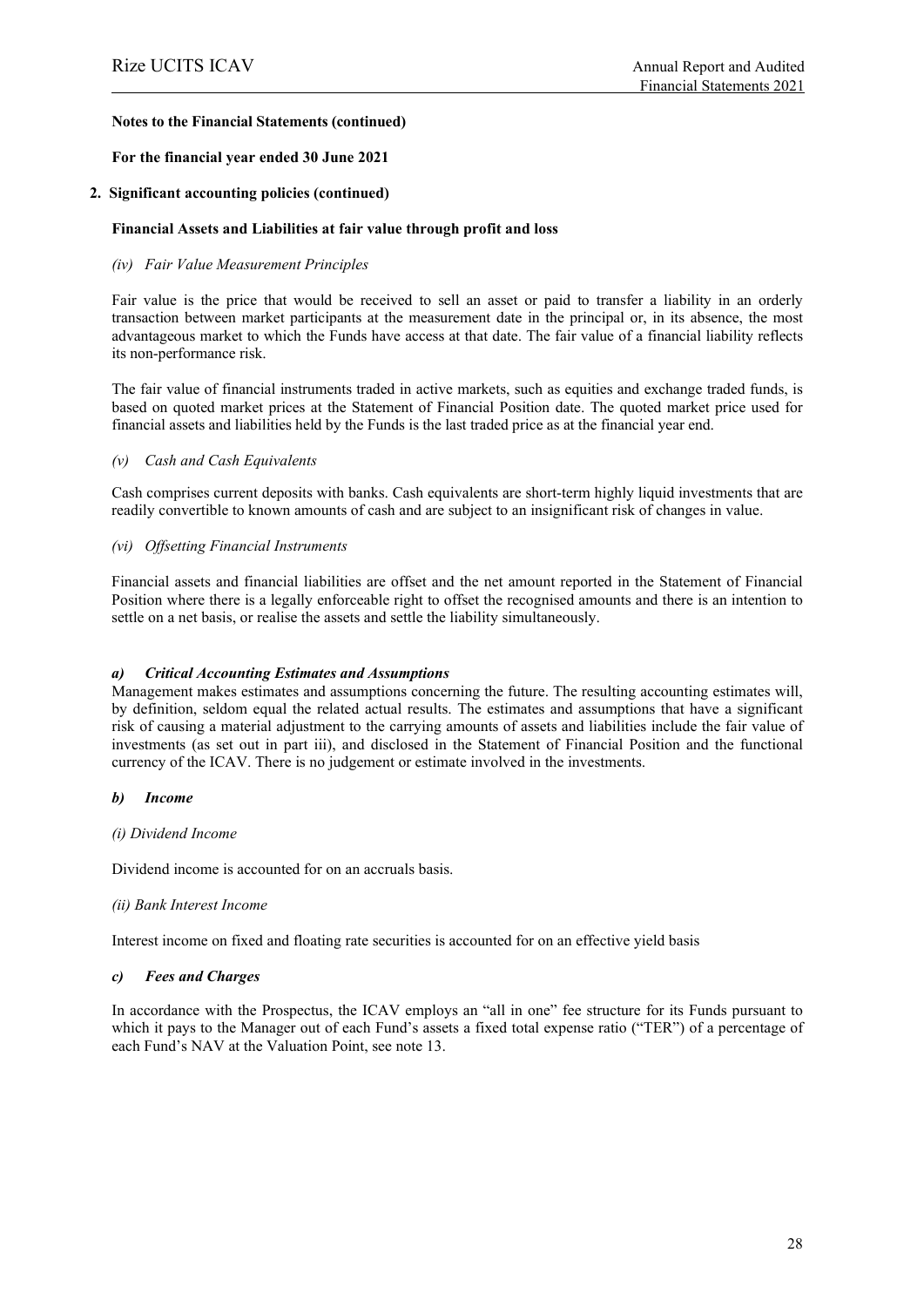**Notes to the Financial Statements (continued)**

**For the financial year ended 30 June 2021**

**2. Significant accounting policies (continued)**

**Financial Assets and Liabilities at fair value through profit and loss**

*(iv) Fair Value Measurement Principles*

Fair value is the price that would be received to sell an asset or paid to transfer a liability in an orderly transaction between market participants at the measurement date in the principal or, in its absence, the most advantageous market to which the Funds have access at that date. The fair value of a financial liability reflects its non-performance risk.

The fair value of financial instruments traded in active markets, such as equities and exchange traded funds, is based on quoted market prices at the Statement of Financial Position date. The quoted market price used for financial assets and liabilities held by the Funds is the last traded price as at the financial year end.

*(v) Cash and Cash Equivalents*

Cash comprises current deposits with banks. Cash equivalents are short-term highly liquid investments that are readily convertible to known amounts of cash and are subject to an insignificant risk of changes in value.

*(vi) Offsetting Financial Instruments*

Financial assets and financial liabilities are offset and the net amount reported in the Statement of Financial Position where there is a legally enforceable right to offset the recognised amounts and there is an intention to settle on a net basis, or realise the assets and settle the liability simultaneously.

***a) Critical Accounting Estimates and Assumptions***

Management makes estimates and assumptions concerning the future. The resulting accounting estimates will, by definition, seldom equal the related actual results. The estimates and assumptions that have a significant risk of causing a material adjustment to the carrying amounts of assets and liabilities include the fair value of investments (as set out in part iii), and disclosed in the Statement of Financial Position and the functional currency of the ICAV. There is no judgement or estimate involved in the investments.

***b) Income***

*(i) Dividend Income*

Dividend income is accounted for on an accruals basis.

*(ii) Bank Interest Income*

Interest income on fixed and floating rate securities is accounted for on an effective yield basis

***c) Fees and Charges***

In accordance with the Prospectus, the ICAV employs an "all in one" fee structure for its Funds pursuant to which it pays to the Manager out of each Fund's assets a fixed total expense ratio ("TER") of a percentage of each Fund's NAV at the Valuation Point, see note 13.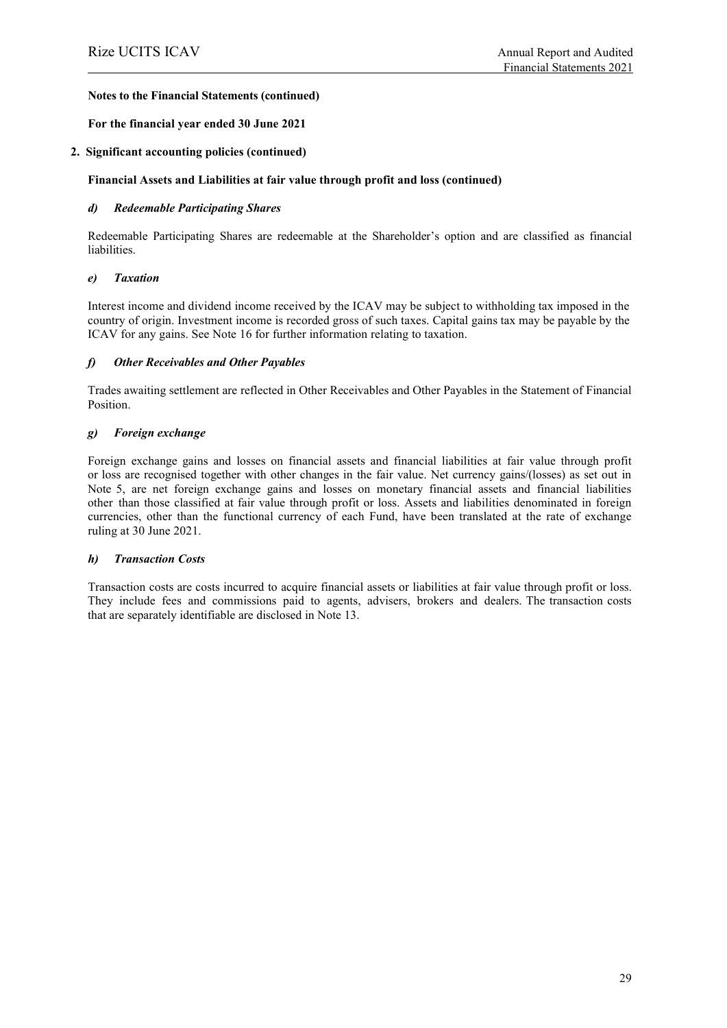**Notes to the Financial Statements (continued)**

**For the financial year ended 30 June 2021**

**2. Significant accounting policies (continued)**

**Financial Assets and Liabilities at fair value through profit and loss (continued)**

***d) Redeemable Participating Shares***

Redeemable Participating Shares are redeemable at the Shareholder's option and are classified as financial liabilities.

***e) Taxation***

Interest income and dividend income received by the ICAV may be subject to withholding tax imposed in the country of origin. Investment income is recorded gross of such taxes. Capital gains tax may be payable by the ICAV for any gains. See Note 16 for further information relating to taxation.

***f) Other Receivables and Other Payables***

Trades awaiting settlement are reflected in Other Receivables and Other Payables in the Statement of Financial Position.

***g) Foreign exchange***

Foreign exchange gains and losses on financial assets and financial liabilities at fair value through profit or loss are recognised together with other changes in the fair value. Net currency gains/(losses) as set out in Note 5, are net foreign exchange gains and losses on monetary financial assets and financial liabilities other than those classified at fair value through profit or loss. Assets and liabilities denominated in foreign currencies, other than the functional currency of each Fund, have been translated at the rate of exchange ruling at 30 June 2021.

***h) Transaction Costs***

Transaction costs are costs incurred to acquire financial assets or liabilities at fair value through profit or loss. They include fees and commissions paid to agents, advisers, brokers and dealers. The transaction costs that are separately identifiable are disclosed in Note 13.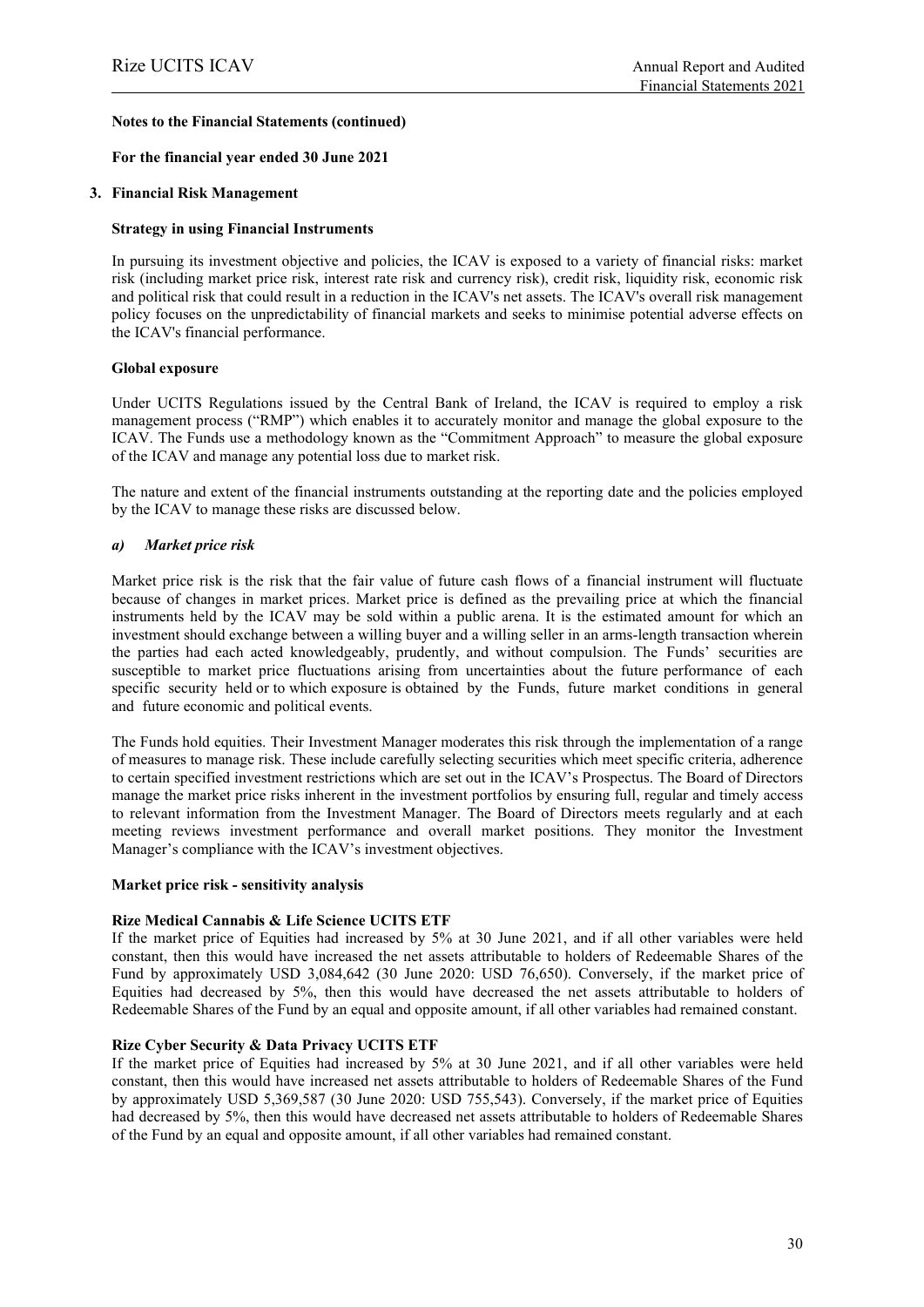**Notes to the Financial Statements (continued)**

**For the financial year ended 30 June 2021**

**3. Financial Risk Management**

**Strategy in using Financial Instruments**

In pursuing its investment objective and policies, the ICAV is exposed to a variety of financial risks: market risk (including market price risk, interest rate risk and currency risk), credit risk, liquidity risk, economic risk and political risk that could result in a reduction in the ICAV's net assets. The ICAV's overall risk management policy focuses on the unpredictability of financial markets and seeks to minimise potential adverse effects on the ICAV's financial performance.

**Global exposure**

Under UCITS Regulations issued by the Central Bank of Ireland, the ICAV is required to employ a risk management process ("RMP") which enables it to accurately monitor and manage the global exposure to the ICAV. The Funds use a methodology known as the "Commitment Approach" to measure the global exposure of the ICAV and manage any potential loss due to market risk.

The nature and extent of the financial instruments outstanding at the reporting date and the policies employed by the ICAV to manage these risks are discussed below.

***a) Market price risk***

Market price risk is the risk that the fair value of future cash flows of a financial instrument will fluctuate because of changes in market prices. Market price is defined as the prevailing price at which the financial instruments held by the ICAV may be sold within a public arena. It is the estimated amount for which an investment should exchange between a willing buyer and a willing seller in an arms-length transaction wherein the parties had each acted knowledgeably, prudently, and without compulsion. The Funds' securities are susceptible to market price fluctuations arising from uncertainties about the future performance of each specific security held or to which exposure is obtained by the Funds, future market conditions in general and future economic and political events.

The Funds hold equities. Their Investment Manager moderates this risk through the implementation of a range of measures to manage risk. These include carefully selecting securities which meet specific criteria, adherence to certain specified investment restrictions which are set out in the ICAV's Prospectus. The Board of Directors manage the market price risks inherent in the investment portfolios by ensuring full, regular and timely access to relevant information from the Investment Manager. The Board of Directors meets regularly and at each meeting reviews investment performance and overall market positions. They monitor the Investment Manager's compliance with the ICAV's investment objectives.

**Market price risk - sensitivity analysis**

**Rize Medical Cannabis & Life Science UCITS ETF**

If the market price of Equities had increased by 5% at 30 June 2021, and if all other variables were held constant, then this would have increased the net assets attributable to holders of Redeemable Shares of the Fund by approximately USD 3,084,642 (30 June 2020: USD 76,650). Conversely, if the market price of Equities had decreased by 5%, then this would have decreased the net assets attributable to holders of Redeemable Shares of the Fund by an equal and opposite amount, if all other variables had remained constant.

**Rize Cyber Security & Data Privacy UCITS ETF**

If the market price of Equities had increased by 5% at 30 June 2021, and if all other variables were held constant, then this would have increased net assets attributable to holders of Redeemable Shares of the Fund by approximately USD 5,369,587 (30 June 2020: USD 755,543). Conversely, if the market price of Equities had decreased by 5%, then this would have decreased net assets attributable to holders of Redeemable Shares of the Fund by an equal and opposite amount, if all other variables had remained constant.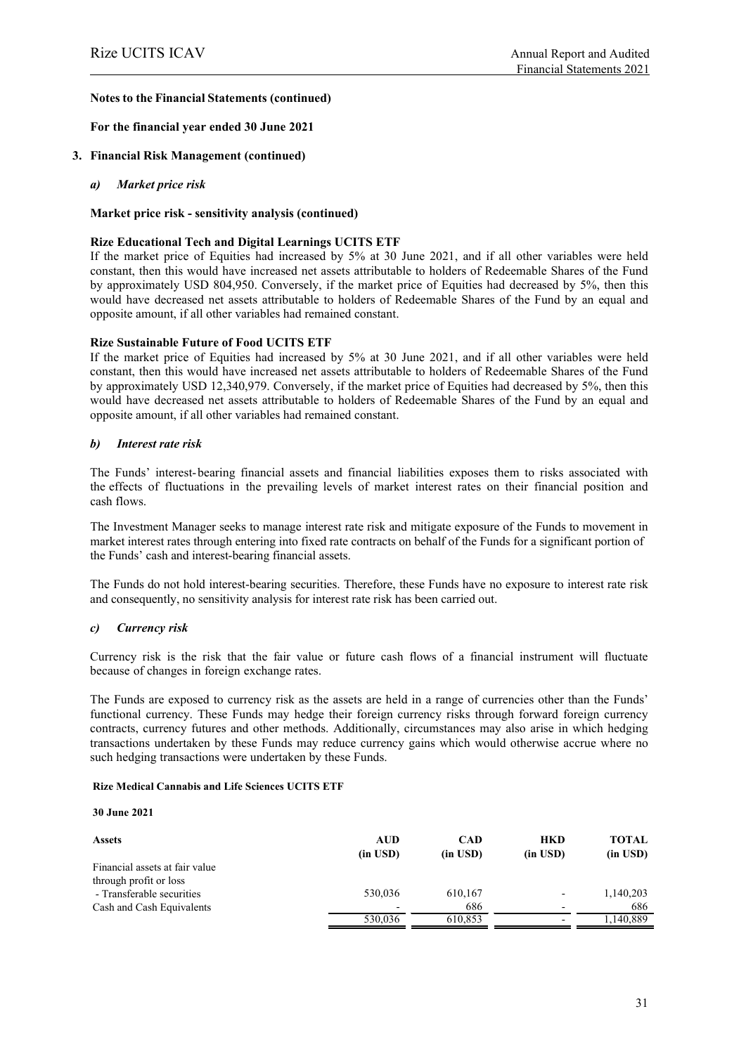**Notes to the Financial Statements (continued)**

**For the financial year ended 30 June 2021**

**3. Financial Risk Management (continued)**

***a) Market price risk***

**Market price risk - sensitivity analysis (continued)**

**Rize Educational Tech and Digital Learnings UCITS ETF**

If the market price of Equities had increased by 5% at 30 June 2021, and if all other variables were held constant, then this would have increased net assets attributable to holders of Redeemable Shares of the Fund by approximately USD 804,950. Conversely, if the market price of Equities had decreased by 5%, then this would have decreased net assets attributable to holders of Redeemable Shares of the Fund by an equal and opposite amount, if all other variables had remained constant.

**Rize Sustainable Future of Food UCITS ETF**

If the market price of Equities had increased by 5% at 30 June 2021, and if all other variables were held constant, then this would have increased net assets attributable to holders of Redeemable Shares of the Fund by approximately USD 12,340,979. Conversely, if the market price of Equities had decreased by 5%, then this would have decreased net assets attributable to holders of Redeemable Shares of the Fund by an equal and opposite amount, if all other variables had remained constant.

***b) Interest rate risk***

The Funds' interest-bearing financial assets and financial liabilities exposes them to risks associated with the effects of fluctuations in the prevailing levels of market interest rates on their financial position and cash flows.

The Investment Manager seeks to manage interest rate risk and mitigate exposure of the Funds to movement in market interest rates through entering into fixed rate contracts on behalf of the Funds for a significant portion of the Funds' cash and interest-bearing financial assets.

The Funds do not hold interest-bearing securities. Therefore, these Funds have no exposure to interest rate risk and consequently, no sensitivity analysis for interest rate risk has been carried out.

***c) Currency risk***

Currency risk is the risk that the fair value or future cash flows of a financial instrument will fluctuate because of changes in foreign exchange rates.

The Funds are exposed to currency risk as the assets are held in a range of currencies other than the Funds' functional currency. These Funds may hedge their foreign currency risks through forward foreign currency contracts, currency futures and other methods. Additionally, circumstances may also arise in which hedging transactions undertaken by these Funds may reduce currency gains which would otherwise accrue where no such hedging transactions were undertaken by these Funds.

**Rize Medical Cannabis and Life Sciences UCITS ETF**

**30 June 2021**

| **Assets** | **AUD (in USD)** | **CAD (in USD)** | **HKD (in USD)** | **TOTAL (in USD)** |
|---|---|---|---|---|
| Financial assets at fair value through profit or loss | | | | |
| - Transferable securities | 530,036 | 610,167 | - | 1,140,203 |
| Cash and Cash Equivalents | - | 686 | - | 686 |
| | 530,036 | 610,853 | - | 1,140,889 |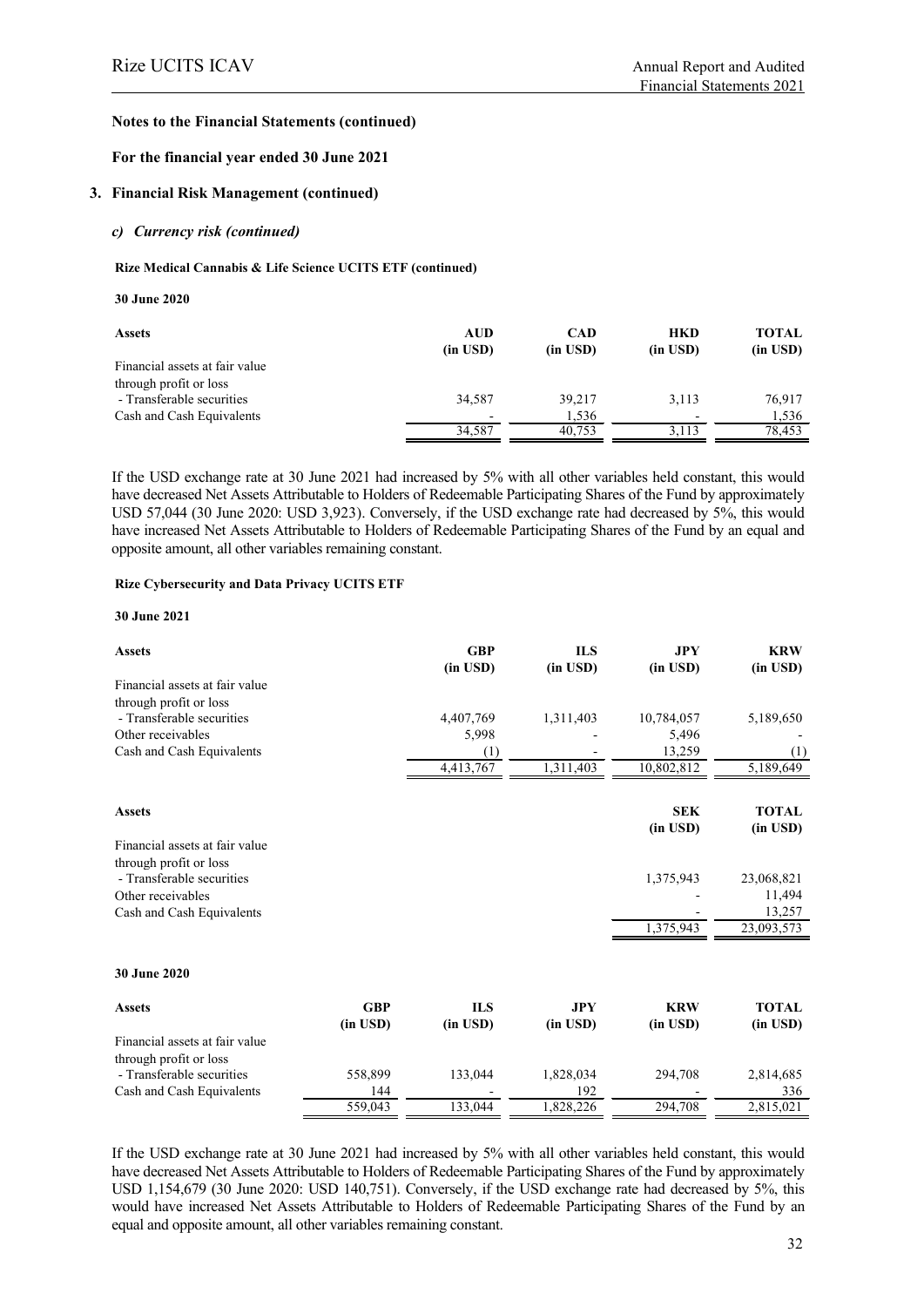**Notes to the Financial Statements (continued)**

**For the financial year ended 30 June 2021**

### 3. Financial Risk Management (continued)

#### *c) Currency risk (continued)*

**Rize Medical Cannabis & Life Science UCITS ETF (continued)**

**30 June 2020**

| Assets | AUD (in USD) | CAD (in USD) | HKD (in USD) | TOTAL (in USD) |
|---|---|---|---|---|
| Financial assets at fair value through profit or loss | | | | |
| - Transferable securities | 34,587 | 39,217 | 3,113 | 76,917 |
| Cash and Cash Equivalents | - | 1,536 | - | 1,536 |
| | 34,587 | 40,753 | 3,113 | 78,453 |

If the USD exchange rate at 30 June 2021 had increased by 5% with all other variables held constant, this would have decreased Net Assets Attributable to Holders of Redeemable Participating Shares of the Fund by approximately USD 57,044 (30 June 2020: USD 3,923). Conversely, if the USD exchange rate had decreased by 5%, this would have increased Net Assets Attributable to Holders of Redeemable Participating Shares of the Fund by an equal and opposite amount, all other variables remaining constant.

**Rize Cybersecurity and Data Privacy UCITS ETF**

**30 June 2021**

| Assets | GBP (in USD) | ILS (in USD) | JPY (in USD) | KRW (in USD) |
|---|---|---|---|---|
| Financial assets at fair value through profit or loss | | | | |
| - Transferable securities | 4,407,769 | 1,311,403 | 10,784,057 | 5,189,650 |
| Other receivables | 5,998 | - | 5,496 | - |
| Cash and Cash Equivalents | (1) | - | 13,259 | (1) |
| | 4,413,767 | 1,311,403 | 10,802,812 | 5,189,649 |

| Assets | SEK (in USD) | TOTAL (in USD) |
|---|---|---|
| Financial assets at fair value through profit or loss | | |
| - Transferable securities | 1,375,943 | 23,068,821 |
| Other receivables | - | 11,494 |
| Cash and Cash Equivalents | - | 13,257 |
| | 1,375,943 | 23,093,573 |

**30 June 2020**

| Assets | GBP (in USD) | ILS (in USD) | JPY (in USD) | KRW (in USD) | TOTAL (in USD) |
|---|---|---|---|---|---|
| Financial assets at fair value through profit or loss | | | | | |
| - Transferable securities | 558,899 | 133,044 | 1,828,034 | 294,708 | 2,814,685 |
| Cash and Cash Equivalents | 144 | - | 192 | - | 336 |
| | 559,043 | 133,044 | 1,828,226 | 294,708 | 2,815,021 |

If the USD exchange rate at 30 June 2021 had increased by 5% with all other variables held constant, this would have decreased Net Assets Attributable to Holders of Redeemable Participating Shares of the Fund by approximately USD 1,154,679 (30 June 2020: USD 140,751). Conversely, if the USD exchange rate had decreased by 5%, this would have increased Net Assets Attributable to Holders of Redeemable Participating Shares of the Fund by an equal and opposite amount, all other variables remaining constant.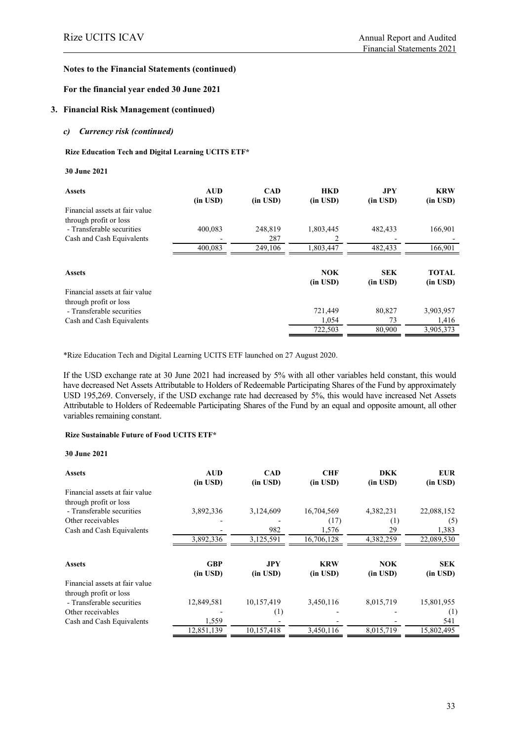**Notes to the Financial Statements (continued)**

**For the financial year ended 30 June 2021**

### 3. Financial Risk Management (continued)

#### *c) Currency risk (continued)*

**Rize Education Tech and Digital Learning UCITS ETF***

**30 June 2021**

| Assets | AUD (in USD) | CAD (in USD) | HKD (in USD) | JPY (in USD) | KRW (in USD) |
|---|---|---|---|---|---|
| Financial assets at fair value through profit or loss | | | | | |
| - Transferable securities | 400,083 | 248,819 | 1,803,445 | 482,433 | 166,901 |
| Cash and Cash Equivalents | - | 287 | 2 | - | - |
| | 400,083 | 249,106 | 1,803,447 | 482,433 | 166,901 |

| Assets | NOK (in USD) | SEK (in USD) | TOTAL (in USD) |
|---|---|---|---|
| Financial assets at fair value through profit or loss | | | |
| - Transferable securities | 721,449 | 80,827 | 3,903,957 |
| Cash and Cash Equivalents | 1,054 | 73 | 1,416 |
| | 722,503 | 80,900 | 3,905,373 |

*Rize Education Tech and Digital Learning UCITS ETF launched on 27 August 2020.

If the USD exchange rate at 30 June 2021 had increased by 5% with all other variables held constant, this would have decreased Net Assets Attributable to Holders of Redeemable Participating Shares of the Fund by approximately USD 195,269. Conversely, if the USD exchange rate had decreased by 5%, this would have increased Net Assets Attributable to Holders of Redeemable Participating Shares of the Fund by an equal and opposite amount, all other variables remaining constant.

**Rize Sustainable Future of Food UCITS ETF***

**30 June 2021**

| Assets | AUD (in USD) | CAD (in USD) | CHF (in USD) | DKK (in USD) | EUR (in USD) |
|---|---|---|---|---|---|
| Financial assets at fair value through profit or loss | | | | | |
| - Transferable securities | 3,892,336 | 3,124,609 | 16,704,569 | 4,382,231 | 22,088,152 |
| Other receivables | - | - | (17) | (1) | (5) |
| Cash and Cash Equivalents | - | 982 | 1,576 | 29 | 1,383 |
| | 3,892,336 | 3,125,591 | 16,706,128 | 4,382,259 | 22,089,530 |

| Assets | GBP (in USD) | JPY (in USD) | KRW (in USD) | NOK (in USD) | SEK (in USD) |
|---|---|---|---|---|---|
| Financial assets at fair value through profit or loss | | | | | |
| - Transferable securities | 12,849,581 | 10,157,419 | 3,450,116 | 8,015,719 | 15,801,955 |
| Other receivables | - | (1) | - | - | (1) |
| Cash and Cash Equivalents | 1,559 | - | - | - | 541 |
| | 12,851,139 | 10,157,418 | 3,450,116 | 8,015,719 | 15,802,495 |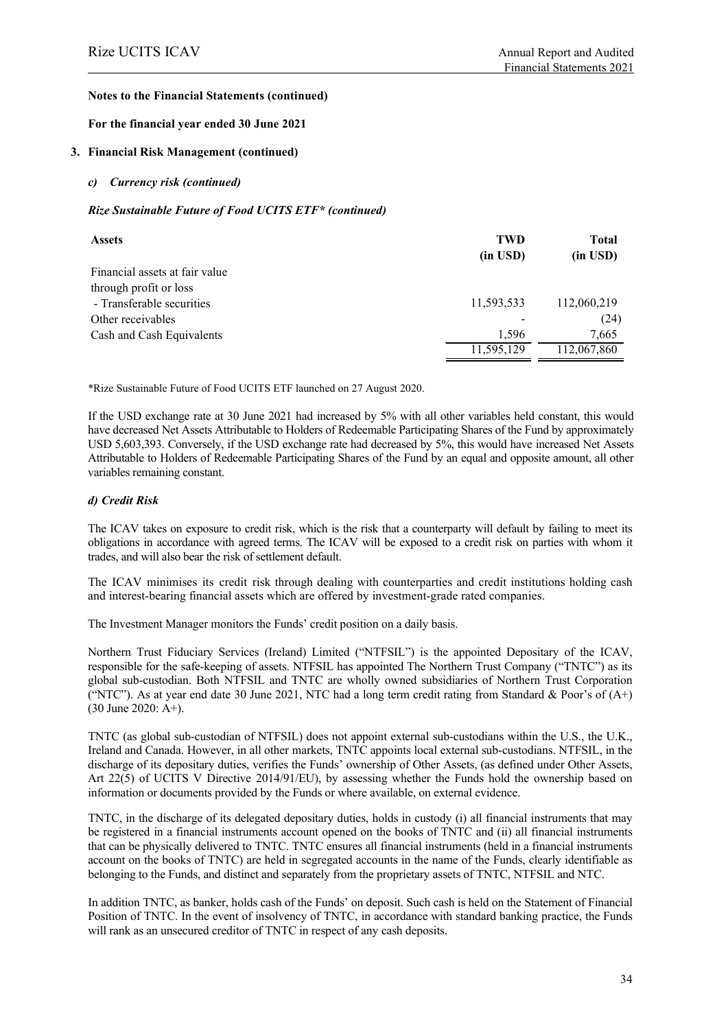**Notes to the Financial Statements (continued)**

**For the financial year ended 30 June 2021**

**3. Financial Risk Management (continued)**

***c) Currency risk (continued)***

***Rize Sustainable Future of Food UCITS ETF\* (continued)***

| **Assets** | **TWD (in USD)** | **Total (in USD)** |
|---|---|---|
| Financial assets at fair value through profit or loss | | |
| - Transferable securities | 11,593,533 | 112,060,219 |
| Other receivables | - | (24) |
| Cash and Cash Equivalents | 1,596 | 7,665 |
| | 11,595,129 | 112,067,860 |

*Rize Sustainable Future of Food UCITS ETF launched on 27 August 2020.

If the USD exchange rate at 30 June 2021 had increased by 5% with all other variables held constant, this would have decreased Net Assets Attributable to Holders of Redeemable Participating Shares of the Fund by approximately USD 5,603,393. Conversely, if the USD exchange rate had decreased by 5%, this would have increased Net Assets Attributable to Holders of Redeemable Participating Shares of the Fund by an equal and opposite amount, all other variables remaining constant.

***d) Credit Risk***

The ICAV takes on exposure to credit risk, which is the risk that a counterparty will default by failing to meet its obligations in accordance with agreed terms. The ICAV will be exposed to a credit risk on parties with whom it trades, and will also bear the risk of settlement default.

The ICAV minimises its credit risk through dealing with counterparties and credit institutions holding cash and interest-bearing financial assets which are offered by investment-grade rated companies.

The Investment Manager monitors the Funds' credit position on a daily basis.

Northern Trust Fiduciary Services (Ireland) Limited ("NTFSIL") is the appointed Depositary of the ICAV, responsible for the safe-keeping of assets. NTFSIL has appointed The Northern Trust Company ("TNTC") as its global sub-custodian. Both NTFSIL and TNTC are wholly owned subsidiaries of Northern Trust Corporation ("NTC"). As at year end date 30 June 2021, NTC had a long term credit rating from Standard & Poor's of (A+) (30 June 2020: A+).

TNTC (as global sub-custodian of NTFSIL) does not appoint external sub-custodians within the U.S., the U.K., Ireland and Canada. However, in all other markets, TNTC appoints local external sub-custodians. NTFSIL, in the discharge of its depositary duties, verifies the Funds' ownership of Other Assets, (as defined under Other Assets, Art 22(5) of UCITS V Directive 2014/91/EU), by assessing whether the Funds hold the ownership based on information or documents provided by the Funds or where available, on external evidence.

TNTC, in the discharge of its delegated depositary duties, holds in custody (i) all financial instruments that may be registered in a financial instruments account opened on the books of TNTC and (ii) all financial instruments that can be physically delivered to TNTC. TNTC ensures all financial instruments (held in a financial instruments account on the books of TNTC) are held in segregated accounts in the name of the Funds, clearly identifiable as belonging to the Funds, and distinct and separately from the proprietary assets of TNTC, NTFSIL and NTC.

In addition TNTC, as banker, holds cash of the Funds' on deposit. Such cash is held on the Statement of Financial Position of TNTC. In the event of insolvency of TNTC, in accordance with standard banking practice, the Funds will rank as an unsecured creditor of TNTC in respect of any cash deposits.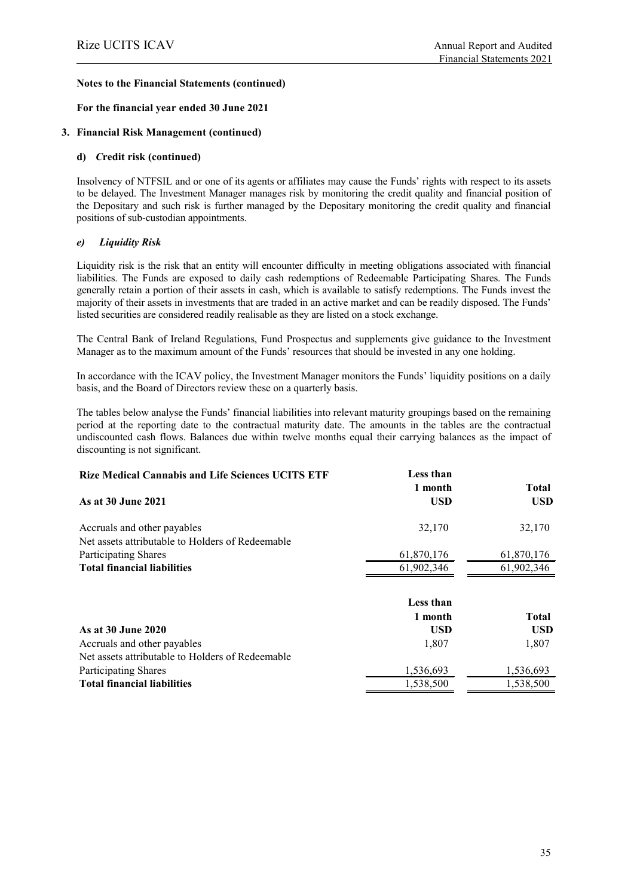**Notes to the Financial Statements (continued)**

**For the financial year ended 30 June 2021**

**3. Financial Risk Management (continued)**

**d) *C*redit risk (continued)**

Insolvency of NTFSIL and or one of its agents or affiliates may cause the Funds' rights with respect to its assets to be delayed. The Investment Manager manages risk by monitoring the credit quality and financial position of the Depositary and such risk is further managed by the Depositary monitoring the credit quality and financial positions of sub-custodian appointments.

***e) Liquidity Risk***

Liquidity risk is the risk that an entity will encounter difficulty in meeting obligations associated with financial liabilities. The Funds are exposed to daily cash redemptions of Redeemable Participating Shares. The Funds generally retain a portion of their assets in cash, which is available to satisfy redemptions. The Funds invest the majority of their assets in investments that are traded in an active market and can be readily disposed. The Funds' listed securities are considered readily realisable as they are listed on a stock exchange.

The Central Bank of Ireland Regulations, Fund Prospectus and supplements give guidance to the Investment Manager as to the maximum amount of the Funds' resources that should be invested in any one holding.

In accordance with the ICAV policy, the Investment Manager monitors the Funds' liquidity positions on a daily basis, and the Board of Directors review these on a quarterly basis.

The tables below analyse the Funds' financial liabilities into relevant maturity groupings based on the remaining period at the reporting date to the contractual maturity date. The amounts in the tables are the contractual undiscounted cash flows. Balances due within twelve months equal their carrying balances as the impact of discounting is not significant.

| **Rize Medical Cannabis and Life Sciences UCITS ETF** | **Less than 1 month** | **Total** |
|---|---|---|
| **As at 30 June 2021** | **USD** | **USD** |
| Accruals and other payables | 32,170 | 32,170 |
| Net assets attributable to Holders of Redeemable Participating Shares | 61,870,176 | 61,870,176 |
| **Total financial liabilities** | 61,902,346 | 61,902,346 |

| | **Less than 1 month** | **Total** |
|---|---|---|
| **As at 30 June 2020** | **USD** | **USD** |
| Accruals and other payables | 1,807 | 1,807 |
| Net assets attributable to Holders of Redeemable Participating Shares | 1,536,693 | 1,536,693 |
| **Total financial liabilities** | 1,538,500 | 1,538,500 |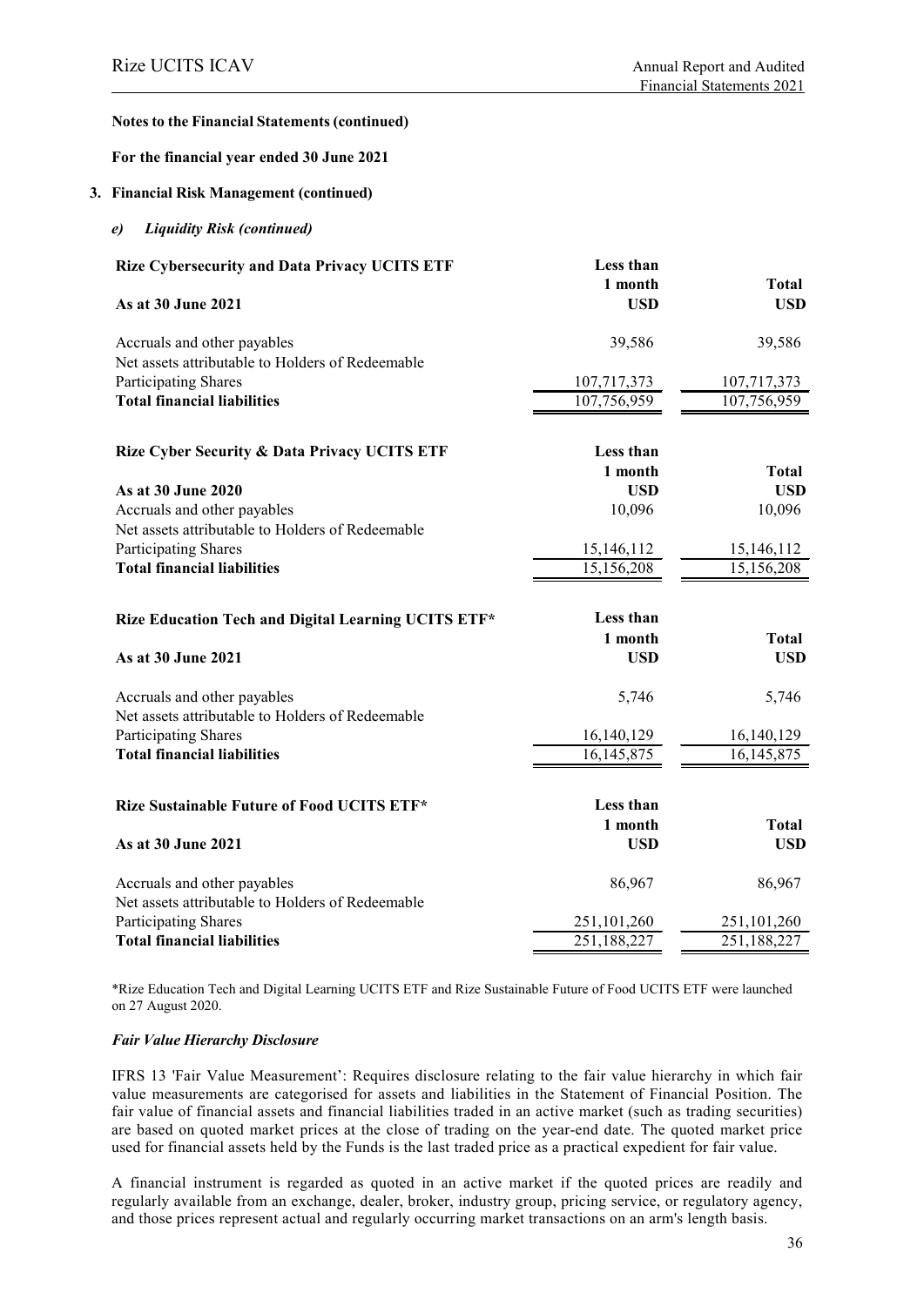**Notes to the Financial Statements (continued)**

**For the financial year ended 30 June 2021**

**3. Financial Risk Management (continued)**

***e) Liquidity Risk (continued)***

| **Rize Cybersecurity and Data Privacy UCITS ETF**<br>**As at 30 June 2021** | **Less than 1 month USD** | **Total USD** |
|---|---|---|
| Accruals and other payables | 39,586 | 39,586 |
| Net assets attributable to Holders of Redeemable Participating Shares | 107,717,373 | 107,717,373 |
| **Total financial liabilities** | 107,756,959 | 107,756,959 |

| **Rize Cyber Security & Data Privacy UCITS ETF**<br>**As at 30 June 2020** | **Less than 1 month USD** | **Total USD** |
|---|---|---|
| Accruals and other payables | 10,096 | 10,096 |
| Net assets attributable to Holders of Redeemable Participating Shares | 15,146,112 | 15,146,112 |
| **Total financial liabilities** | 15,156,208 | 15,156,208 |

| **Rize Education Tech and Digital Learning UCITS ETF***<br>**As at 30 June 2021** | **Less than 1 month USD** | **Total USD** |
|---|---|---|
| Accruals and other payables | 5,746 | 5,746 |
| Net assets attributable to Holders of Redeemable Participating Shares | 16,140,129 | 16,140,129 |
| **Total financial liabilities** | 16,145,875 | 16,145,875 |

| **Rize Sustainable Future of Food UCITS ETF***<br>**As at 30 June 2021** | **Less than 1 month USD** | **Total USD** |
|---|---|---|
| Accruals and other payables | 86,967 | 86,967 |
| Net assets attributable to Holders of Redeemable Participating Shares | 251,101,260 | 251,101,260 |
| **Total financial liabilities** | 251,188,227 | 251,188,227 |

*Rize Education Tech and Digital Learning UCITS ETF and Rize Sustainable Future of Food UCITS ETF were launched on 27 August 2020.

***Fair Value Hierarchy Disclosure***

IFRS 13 'Fair Value Measurement': Requires disclosure relating to the fair value hierarchy in which fair value measurements are categorised for assets and liabilities in the Statement of Financial Position. The fair value of financial assets and financial liabilities traded in an active market (such as trading securities) are based on quoted market prices at the close of trading on the year-end date. The quoted market price used for financial assets held by the Funds is the last traded price as a practical expedient for fair value.

A financial instrument is regarded as quoted in an active market if the quoted prices are readily and regularly available from an exchange, dealer, broker, industry group, pricing service, or regulatory agency, and those prices represent actual and regularly occurring market transactions on an arm's length basis.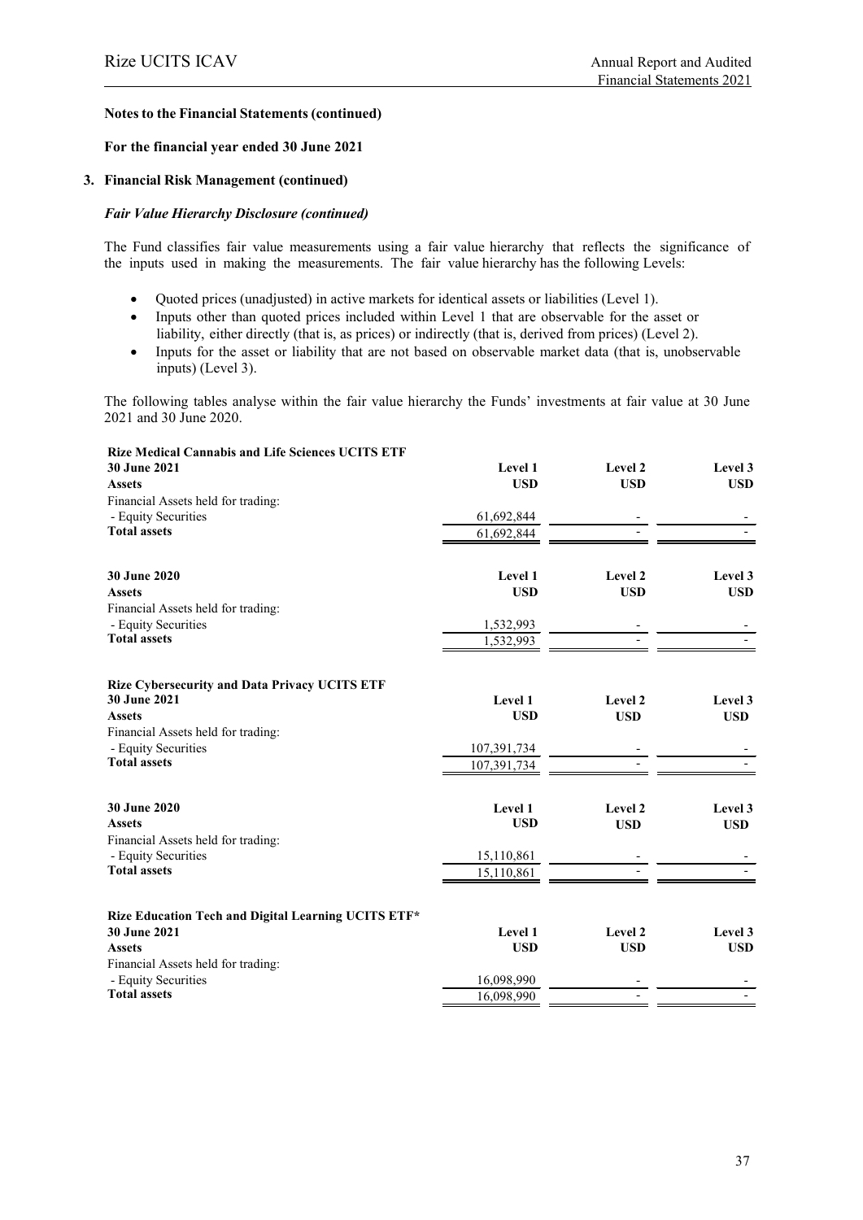**Notes to the Financial Statements (continued)**

**For the financial year ended 30 June 2021**

**3. Financial Risk Management (continued)**

***Fair Value Hierarchy Disclosure (continued)***

The Fund classifies fair value measurements using a fair value hierarchy that reflects the significance of the inputs used in making the measurements. The fair value hierarchy has the following Levels:

- Quoted prices (unadjusted) in active markets for identical assets or liabilities (Level 1).
- Inputs other than quoted prices included within Level 1 that are observable for the asset or liability, either directly (that is, as prices) or indirectly (that is, derived from prices) (Level 2).
- Inputs for the asset or liability that are not based on observable market data (that is, unobservable inputs) (Level 3).

The following tables analyse within the fair value hierarchy the Funds' investments at fair value at 30 June 2021 and 30 June 2020.

**Rize Medical Cannabis and Life Sciences UCITS ETF**

| **30 June 2021** | **Level 1** | **Level 2** | **Level 3** |
|---|---|---|---|
| **Assets** | **USD** | **USD** | **USD** |
| Financial Assets held for trading: | | | |
| - Equity Securities | 61,692,844 | - | - |
| **Total assets** | 61,692,844 | - | - |

| **30 June 2020** | **Level 1** | **Level 2** | **Level 3** |
|---|---|---|---|
| **Assets** | **USD** | **USD** | **USD** |
| Financial Assets held for trading: | | | |
| - Equity Securities | 1,532,993 | - | - |
| **Total assets** | 1,532,993 | - | - |

**Rize Cybersecurity and Data Privacy UCITS ETF**

| **30 June 2021** | **Level 1** | **Level 2** | **Level 3** |
|---|---|---|---|
| **Assets** | **USD** | **USD** | **USD** |
| Financial Assets held for trading: | | | |
| - Equity Securities | 107,391,734 | - | - |
| **Total assets** | 107,391,734 | - | - |

| **30 June 2020** | **Level 1** | **Level 2** | **Level 3** |
|---|---|---|---|
| **Assets** | **USD** | **USD** | **USD** |
| Financial Assets held for trading: | | | |
| - Equity Securities | 15,110,861 | - | - |
| **Total assets** | 15,110,861 | - | - |

**Rize Education Tech and Digital Learning UCITS ETF***

| **30 June 2021** | **Level 1** | **Level 2** | **Level 3** |
|---|---|---|---|
| **Assets** | **USD** | **USD** | **USD** |
| Financial Assets held for trading: | | | |
| - Equity Securities | 16,098,990 | - | - |
| **Total assets** | 16,098,990 | - | - |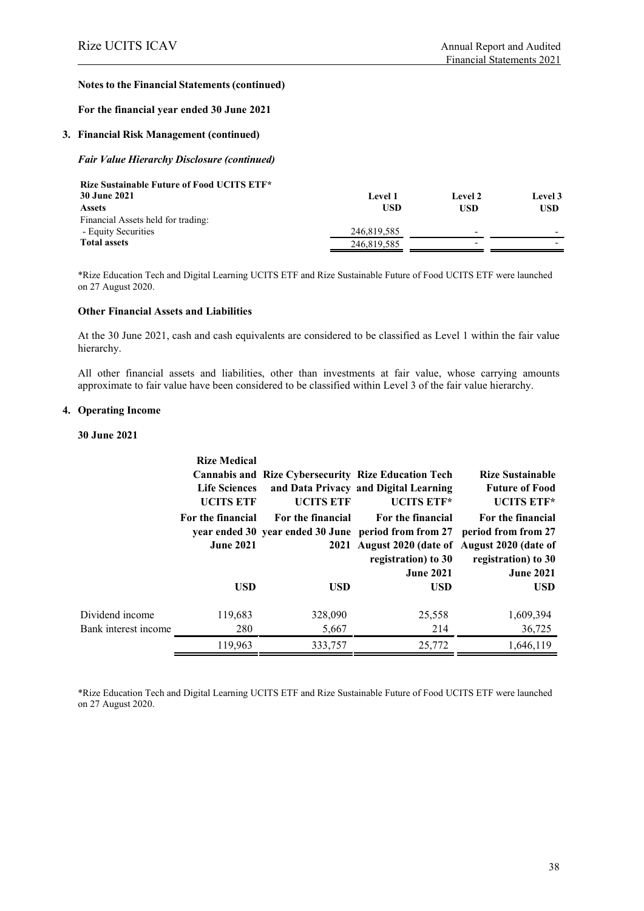**Notes to the Financial Statements (continued)**

**For the financial year ended 30 June 2021**

**3. Financial Risk Management (continued)**

***Fair Value Hierarchy Disclosure (continued)***

| **Rize Sustainable Future of Food UCITS ETF*** **30 June 2021** | **Level 1** | **Level 2** | **Level 3** |
|---|---|---|---|
| **Assets** | **USD** | **USD** | **USD** |
| Financial Assets held for trading: | | | |
| - Equity Securities | 246,819,585 | - | - |
| **Total assets** | 246,819,585 | - | - |

*Rize Education Tech and Digital Learning UCITS ETF and Rize Sustainable Future of Food UCITS ETF were launched on 27 August 2020.

**Other Financial Assets and Liabilities**

At the 30 June 2021, cash and cash equivalents are considered to be classified as Level 1 within the fair value hierarchy.

All other financial assets and liabilities, other than investments at fair value, whose carrying amounts approximate to fair value have been considered to be classified within Level 3 of the fair value hierarchy.

**4. Operating Income**

**30 June 2021**

| | **Rize Medical Cannabis and Life Sciences UCITS ETF** | **Rize Cybersecurity and Data Privacy UCITS ETF** | **Rize Education Tech and Digital Learning UCITS ETF*** | **Rize Sustainable Future of Food UCITS ETF*** |
|---|---|---|---|---|
| | **For the financial year ended 30 June 2021** | **For the financial year ended 30 June 2021** | **For the financial period from from 27 August 2020 (date of registration) to 30 June 2021** | **For the financial period from from 27 August 2020 (date of registration) to 30 June 2021** |
| | **USD** | **USD** | **USD** | **USD** |
| Dividend income | 119,683 | 328,090 | 25,558 | 1,609,394 |
| Bank interest income | 280 | 5,667 | 214 | 36,725 |
| | 119,963 | 333,757 | 25,772 | 1,646,119 |

*Rize Education Tech and Digital Learning UCITS ETF and Rize Sustainable Future of Food UCITS ETF were launched on 27 August 2020.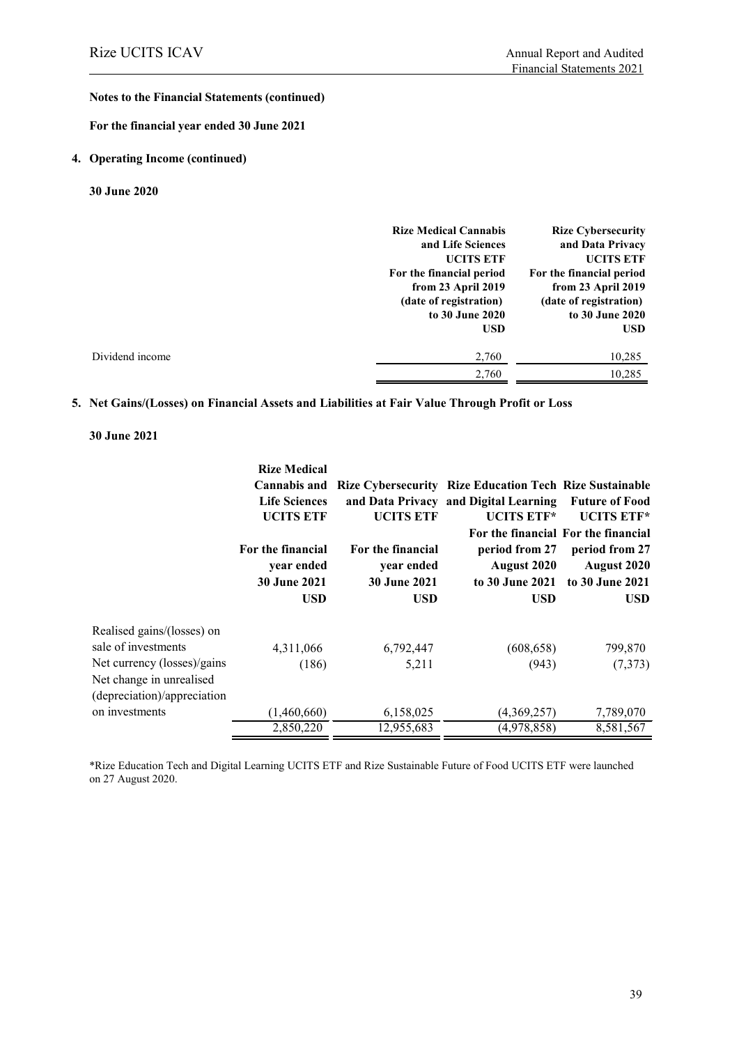**Notes to the Financial Statements (continued)**

**For the financial year ended 30 June 2021**

**4. Operating Income (continued)**

**30 June 2020**

| | Rize Medical Cannabis and Life Sciences UCITS ETF For the financial period from 23 April 2019 (date of registration) to 30 June 2020 USD | Rize Cybersecurity and Data Privacy UCITS ETF For the financial period from 23 April 2019 (date of registration) to 30 June 2020 USD |
|---|---|---|
| Dividend income | 2,760 | 10,285 |
| | 2,760 | 10,285 |

**5. Net Gains/(Losses) on Financial Assets and Liabilities at Fair Value Through Profit or Loss**

**30 June 2021**

| | Rize Medical Cannabis and Life Sciences UCITS ETF For the financial year ended 30 June 2021 USD | Rize Cybersecurity and Data Privacy UCITS ETF For the financial year ended 30 June 2021 USD | Rize Education Tech and Digital Learning UCITS ETF* For the financial period from 27 August 2020 to 30 June 2021 USD | Rize Sustainable Future of Food UCITS ETF* For the financial period from 27 August 2020 to 30 June 2021 USD |
|---|---|---|---|---|
| Realised gains/(losses) on sale of investments | 4,311,066 | 6,792,447 | (608,658) | 799,870 |
| Net currency (losses)/gains | (186) | 5,211 | (943) | (7,373) |
| Net change in unrealised (depreciation)/appreciation on investments | (1,460,660) | 6,158,025 | (4,369,257) | 7,789,070 |
| | 2,850,220 | 12,955,683 | (4,978,858) | 8,581,567 |

*Rize Education Tech and Digital Learning UCITS ETF and Rize Sustainable Future of Food UCITS ETF were launched on 27 August 2020.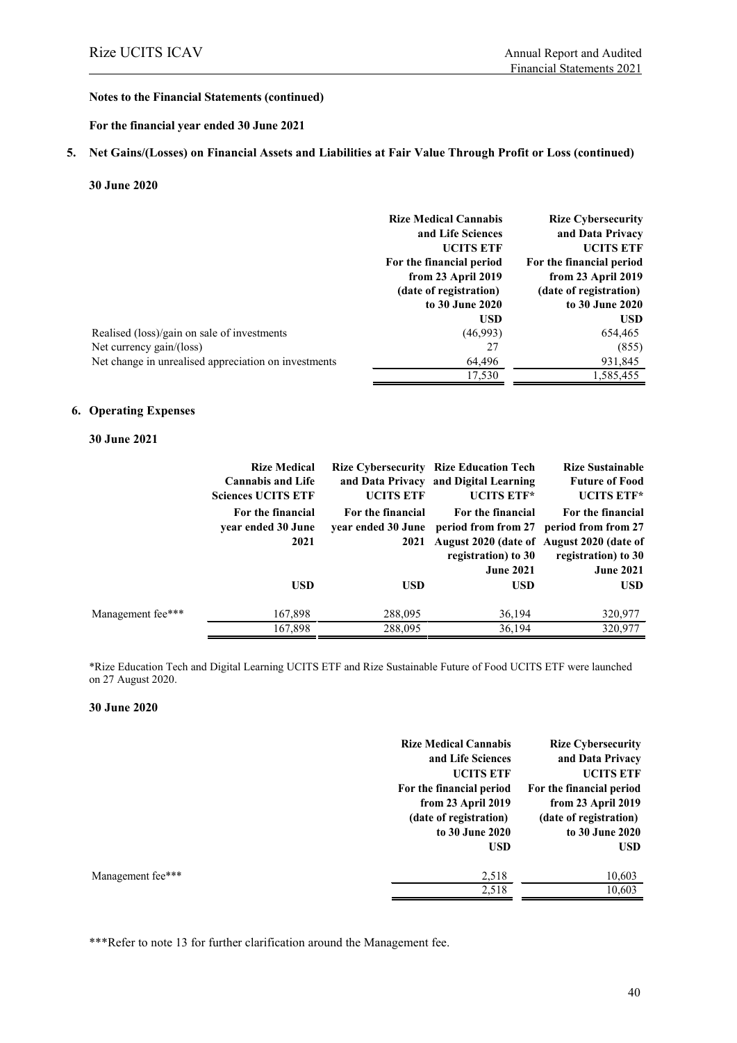**Notes to the Financial Statements (continued)**

**For the financial year ended 30 June 2021**

**5. Net Gains/(Losses) on Financial Assets and Liabilities at Fair Value Through Profit or Loss (continued)**

**30 June 2020**

| | Rize Medical Cannabis and Life Sciences UCITS ETF For the financial period from 23 April 2019 (date of registration) to 30 June 2020 | Rize Cybersecurity and Data Privacy UCITS ETF For the financial period from 23 April 2019 (date of registration) to 30 June 2020 |
|---|---|---|
| | USD | USD |
| Realised (loss)/gain on sale of investments | (46,993) | 654,465 |
| Net currency gain/(loss) | 27 | (855) |
| Net change in unrealised appreciation on investments | 64,496 | 931,845 |
| | 17,530 | 1,585,455 |

**6. Operating Expenses**

**30 June 2021**

| | Rize Medical Cannabis and Life Sciences UCITS ETF For the financial year ended 30 June 2021 | Rize Cybersecurity and Data Privacy UCITS ETF For the financial year ended 30 June 2021 | Rize Education Tech and Digital Learning UCITS ETF* For the financial period from 27 August 2020 (date of registration) to 30 June 2021 | Rize Sustainable Future of Food UCITS ETF* For the financial period from 27 August 2020 (date of registration) to 30 June 2021 |
|---|---|---|---|---|
| | USD | USD | USD | USD |
| Management fee*** | 167,898 | 288,095 | 36,194 | 320,977 |
| | 167,898 | 288,095 | 36,194 | 320,977 |

*Rize Education Tech and Digital Learning UCITS ETF and Rize Sustainable Future of Food UCITS ETF were launched on 27 August 2020.

**30 June 2020**

| | Rize Medical Cannabis and Life Sciences UCITS ETF For the financial period from 23 April 2019 (date of registration) to 30 June 2020 | Rize Cybersecurity and Data Privacy UCITS ETF For the financial period from 23 April 2019 (date of registration) to 30 June 2020 |
|---|---|---|
| | USD | USD |
| Management fee*** | 2,518 | 10,603 |
| | 2,518 | 10,603 |

***Refer to note 13 for further clarification around the Management fee.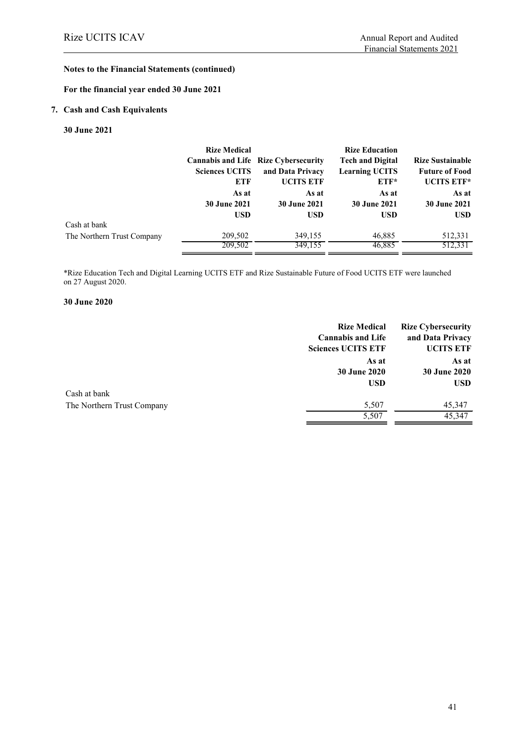**Notes to the Financial Statements (continued)**

**For the financial year ended 30 June 2021**

## 7. Cash and Cash Equivalents

**30 June 2021**

| | Rize Medical Cannabis and Life Sciences UCITS ETF | Rize Cybersecurity and Data Privacy UCITS ETF | Rize Education Tech and Digital Learning UCITS ETF* | Rize Sustainable Future of Food UCITS ETF* |
|---|---|---|---|---|
| | As at 30 June 2021 | As at 30 June 2021 | As at 30 June 2021 | As at 30 June 2021 |
| | USD | USD | USD | USD |
| Cash at bank | | | | |
| The Northern Trust Company | 209,502 | 349,155 | 46,885 | 512,331 |
| | 209,502 | 349,155 | 46,885 | 512,331 |

*Rize Education Tech and Digital Learning UCITS ETF and Rize Sustainable Future of Food UCITS ETF were launched on 27 August 2020.

**30 June 2020**

| | Rize Medical Cannabis and Life Sciences UCITS ETF | Rize Cybersecurity and Data Privacy UCITS ETF |
|---|---|---|
| | As at 30 June 2020 | As at 30 June 2020 |
| | USD | USD |
| Cash at bank | | |
| The Northern Trust Company | 5,507 | 45,347 |
| | 5,507 | 45,347 |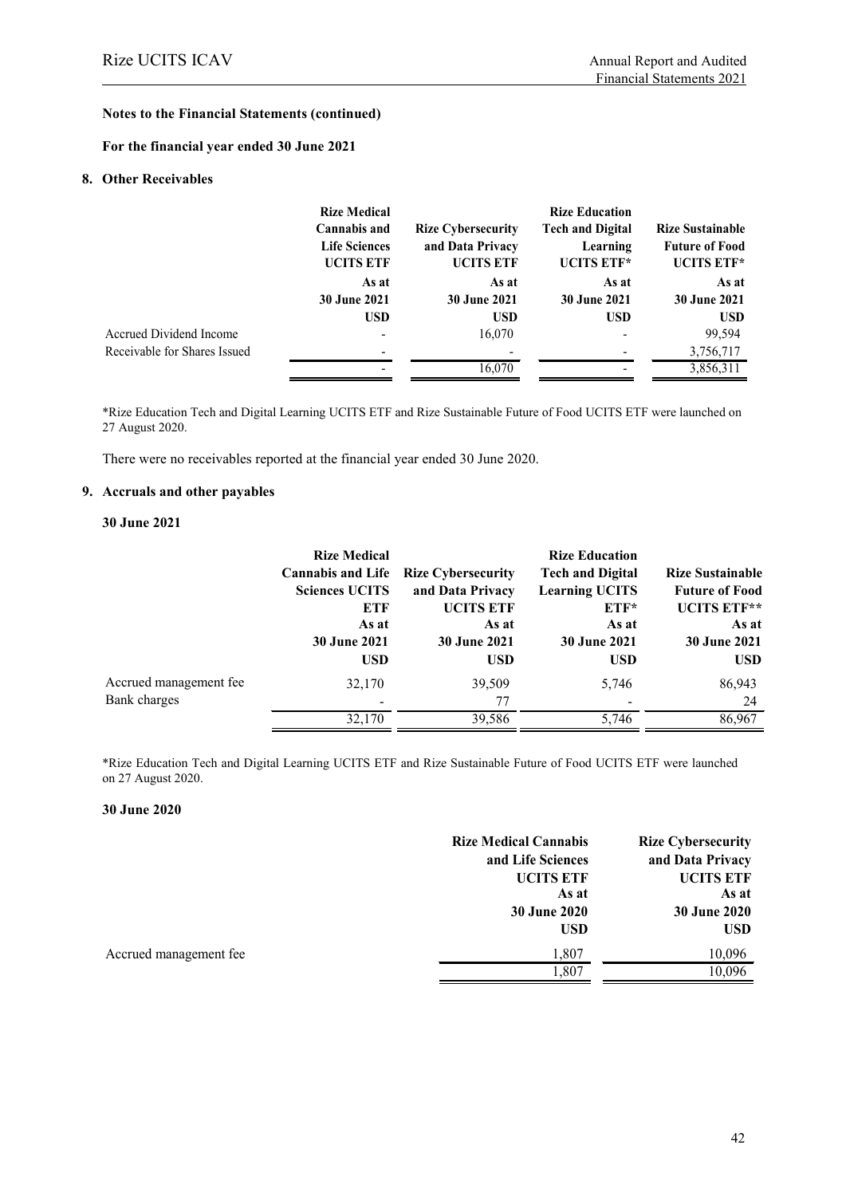**Notes to the Financial Statements (continued)**

**For the financial year ended 30 June 2021**

## 8. Other Receivables

| | Rize Medical Cannabis and Life Sciences UCITS ETF | Rize Cybersecurity and Data Privacy UCITS ETF | Rize Education Tech and Digital Learning UCITS ETF* | Rize Sustainable Future of Food UCITS ETF* |
|---|---|---|---|---|
| | As at 30 June 2021 | As at 30 June 2021 | As at 30 June 2021 | As at 30 June 2021 |
| | USD | USD | USD | USD |
| Accrued Dividend Income | - | 16,070 | - | 99,594 |
| Receivable for Shares Issued | - | - | - | 3,756,717 |
| | - | 16,070 | - | 3,856,311 |

*Rize Education Tech and Digital Learning UCITS ETF and Rize Sustainable Future of Food UCITS ETF were launched on 27 August 2020.

There were no receivables reported at the financial year ended 30 June 2020.

## 9. Accruals and other payables

**30 June 2021**

| | Rize Medical Cannabis and Life Sciences UCITS ETF | Rize Cybersecurity and Data Privacy UCITS ETF | Rize Education Tech and Digital Learning UCITS ETF* | Rize Sustainable Future of Food UCITS ETF** |
|---|---|---|---|---|
| | As at 30 June 2021 | As at 30 June 2021 | As at 30 June 2021 | As at 30 June 2021 |
| | USD | USD | USD | USD |
| Accrued management fee | 32,170 | 39,509 | 5,746 | 86,943 |
| Bank charges | - | 77 | - | 24 |
| | 32,170 | 39,586 | 5,746 | 86,967 |

*Rize Education Tech and Digital Learning UCITS ETF and Rize Sustainable Future of Food UCITS ETF were launched on 27 August 2020.

**30 June 2020**

| | Rize Medical Cannabis and Life Sciences UCITS ETF | Rize Cybersecurity and Data Privacy UCITS ETF |
|---|---|---|
| | As at 30 June 2020 | As at 30 June 2020 |
| | USD | USD |
| Accrued management fee | 1,807 | 10,096 |
| | 1,807 | 10,096 |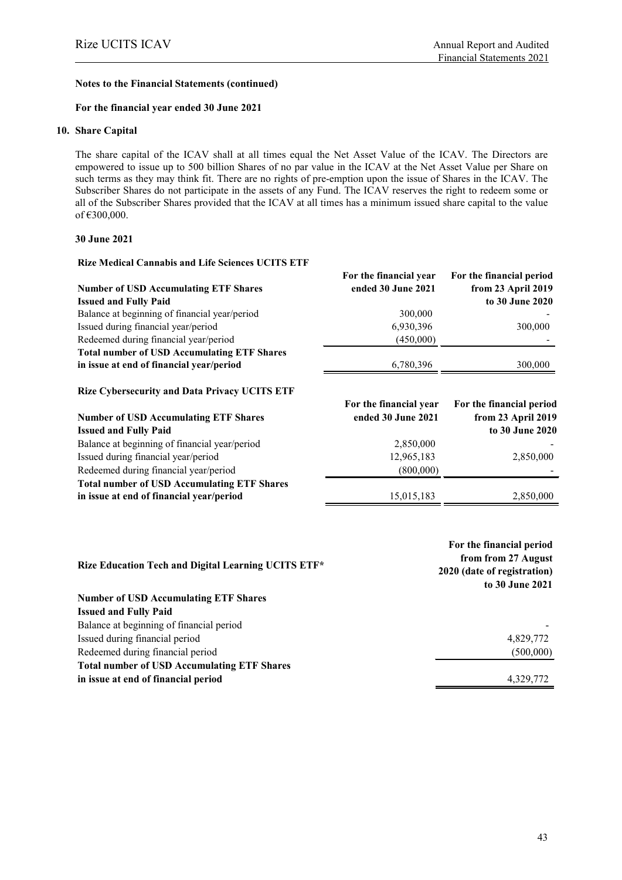**Notes to the Financial Statements (continued)**

**For the financial year ended 30 June 2021**

## 10. Share Capital

The share capital of the ICAV shall at all times equal the Net Asset Value of the ICAV. The Directors are empowered to issue up to 500 billion Shares of no par value in the ICAV at the Net Asset Value per Share on such terms as they may think fit. There are no rights of pre-emption upon the issue of Shares in the ICAV. The Subscriber Shares do not participate in the assets of any Fund. The ICAV reserves the right to redeem some or all of the Subscriber Shares provided that the ICAV at all times has a minimum issued share capital to the value of €300,000.

**30 June 2021**

**Rize Medical Cannabis and Life Sciences UCITS ETF**

| **Number of USD Accumulating ETF Shares Issued and Fully Paid** | **For the financial year ended 30 June 2021** | **For the financial period from 23 April 2019 to 30 June 2020** |
|---|---|---|
| Balance at beginning of financial year/period | 300,000 | - |
| Issued during financial year/period | 6,930,396 | 300,000 |
| Redeemed during financial year/period | (450,000) | - |
| **Total number of USD Accumulating ETF Shares in issue at end of financial year/period** | 6,780,396 | 300,000 |

**Rize Cybersecurity and Data Privacy UCITS ETF**

| **Number of USD Accumulating ETF Shares Issued and Fully Paid** | **For the financial year ended 30 June 2021** | **For the financial period from 23 April 2019 to 30 June 2020** |
|---|---|---|
| Balance at beginning of financial year/period | 2,850,000 | - |
| Issued during financial year/period | 12,965,183 | 2,850,000 |
| Redeemed during financial year/period | (800,000) | - |
| **Total number of USD Accumulating ETF Shares in issue at end of financial year/period** | 15,015,183 | 2,850,000 |

| **Rize Education Tech and Digital Learning UCITS ETF*** | **For the financial period from from 27 August 2020 (date of registration) to 30 June 2021** |
|---|---|
| **Number of USD Accumulating ETF Shares Issued and Fully Paid** | |
| Balance at beginning of financial period | - |
| Issued during financial period | 4,829,772 |
| Redeemed during financial period | (500,000) |
| **Total number of USD Accumulating ETF Shares in issue at end of financial period** | 4,329,772 |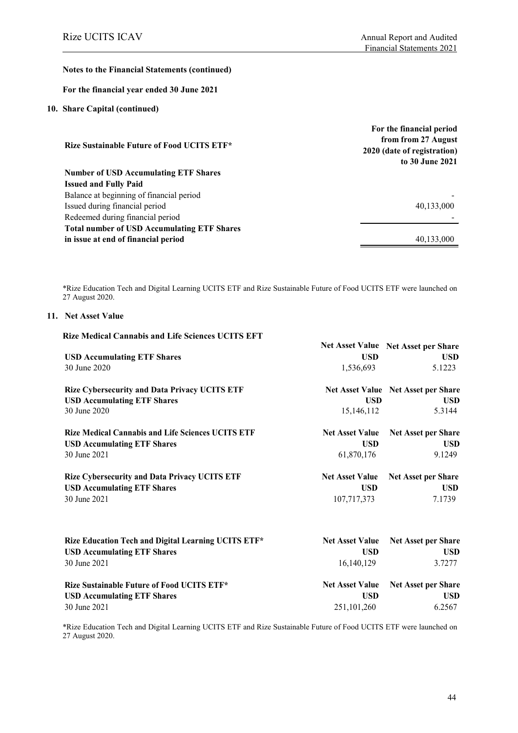**Notes to the Financial Statements (continued)**

**For the financial year ended 30 June 2021**

**10. Share Capital (continued)**

| **Rize Sustainable Future of Food UCITS ETF*** | **For the financial period from from 27 August 2020 (date of registration) to 30 June 2021** |
|---|---|
| **Number of USD Accumulating ETF Shares Issued and Fully Paid** | |
| Balance at beginning of financial period | - |
| Issued during financial period | 40,133,000 |
| Redeemed during financial period | - |
| **Total number of USD Accumulating ETF Shares in issue at end of financial period** | 40,133,000 |

*Rize Education Tech and Digital Learning UCITS ETF and Rize Sustainable Future of Food UCITS ETF were launched on 27 August 2020.

**11. Net Asset Value**

| **Rize Medical Cannabis and Life Sciences UCITS EFT** | | |
|---|---|---|
| **USD Accumulating ETF Shares** | **Net Asset Value USD** | **Net Asset per Share USD** |
| 30 June 2020 | 1,536,693 | 5.1223 |

| **Rize Cybersecurity and Data Privacy UCITS ETF** | **Net Asset Value** | **Net Asset per Share** |
|---|---|---|
| **USD Accumulating ETF Shares** | **USD** | **USD** |
| 30 June 2020 | 15,146,112 | 5.3144 |

| **Rize Medical Cannabis and Life Sciences UCITS ETF** | **Net Asset Value** | **Net Asset per Share** |
|---|---|---|
| **USD Accumulating ETF Shares** | **USD** | **USD** |
| 30 June 2021 | 61,870,176 | 9.1249 |

| **Rize Cybersecurity and Data Privacy UCITS ETF** | **Net Asset Value** | **Net Asset per Share** |
|---|---|---|
| **USD Accumulating ETF Shares** | **USD** | **USD** |
| 30 June 2021 | 107,717,373 | 7.1739 |

| **Rize Education Tech and Digital Learning UCITS ETF*** | **Net Asset Value** | **Net Asset per Share** |
|---|---|---|
| **USD Accumulating ETF Shares** | **USD** | **USD** |
| 30 June 2021 | 16,140,129 | 3.7277 |

| **Rize Sustainable Future of Food UCITS ETF*** | **Net Asset Value** | **Net Asset per Share** |
|---|---|---|
| **USD Accumulating ETF Shares** | **USD** | **USD** |
| 30 June 2021 | 251,101,260 | 6.2567 |

*Rize Education Tech and Digital Learning UCITS ETF and Rize Sustainable Future of Food UCITS ETF were launched on 27 August 2020.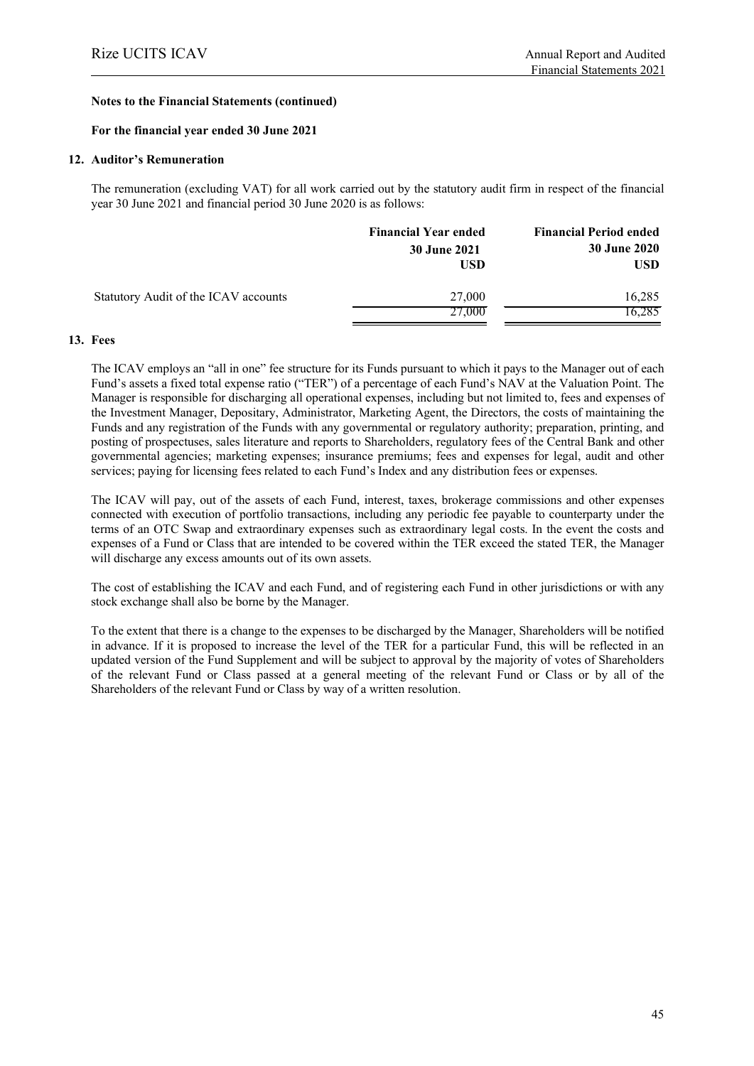**Notes to the Financial Statements (continued)**

**For the financial year ended 30 June 2021**

## 12. Auditor's Remuneration

The remuneration (excluding VAT) for all work carried out by the statutory audit firm in respect of the financial year 30 June 2021 and financial period 30 June 2020 is as follows:

| | Financial Year ended 30 June 2021 USD | Financial Period ended 30 June 2020 USD |
|---|---|---|
| Statutory Audit of the ICAV accounts | 27,000 | 16,285 |
| | 27,000 | 16,285 |

## 13. Fees

The ICAV employs an "all in one" fee structure for its Funds pursuant to which it pays to the Manager out of each Fund's assets a fixed total expense ratio ("TER") of a percentage of each Fund's NAV at the Valuation Point. The Manager is responsible for discharging all operational expenses, including but not limited to, fees and expenses of the Investment Manager, Depositary, Administrator, Marketing Agent, the Directors, the costs of maintaining the Funds and any registration of the Funds with any governmental or regulatory authority; preparation, printing, and posting of prospectuses, sales literature and reports to Shareholders, regulatory fees of the Central Bank and other governmental agencies; marketing expenses; insurance premiums; fees and expenses for legal, audit and other services; paying for licensing fees related to each Fund's Index and any distribution fees or expenses.

The ICAV will pay, out of the assets of each Fund, interest, taxes, brokerage commissions and other expenses connected with execution of portfolio transactions, including any periodic fee payable to counterparty under the terms of an OTC Swap and extraordinary expenses such as extraordinary legal costs. In the event the costs and expenses of a Fund or Class that are intended to be covered within the TER exceed the stated TER, the Manager will discharge any excess amounts out of its own assets.

The cost of establishing the ICAV and each Fund, and of registering each Fund in other jurisdictions or with any stock exchange shall also be borne by the Manager.

To the extent that there is a change to the expenses to be discharged by the Manager, Shareholders will be notified in advance. If it is proposed to increase the level of the TER for a particular Fund, this will be reflected in an updated version of the Fund Supplement and will be subject to approval by the majority of votes of Shareholders of the relevant Fund or Class passed at a general meeting of the relevant Fund or Class or by all of the Shareholders of the relevant Fund or Class by way of a written resolution.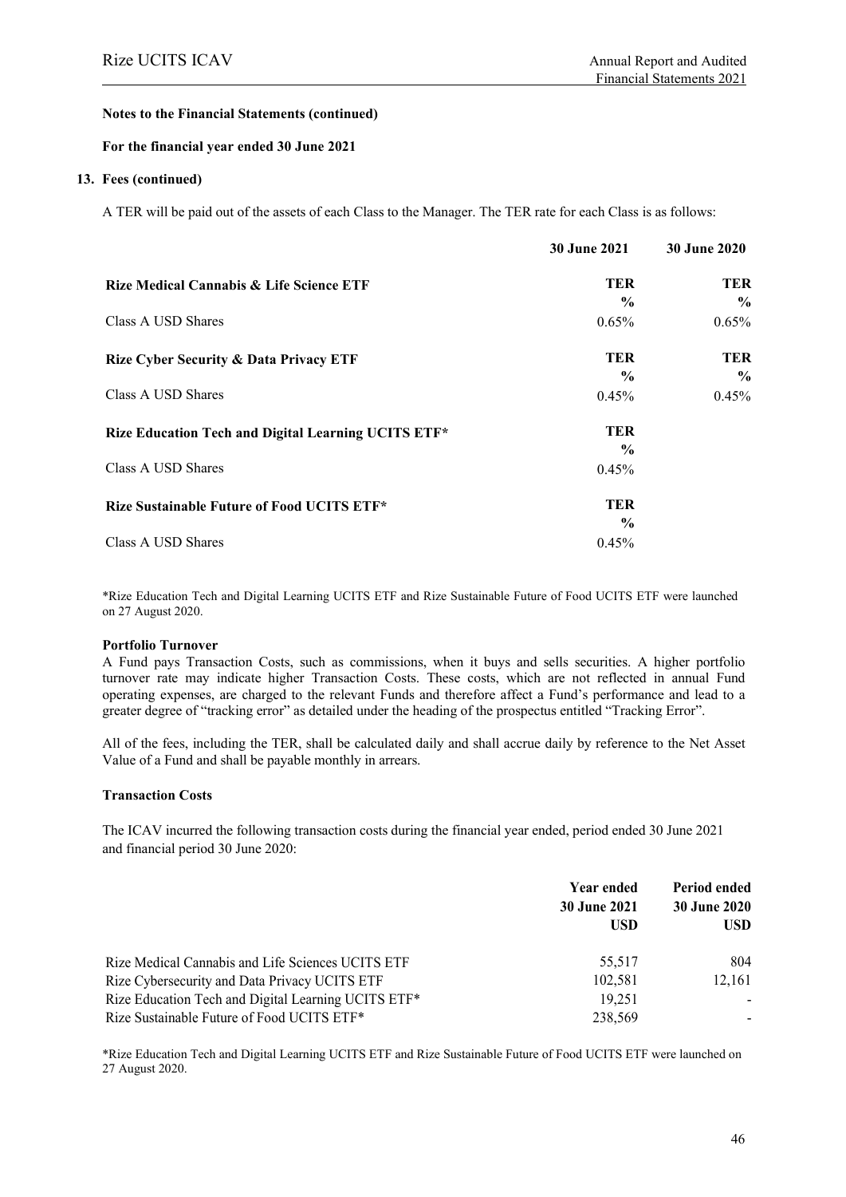**Notes to the Financial Statements (continued)**

**For the financial year ended 30 June 2021**

**13. Fees (continued)**

A TER will be paid out of the assets of each Class to the Manager. The TER rate for each Class is as follows:

| | 30 June 2021 | 30 June 2020 |
|---|---|---|
| **Rize Medical Cannabis & Life Science ETF** | **TER %** | **TER %** |
| Class A USD Shares | 0.65% | 0.65% |
| **Rize Cyber Security & Data Privacy ETF** | **TER %** | **TER %** |
| Class A USD Shares | 0.45% | 0.45% |
| **Rize Education Tech and Digital Learning UCITS ETF*** | **TER %** | |
| Class A USD Shares | 0.45% | |
| **Rize Sustainable Future of Food UCITS ETF*** | **TER %** | |
| Class A USD Shares | 0.45% | |

*Rize Education Tech and Digital Learning UCITS ETF and Rize Sustainable Future of Food UCITS ETF were launched on 27 August 2020.

**Portfolio Turnover**

A Fund pays Transaction Costs, such as commissions, when it buys and sells securities. A higher portfolio turnover rate may indicate higher Transaction Costs. These costs, which are not reflected in annual Fund operating expenses, are charged to the relevant Funds and therefore affect a Fund's performance and lead to a greater degree of "tracking error" as detailed under the heading of the prospectus entitled "Tracking Error".

All of the fees, including the TER, shall be calculated daily and shall accrue daily by reference to the Net Asset Value of a Fund and shall be payable monthly in arrears.

**Transaction Costs**

The ICAV incurred the following transaction costs during the financial year ended, period ended 30 June 2021 and financial period 30 June 2020:

| | Year ended 30 June 2021 USD | Period ended 30 June 2020 USD |
|---|---|---|
| Rize Medical Cannabis and Life Sciences UCITS ETF | 55,517 | 804 |
| Rize Cybersecurity and Data Privacy UCITS ETF | 102,581 | 12,161 |
| Rize Education Tech and Digital Learning UCITS ETF* | 19,251 | - |
| Rize Sustainable Future of Food UCITS ETF* | 238,569 | - |

*Rize Education Tech and Digital Learning UCITS ETF and Rize Sustainable Future of Food UCITS ETF were launched on 27 August 2020.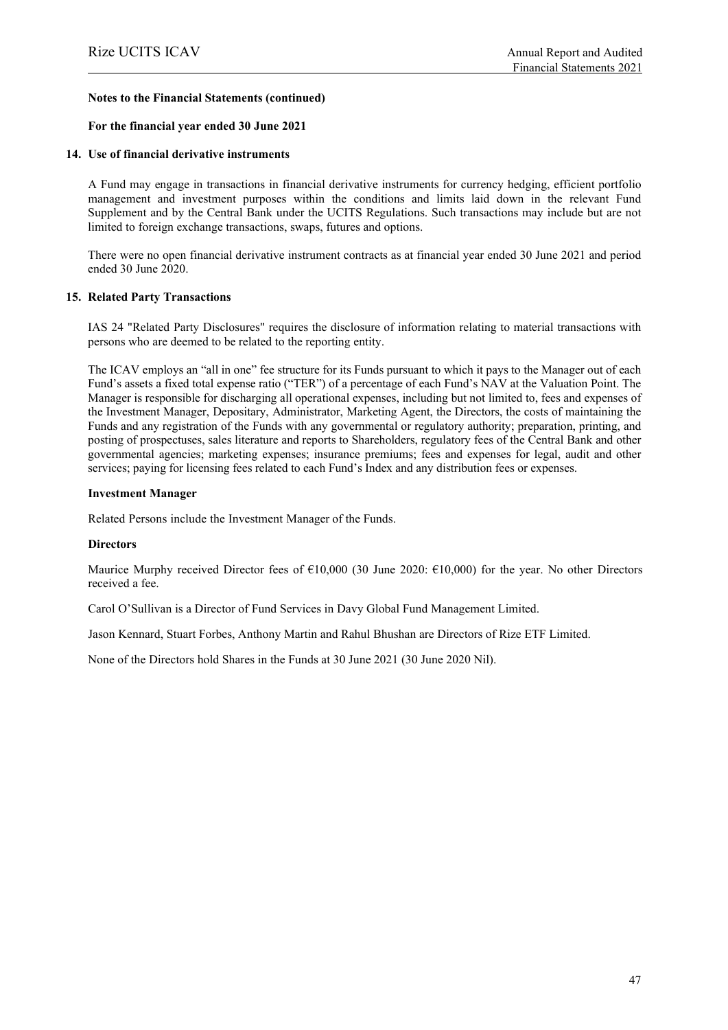**Notes to the Financial Statements (continued)**

**For the financial year ended 30 June 2021**

## 14. Use of financial derivative instruments

A Fund may engage in transactions in financial derivative instruments for currency hedging, efficient portfolio management and investment purposes within the conditions and limits laid down in the relevant Fund Supplement and by the Central Bank under the UCITS Regulations. Such transactions may include but are not limited to foreign exchange transactions, swaps, futures and options.

There were no open financial derivative instrument contracts as at financial year ended 30 June 2021 and period ended 30 June 2020.

## 15. Related Party Transactions

IAS 24 "Related Party Disclosures" requires the disclosure of information relating to material transactions with persons who are deemed to be related to the reporting entity.

The ICAV employs an "all in one" fee structure for its Funds pursuant to which it pays to the Manager out of each Fund's assets a fixed total expense ratio ("TER") of a percentage of each Fund's NAV at the Valuation Point. The Manager is responsible for discharging all operational expenses, including but not limited to, fees and expenses of the Investment Manager, Depositary, Administrator, Marketing Agent, the Directors, the costs of maintaining the Funds and any registration of the Funds with any governmental or regulatory authority; preparation, printing, and posting of prospectuses, sales literature and reports to Shareholders, regulatory fees of the Central Bank and other governmental agencies; marketing expenses; insurance premiums; fees and expenses for legal, audit and other services; paying for licensing fees related to each Fund's Index and any distribution fees or expenses.

**Investment Manager**

Related Persons include the Investment Manager of the Funds.

**Directors**

Maurice Murphy received Director fees of €10,000 (30 June 2020: €10,000) for the year. No other Directors received a fee.

Carol O'Sullivan is a Director of Fund Services in Davy Global Fund Management Limited.

Jason Kennard, Stuart Forbes, Anthony Martin and Rahul Bhushan are Directors of Rize ETF Limited.

None of the Directors hold Shares in the Funds at 30 June 2021 (30 June 2020 Nil).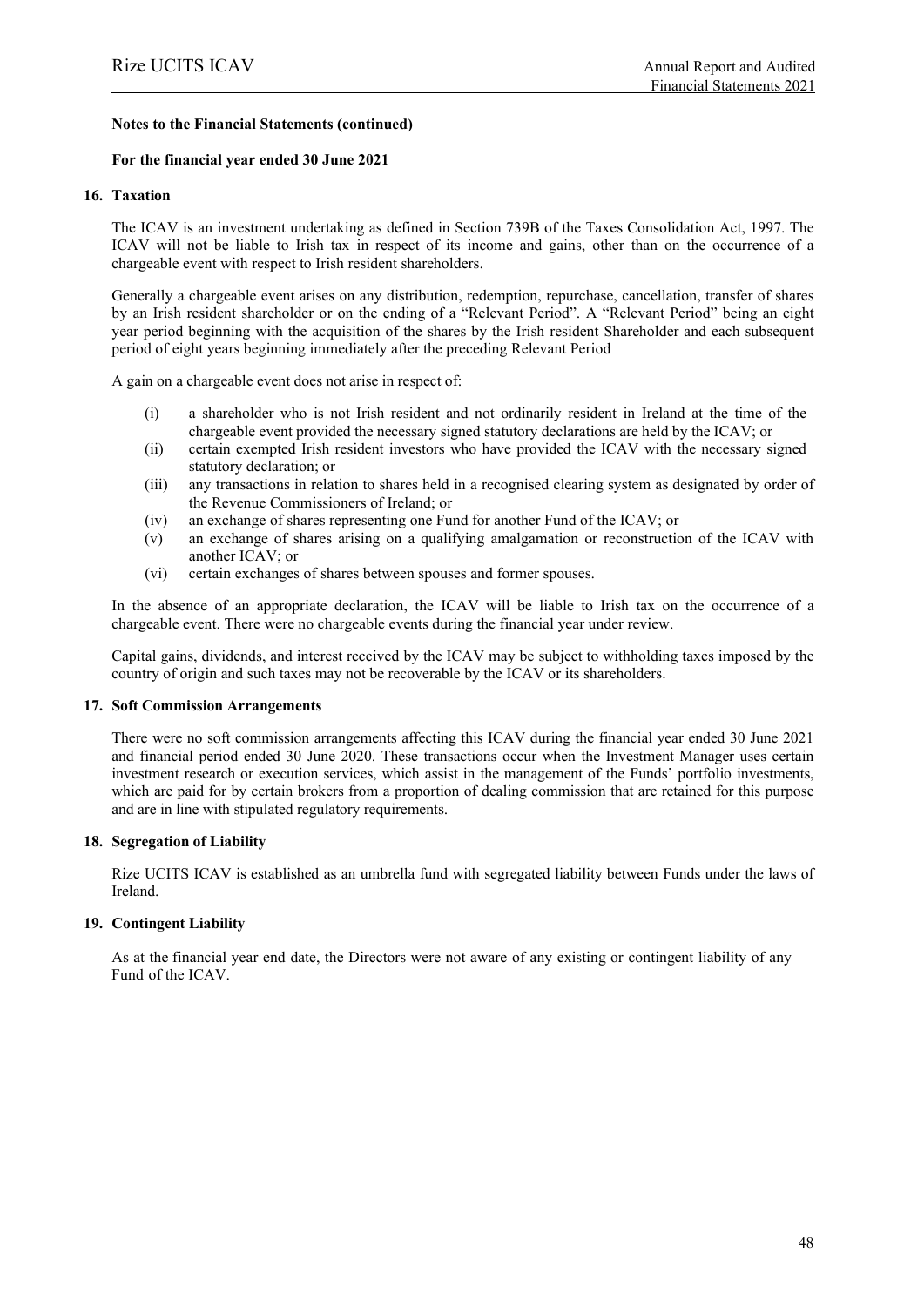**Notes to the Financial Statements (continued)**

**For the financial year ended 30 June 2021**

## 16. Taxation

The ICAV is an investment undertaking as defined in Section 739B of the Taxes Consolidation Act, 1997. The ICAV will not be liable to Irish tax in respect of its income and gains, other than on the occurrence of a chargeable event with respect to Irish resident shareholders.

Generally a chargeable event arises on any distribution, redemption, repurchase, cancellation, transfer of shares by an Irish resident shareholder or on the ending of a "Relevant Period". A "Relevant Period" being an eight year period beginning with the acquisition of the shares by the Irish resident Shareholder and each subsequent period of eight years beginning immediately after the preceding Relevant Period

A gain on a chargeable event does not arise in respect of:

(i) a shareholder who is not Irish resident and not ordinarily resident in Ireland at the time of the chargeable event provided the necessary signed statutory declarations are held by the ICAV; or
(ii) certain exempted Irish resident investors who have provided the ICAV with the necessary signed statutory declaration; or
(iii) any transactions in relation to shares held in a recognised clearing system as designated by order of the Revenue Commissioners of Ireland; or
(iv) an exchange of shares representing one Fund for another Fund of the ICAV; or
(v) an exchange of shares arising on a qualifying amalgamation or reconstruction of the ICAV with another ICAV; or
(vi) certain exchanges of shares between spouses and former spouses.

In the absence of an appropriate declaration, the ICAV will be liable to Irish tax on the occurrence of a chargeable event. There were no chargeable events during the financial year under review.

Capital gains, dividends, and interest received by the ICAV may be subject to withholding taxes imposed by the country of origin and such taxes may not be recoverable by the ICAV or its shareholders.

## 17. Soft Commission Arrangements

There were no soft commission arrangements affecting this ICAV during the financial year ended 30 June 2021 and financial period ended 30 June 2020. These transactions occur when the Investment Manager uses certain investment research or execution services, which assist in the management of the Funds' portfolio investments, which are paid for by certain brokers from a proportion of dealing commission that are retained for this purpose and are in line with stipulated regulatory requirements.

## 18. Segregation of Liability

Rize UCITS ICAV is established as an umbrella fund with segregated liability between Funds under the laws of Ireland.

## 19. Contingent Liability

As at the financial year end date, the Directors were not aware of any existing or contingent liability of any Fund of the ICAV.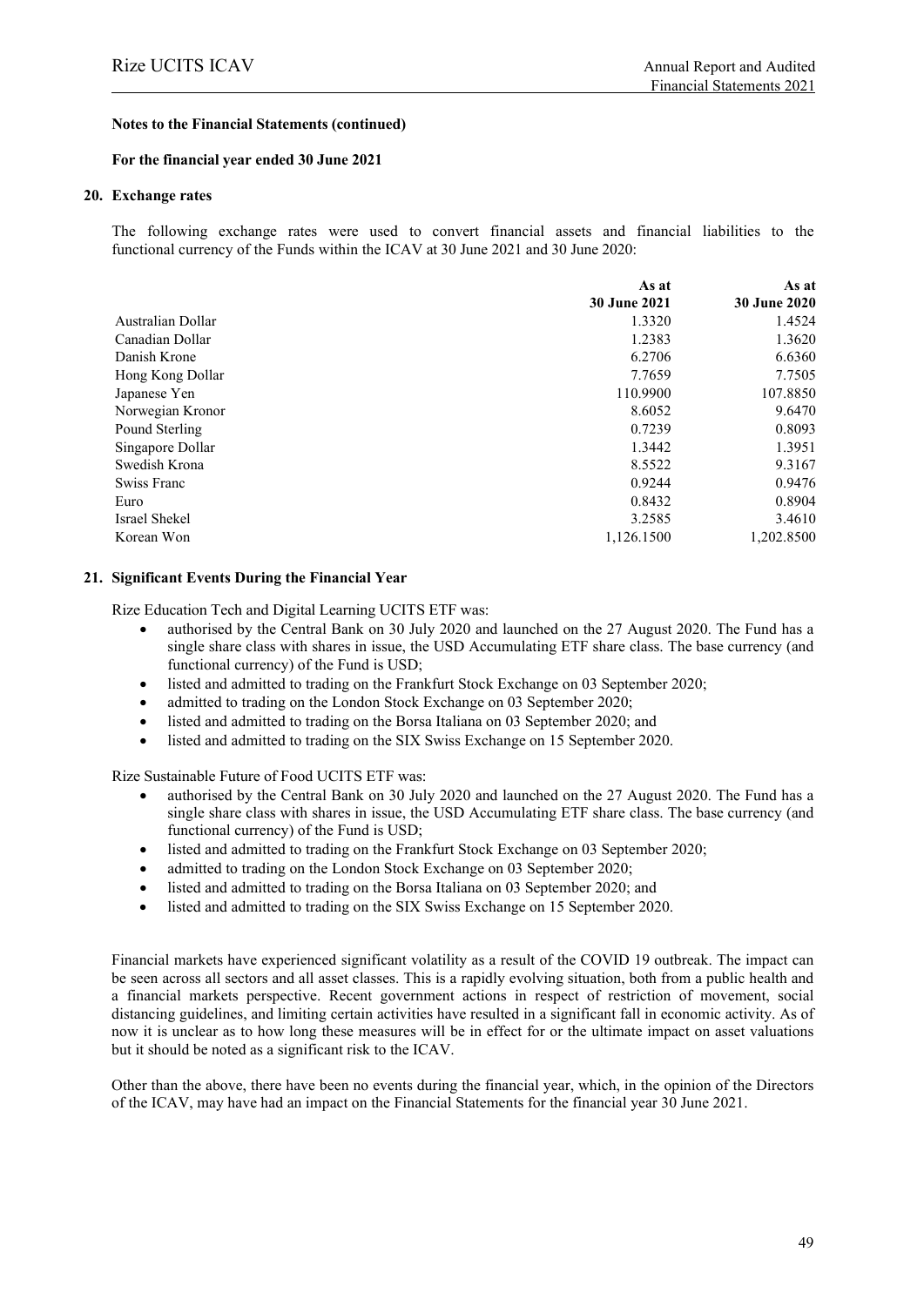**Notes to the Financial Statements (continued)**

**For the financial year ended 30 June 2021**

## 20. Exchange rates

The following exchange rates were used to convert financial assets and financial liabilities to the functional currency of the Funds within the ICAV at 30 June 2021 and 30 June 2020:

| | As at 30 June 2021 | As at 30 June 2020 |
|---|---|---|
| Australian Dollar | 1.3320 | 1.4524 |
| Canadian Dollar | 1.2383 | 1.3620 |
| Danish Krone | 6.2706 | 6.6360 |
| Hong Kong Dollar | 7.7659 | 7.7505 |
| Japanese Yen | 110.9900 | 107.8850 |
| Norwegian Kronor | 8.6052 | 9.6470 |
| Pound Sterling | 0.7239 | 0.8093 |
| Singapore Dollar | 1.3442 | 1.3951 |
| Swedish Krona | 8.5522 | 9.3167 |
| Swiss Franc | 0.9244 | 0.9476 |
| Euro | 0.8432 | 0.8904 |
| Israel Shekel | 3.2585 | 3.4610 |
| Korean Won | 1,126.1500 | 1,202.8500 |

## 21. Significant Events During the Financial Year

Rize Education Tech and Digital Learning UCITS ETF was:

- authorised by the Central Bank on 30 July 2020 and launched on the 27 August 2020. The Fund has a single share class with shares in issue, the USD Accumulating ETF share class. The base currency (and functional currency) of the Fund is USD;
- listed and admitted to trading on the Frankfurt Stock Exchange on 03 September 2020;
- admitted to trading on the London Stock Exchange on 03 September 2020;
- listed and admitted to trading on the Borsa Italiana on 03 September 2020; and
- listed and admitted to trading on the SIX Swiss Exchange on 15 September 2020.

Rize Sustainable Future of Food UCITS ETF was:

- authorised by the Central Bank on 30 July 2020 and launched on the 27 August 2020. The Fund has a single share class with shares in issue, the USD Accumulating ETF share class. The base currency (and functional currency) of the Fund is USD;
- listed and admitted to trading on the Frankfurt Stock Exchange on 03 September 2020;
- admitted to trading on the London Stock Exchange on 03 September 2020;
- listed and admitted to trading on the Borsa Italiana on 03 September 2020; and
- listed and admitted to trading on the SIX Swiss Exchange on 15 September 2020.

Financial markets have experienced significant volatility as a result of the COVID 19 outbreak. The impact can be seen across all sectors and all asset classes. This is a rapidly evolving situation, both from a public health and a financial markets perspective. Recent government actions in respect of restriction of movement, social distancing guidelines, and limiting certain activities have resulted in a significant fall in economic activity. As of now it is unclear as to how long these measures will be in effect for or the ultimate impact on asset valuations but it should be noted as a significant risk to the ICAV.

Other than the above, there have been no events during the financial year, which, in the opinion of the Directors of the ICAV, may have had an impact on the Financial Statements for the financial year 30 June 2021.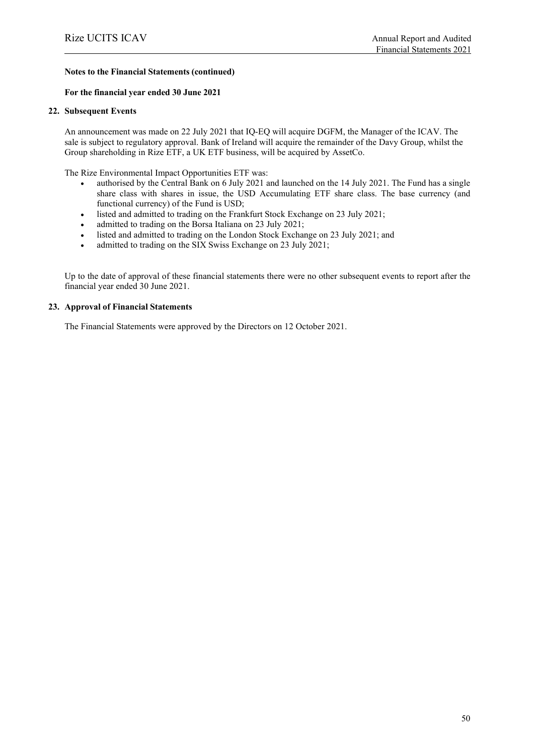**Notes to the Financial Statements (continued)**

**For the financial year ended 30 June 2021**

**22. Subsequent Events**

An announcement was made on 22 July 2021 that IQ-EQ will acquire DGFM, the Manager of the ICAV. The sale is subject to regulatory approval. Bank of Ireland will acquire the remainder of the Davy Group, whilst the Group shareholding in Rize ETF, a UK ETF business, will be acquired by AssetCo.

The Rize Environmental Impact Opportunities ETF was:

- authorised by the Central Bank on 6 July 2021 and launched on the 14 July 2021. The Fund has a single share class with shares in issue, the USD Accumulating ETF share class. The base currency (and functional currency) of the Fund is USD;
- listed and admitted to trading on the Frankfurt Stock Exchange on 23 July 2021;
- admitted to trading on the Borsa Italiana on 23 July 2021;
- listed and admitted to trading on the London Stock Exchange on 23 July 2021; and
- admitted to trading on the SIX Swiss Exchange on 23 July 2021;

Up to the date of approval of these financial statements there were no other subsequent events to report after the financial year ended 30 June 2021.

**23. Approval of Financial Statements**

The Financial Statements were approved by the Directors on 12 October 2021.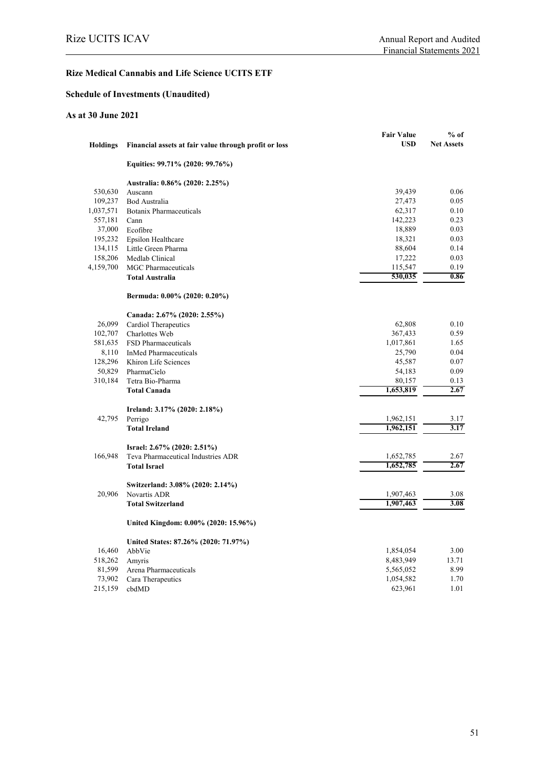## Rize Medical Cannabis and Life Science UCITS ETF

### Schedule of Investments (Unaudited)

### As at 30 June 2021

| Holdings | Financial assets at fair value through profit or loss | Fair Value USD | % of Net Assets |
|---|---|---|---|
| | **Equities: 99.71% (2020: 99.76%)** | | |
| | **Australia: 0.86% (2020: 2.25%)** | | |
| 530,630 | Auscann | 39,439 | 0.06 |
| 109,237 | Bod Australia | 27,473 | 0.05 |
| 1,037,571 | Botanix Pharmaceuticals | 62,317 | 0.10 |
| 557,181 | Cann | 142,223 | 0.23 |
| 37,000 | Ecofibre | 18,889 | 0.03 |
| 195,232 | Epsilon Healthcare | 18,321 | 0.03 |
| 134,115 | Little Green Pharma | 88,604 | 0.14 |
| 158,206 | Medlab Clinical | 17,222 | 0.03 |
| 4,159,700 | MGC Pharmaceuticals | 115,547 | 0.19 |
| | **Total Australia** | **530,035** | **0.86** |
| | **Bermuda: 0.00% (2020: 0.20%)** | | |
| | **Canada: 2.67% (2020: 2.55%)** | | |
| 26,099 | Cardiol Therapeutics | 62,808 | 0.10 |
| 102,707 | Charlottes Web | 367,433 | 0.59 |
| 581,635 | FSD Pharmaceuticals | 1,017,861 | 1.65 |
| 8,110 | InMed Pharmaceuticals | 25,790 | 0.04 |
| 128,296 | Khiron Life Sciences | 45,587 | 0.07 |
| 50,829 | PharmaCielo | 54,183 | 0.09 |
| 310,184 | Tetra Bio-Pharma | 80,157 | 0.13 |
| | **Total Canada** | **1,653,819** | **2.67** |
| | **Ireland: 3.17% (2020: 2.18%)** | | |
| 42,795 | Perrigo | 1,962,151 | 3.17 |
| | **Total Ireland** | **1,962,151** | **3.17** |
| | **Israel: 2.67% (2020: 2.51%)** | | |
| 166,948 | Teva Pharmaceutical Industries ADR | 1,652,785 | 2.67 |
| | **Total Israel** | **1,652,785** | **2.67** |
| | **Switzerland: 3.08% (2020: 2.14%)** | | |
| 20,906 | Novartis ADR | 1,907,463 | 3.08 |
| | **Total Switzerland** | **1,907,463** | **3.08** |
| | **United Kingdom: 0.00% (2020: 15.96%)** | | |
| | **United States: 87.26% (2020: 71.97%)** | | |
| 16,460 | AbbVie | 1,854,054 | 3.00 |
| 518,262 | Amyris | 8,483,949 | 13.71 |
| 81,599 | Arena Pharmaceuticals | 5,565,052 | 8.99 |
| 73,902 | Cara Therapeutics | 1,054,582 | 1.70 |
| 215,159 | cbdMD | 623,961 | 1.01 |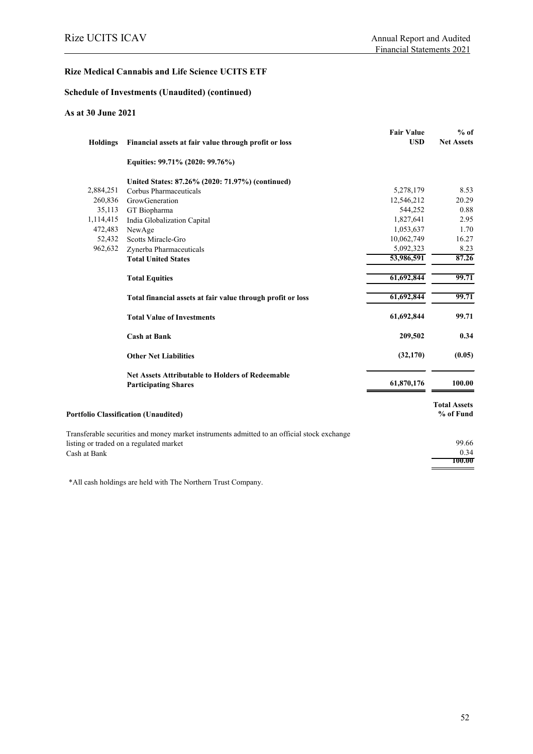## Rize Medical Cannabis and Life Science UCITS ETF

### Schedule of Investments (Unaudited) (continued)

### As at 30 June 2021

| Holdings | Financial assets at fair value through profit or loss | Fair Value USD | % of Net Assets |
|---|---|---|---|
| | **Equities: 99.71% (2020: 99.76%)** | | |
| | **United States: 87.26% (2020: 71.97%) (continued)** | | |
| 2,884,251 | Corbus Pharmaceuticals | 5,278,179 | 8.53 |
| 260,836 | GrowGeneration | 12,546,212 | 20.29 |
| 35,113 | GT Biopharma | 544,252 | 0.88 |
| 1,114,415 | India Globalization Capital | 1,827,641 | 2.95 |
| 472,483 | NewAge | 1,053,637 | 1.70 |
| 52,432 | Scotts Miracle-Gro | 10,062,749 | 16.27 |
| 962,632 | Zynerba Pharmaceuticals | 5,092,323 | 8.23 |
| | **Total United States** | **53,986,591** | **87.26** |
| | **Total Equities** | **61,692,844** | **99.71** |
| | **Total financial assets at fair value through profit or loss** | **61,692,844** | **99.71** |
| | **Total Value of Investments** | **61,692,844** | **99.71** |
| | **Cash at Bank** | **209,502** | **0.34** |
| | **Other Net Liabilities** | **(32,170)** | **(0.05)** |
| | **Net Assets Attributable to Holders of Redeemable Participating Shares** | **61,870,176** | **100.00** |

| Portfolio Classification (Unaudited) | Total Assets % of Fund |
|---|---|
| Transferable securities and money market instruments admitted to an official stock exchange listing or traded on a regulated market | 99.66 |
| Cash at Bank | 0.34 |
| | **100.00** |

*All cash holdings are held with The Northern Trust Company.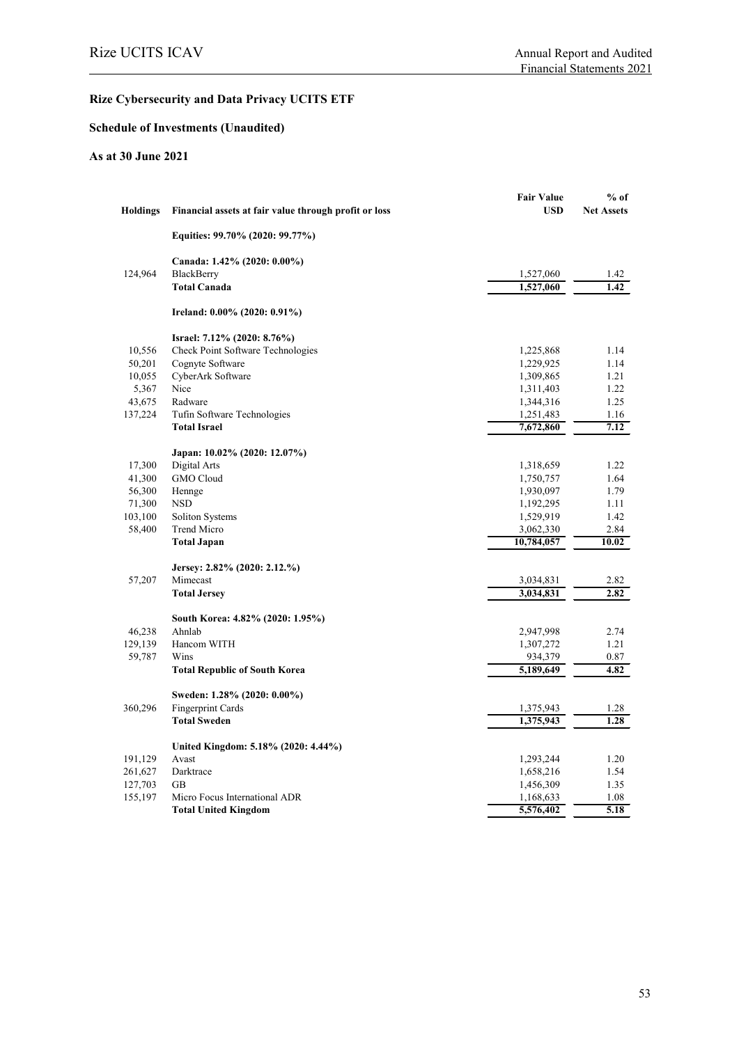## Rize Cybersecurity and Data Privacy UCITS ETF

### Schedule of Investments (Unaudited)

### As at 30 June 2021

| Holdings | Financial assets at fair value through profit or loss | Fair Value USD | % of Net Assets |
|---|---|---|---|
| | **Equities: 99.70% (2020: 99.77%)** | | |
| | **Canada: 1.42% (2020: 0.00%)** | | |
| 124,964 | BlackBerry | 1,527,060 | 1.42 |
| | **Total Canada** | **1,527,060** | **1.42** |
| | **Ireland: 0.00% (2020: 0.91%)** | | |
| | **Israel: 7.12% (2020: 8.76%)** | | |
| 10,556 | Check Point Software Technologies | 1,225,868 | 1.14 |
| 50,201 | Cognyte Software | 1,229,925 | 1.14 |
| 10,055 | CyberArk Software | 1,309,865 | 1.21 |
| 5,367 | Nice | 1,311,403 | 1.22 |
| 43,675 | Radware | 1,344,316 | 1.25 |
| 137,224 | Tufin Software Technologies | 1,251,483 | 1.16 |
| | **Total Israel** | **7,672,860** | **7.12** |
| | **Japan: 10.02% (2020: 12.07%)** | | |
| 17,300 | Digital Arts | 1,318,659 | 1.22 |
| 41,300 | GMO Cloud | 1,750,757 | 1.64 |
| 56,300 | Hennge | 1,930,097 | 1.79 |
| 71,300 | NSD | 1,192,295 | 1.11 |
| 103,100 | Soliton Systems | 1,529,919 | 1.42 |
| 58,400 | Trend Micro | 3,062,330 | 2.84 |
| | **Total Japan** | **10,784,057** | **10.02** |
| | **Jersey: 2.82% (2020: 2.12.%)** | | |
| 57,207 | Mimecast | 3,034,831 | 2.82 |
| | **Total Jersey** | **3,034,831** | **2.82** |
| | **South Korea: 4.82% (2020: 1.95%)** | | |
| 46,238 | Ahnlab | 2,947,998 | 2.74 |
| 129,139 | Hancom WITH | 1,307,272 | 1.21 |
| 59,787 | Wins | 934,379 | 0.87 |
| | **Total Republic of South Korea** | **5,189,649** | **4.82** |
| | **Sweden: 1.28% (2020: 0.00%)** | | |
| 360,296 | Fingerprint Cards | 1,375,943 | 1.28 |
| | **Total Sweden** | **1,375,943** | **1.28** |
| | **United Kingdom: 5.18% (2020: 4.44%)** | | |
| 191,129 | Avast | 1,293,244 | 1.20 |
| 261,627 | Darktrace | 1,658,216 | 1.54 |
| 127,703 | GB | 1,456,309 | 1.35 |
| 155,197 | Micro Focus International ADR | 1,168,633 | 1.08 |
| | **Total United Kingdom** | **5,576,402** | **5.18** |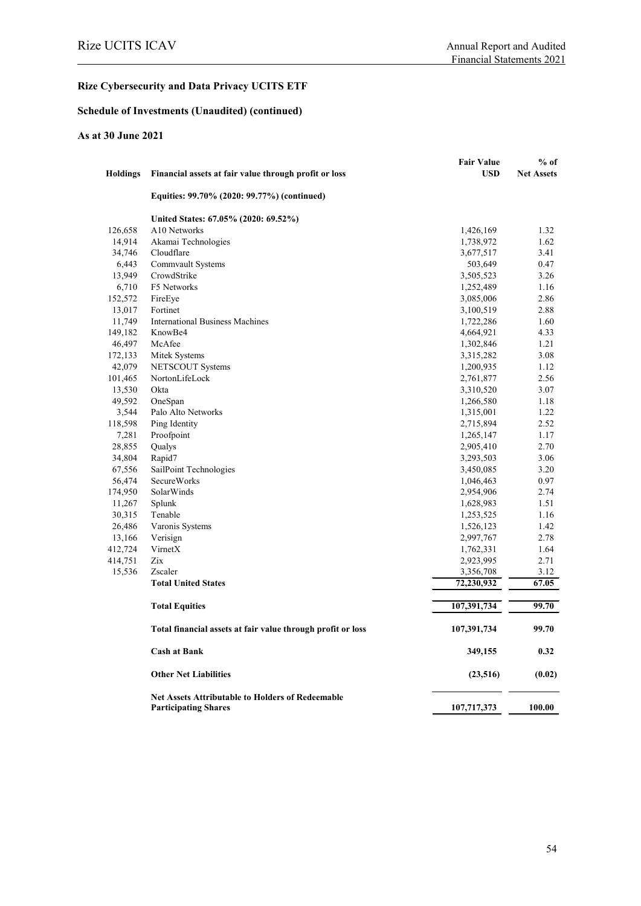## Rize Cybersecurity and Data Privacy UCITS ETF

### Schedule of Investments (Unaudited) (continued)

### As at 30 June 2021

| Holdings | Financial assets at fair value through profit or loss | Fair Value USD | % of Net Assets |
|---|---|---|---|
| | **Equities: 99.70% (2020: 99.77%) (continued)** | | |
| | **United States: 67.05% (2020: 69.52%)** | | |
| 126,658 | A10 Networks | 1,426,169 | 1.32 |
| 14,914 | Akamai Technologies | 1,738,972 | 1.62 |
| 34,746 | Cloudflare | 3,677,517 | 3.41 |
| 6,443 | Commvault Systems | 503,649 | 0.47 |
| 13,949 | CrowdStrike | 3,505,523 | 3.26 |
| 6,710 | F5 Networks | 1,252,489 | 1.16 |
| 152,572 | FireEye | 3,085,006 | 2.86 |
| 13,017 | Fortinet | 3,100,519 | 2.88 |
| 11,749 | International Business Machines | 1,722,286 | 1.60 |
| 149,182 | KnowBe4 | 4,664,921 | 4.33 |
| 46,497 | McAfee | 1,302,846 | 1.21 |
| 172,133 | Mitek Systems | 3,315,282 | 3.08 |
| 42,079 | NETSCOUT Systems | 1,200,935 | 1.12 |
| 101,465 | NortonLifeLock | 2,761,877 | 2.56 |
| 13,530 | Okta | 3,310,520 | 3.07 |
| 49,592 | OneSpan | 1,266,580 | 1.18 |
| 3,544 | Palo Alto Networks | 1,315,001 | 1.22 |
| 118,598 | Ping Identity | 2,715,894 | 2.52 |
| 7,281 | Proofpoint | 1,265,147 | 1.17 |
| 28,855 | Qualys | 2,905,410 | 2.70 |
| 34,804 | Rapid7 | 3,293,503 | 3.06 |
| 67,556 | SailPoint Technologies | 3,450,085 | 3.20 |
| 56,474 | SecureWorks | 1,046,463 | 0.97 |
| 174,950 | SolarWinds | 2,954,906 | 2.74 |
| 11,267 | Splunk | 1,628,983 | 1.51 |
| 30,315 | Tenable | 1,253,525 | 1.16 |
| 26,486 | Varonis Systems | 1,526,123 | 1.42 |
| 13,166 | Verisign | 2,997,767 | 2.78 |
| 412,724 | VirnetX | 1,762,331 | 1.64 |
| 414,751 | Zix | 2,923,995 | 2.71 |
| 15,536 | Zscaler | 3,356,708 | 3.12 |
| | **Total United States** | **72,230,932** | **67.05** |
| | **Total Equities** | **107,391,734** | **99.70** |
| | **Total financial assets at fair value through profit or loss** | **107,391,734** | **99.70** |
| | **Cash at Bank** | **349,155** | **0.32** |
| | **Other Net Liabilities** | **(23,516)** | **(0.02)** |
| | **Net Assets Attributable to Holders of Redeemable Participating Shares** | **107,717,373** | **100.00** |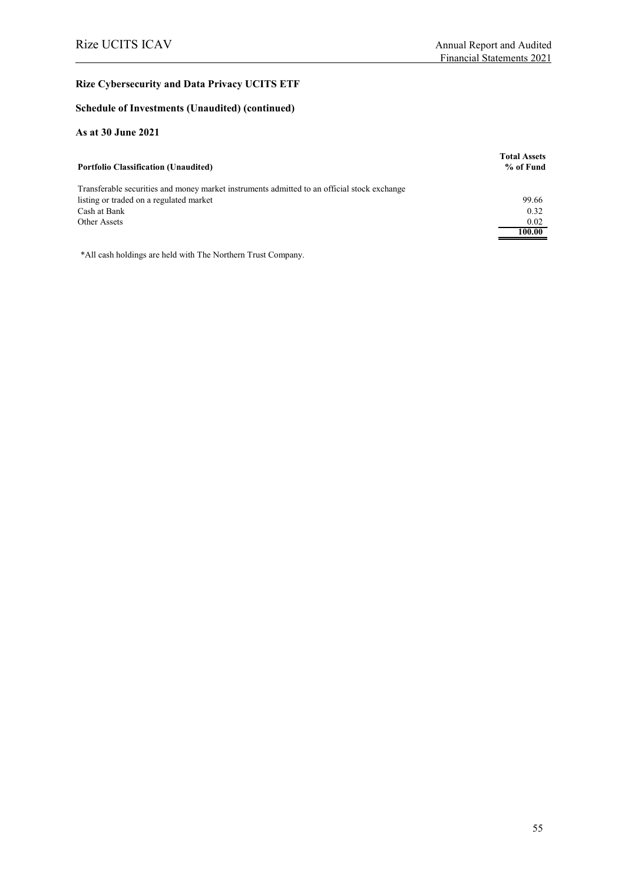## Rize Cybersecurity and Data Privacy UCITS ETF

### Schedule of Investments (Unaudited) (continued)

### As at 30 June 2021

| Portfolio Classification (Unaudited) | Total Assets % of Fund |
|---|---|
| Transferable securities and money market instruments admitted to an official stock exchange listing or traded on a regulated market | 99.66 |
| Cash at Bank | 0.32 |
| Other Assets | 0.02 |
| | **100.00** |

*All cash holdings are held with The Northern Trust Company.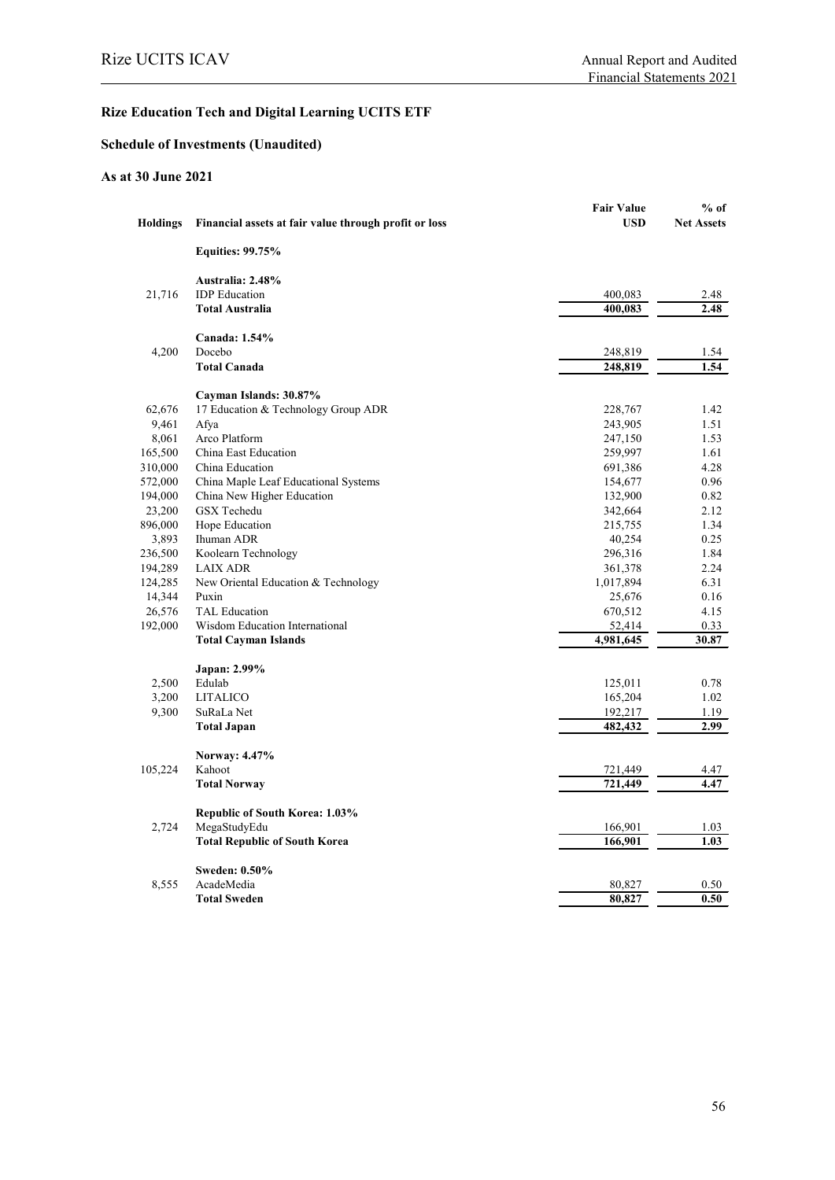## Rize Education Tech and Digital Learning UCITS ETF

### Schedule of Investments (Unaudited)

### As at 30 June 2021

| Holdings | Financial assets at fair value through profit or loss | Fair Value USD | % of Net Assets |
|---|---|---|---|
| | **Equities: 99.75%** | | |
| | **Australia: 2.48%** | | |
| 21,716 | IDP Education | 400,083 | 2.48 |
| | **Total Australia** | **400,083** | **2.48** |
| | **Canada: 1.54%** | | |
| 4,200 | Docebo | 248,819 | 1.54 |
| | **Total Canada** | **248,819** | **1.54** |
| | **Cayman Islands: 30.87%** | | |
| 62,676 | 17 Education & Technology Group ADR | 228,767 | 1.42 |
| 9,461 | Afya | 243,905 | 1.51 |
| 8,061 | Arco Platform | 247,150 | 1.53 |
| 165,500 | China East Education | 259,997 | 1.61 |
| 310,000 | China Education | 691,386 | 4.28 |
| 572,000 | China Maple Leaf Educational Systems | 154,677 | 0.96 |
| 194,000 | China New Higher Education | 132,900 | 0.82 |
| 23,200 | GSX Techedu | 342,664 | 2.12 |
| 896,000 | Hope Education | 215,755 | 1.34 |
| 3,893 | Ihuman ADR | 40,254 | 0.25 |
| 236,500 | Koolearn Technology | 296,316 | 1.84 |
| 194,289 | LAIX ADR | 361,378 | 2.24 |
| 124,285 | New Oriental Education & Technology | 1,017,894 | 6.31 |
| 14,344 | Puxin | 25,676 | 0.16 |
| 26,576 | TAL Education | 670,512 | 4.15 |
| 192,000 | Wisdom Education International | 52,414 | 0.33 |
| | **Total Cayman Islands** | **4,981,645** | **30.87** |
| | **Japan: 2.99%** | | |
| 2,500 | Edulab | 125,011 | 0.78 |
| 3,200 | LITALICO | 165,204 | 1.02 |
| 9,300 | SuRaLa Net | 192,217 | 1.19 |
| | **Total Japan** | **482,432** | **2.99** |
| | **Norway: 4.47%** | | |
| 105,224 | Kahoot | 721,449 | 4.47 |
| | **Total Norway** | **721,449** | **4.47** |
| | **Republic of South Korea: 1.03%** | | |
| 2,724 | MegaStudyEdu | 166,901 | 1.03 |
| | **Total Republic of South Korea** | **166,901** | **1.03** |
| | **Sweden: 0.50%** | | |
| 8,555 | AcadeMedia | 80,827 | 0.50 |
| | **Total Sweden** | **80,827** | **0.50** |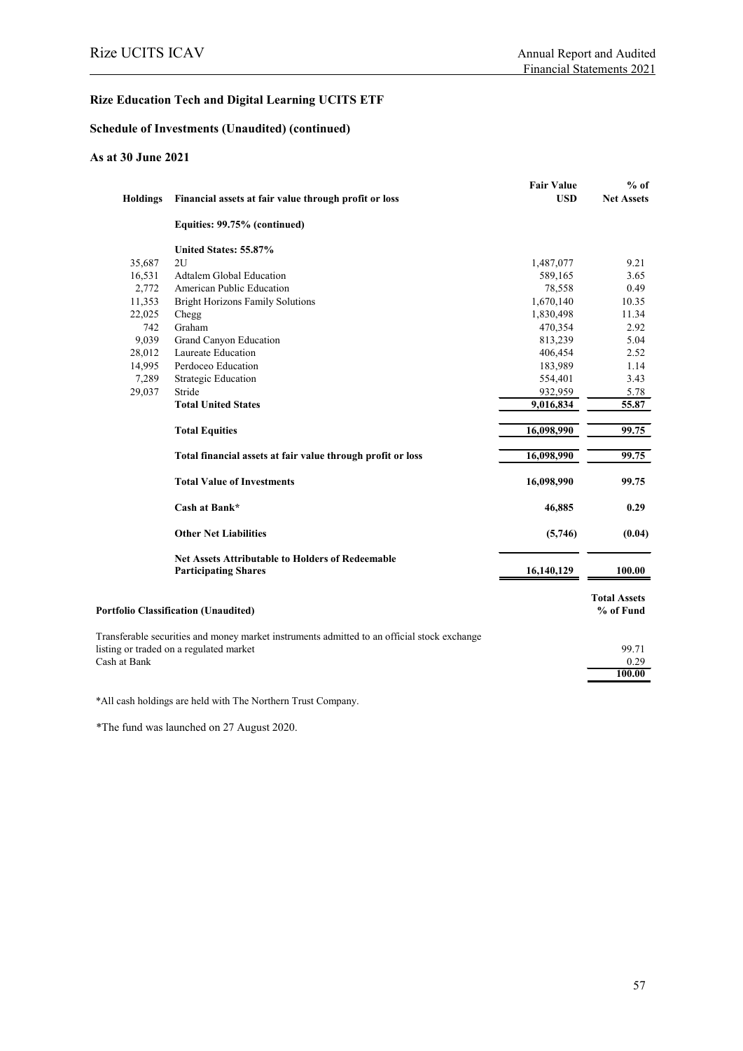## Rize Education Tech and Digital Learning UCITS ETF

### Schedule of Investments (Unaudited) (continued)

### As at 30 June 2021

| Holdings | Financial assets at fair value through profit or loss | Fair Value USD | % of Net Assets |
|---|---|---|---|
| | **Equities: 99.75% (continued)** | | |
| | **United States: 55.87%** | | |
| 35,687 | 2U | 1,487,077 | 9.21 |
| 16,531 | Adtalem Global Education | 589,165 | 3.65 |
| 2,772 | American Public Education | 78,558 | 0.49 |
| 11,353 | Bright Horizons Family Solutions | 1,670,140 | 10.35 |
| 22,025 | Chegg | 1,830,498 | 11.34 |
| 742 | Graham | 470,354 | 2.92 |
| 9,039 | Grand Canyon Education | 813,239 | 5.04 |
| 28,012 | Laureate Education | 406,454 | 2.52 |
| 14,995 | Perdoceo Education | 183,989 | 1.14 |
| 7,289 | Strategic Education | 554,401 | 3.43 |
| 29,037 | Stride | 932,959 | 5.78 |
| | **Total United States** | **9,016,834** | **55.87** |
| | **Total Equities** | **16,098,990** | **99.75** |
| | **Total financial assets at fair value through profit or loss** | **16,098,990** | **99.75** |
| | **Total Value of Investments** | **16,098,990** | **99.75** |
| | **Cash at Bank*** | **46,885** | **0.29** |
| | **Other Net Liabilities** | **(5,746)** | **(0.04)** |
| | **Net Assets Attributable to Holders of Redeemable Participating Shares** | **16,140,129** | **100.00** |

| Portfolio Classification (Unaudited) | Total Assets % of Fund |
|---|---|
| Transferable securities and money market instruments admitted to an official stock exchange listing or traded on a regulated market | 99.71 |
| Cash at Bank | 0.29 |
| | **100.00** |

*All cash holdings are held with The Northern Trust Company.

*The fund was launched on 27 August 2020.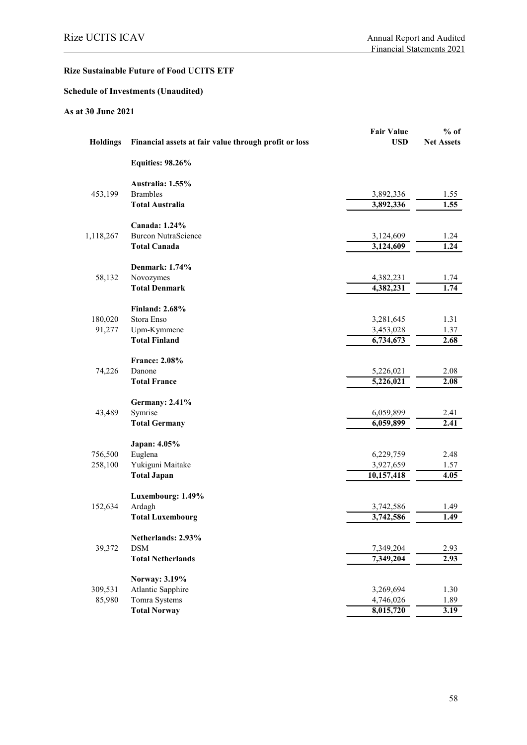**Rize Sustainable Future of Food UCITS ETF**

**Schedule of Investments (Unaudited)**

**As at 30 June 2021**

| Holdings | Financial assets at fair value through profit or loss | Fair Value USD | % of Net Assets |
|---|---|---|---|
| | **Equities: 98.26%** | | |
| | **Australia: 1.55%** | | |
| 453,199 | Brambles | 3,892,336 | 1.55 |
| | **Total Australia** | **3,892,336** | **1.55** |
| | **Canada: 1.24%** | | |
| 1,118,267 | Burcon NutraScience | 3,124,609 | 1.24 |
| | **Total Canada** | **3,124,609** | **1.24** |
| | **Denmark: 1.74%** | | |
| 58,132 | Novozymes | 4,382,231 | 1.74 |
| | **Total Denmark** | **4,382,231** | **1.74** |
| | **Finland: 2.68%** | | |
| 180,020 | Stora Enso | 3,281,645 | 1.31 |
| 91,277 | Upm-Kymmene | 3,453,028 | 1.37 |
| | **Total Finland** | **6,734,673** | **2.68** |
| | **France: 2.08%** | | |
| 74,226 | Danone | 5,226,021 | 2.08 |
| | **Total France** | **5,226,021** | **2.08** |
| | **Germany: 2.41%** | | |
| 43,489 | Symrise | 6,059,899 | 2.41 |
| | **Total Germany** | **6,059,899** | **2.41** |
| | **Japan: 4.05%** | | |
| 756,500 | Euglena | 6,229,759 | 2.48 |
| 258,100 | Yukiguni Maitake | 3,927,659 | 1.57 |
| | **Total Japan** | **10,157,418** | **4.05** |
| | **Luxembourg: 1.49%** | | |
| 152,634 | Ardagh | 3,742,586 | 1.49 |
| | **Total Luxembourg** | **3,742,586** | **1.49** |
| | **Netherlands: 2.93%** | | |
| 39,372 | DSM | 7,349,204 | 2.93 |
| | **Total Netherlands** | **7,349,204** | **2.93** |
| | **Norway: 3.19%** | | |
| 309,531 | Atlantic Sapphire | 3,269,694 | 1.30 |
| 85,980 | Tomra Systems | 4,746,026 | 1.89 |
| | **Total Norway** | **8,015,720** | **3.19** |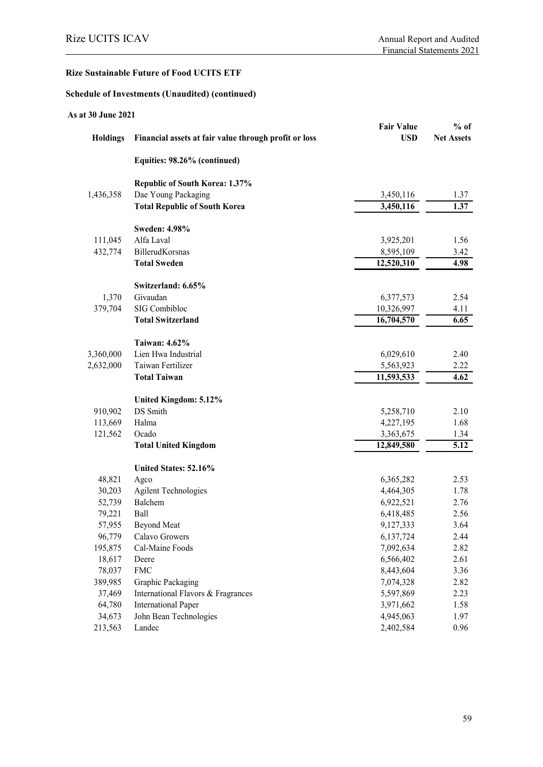## Rize Sustainable Future of Food UCITS ETF

### Schedule of Investments (Unaudited) (continued)

**As at 30 June 2021**

| Holdings | Financial assets at fair value through profit or loss | Fair Value USD | % of Net Assets |
|---|---|---|---|
| | **Equities: 98.26% (continued)** | | |
| | **Republic of South Korea: 1.37%** | | |
| 1,436,358 | Dae Young Packaging | 3,450,116 | 1.37 |
| | **Total Republic of South Korea** | **3,450,116** | **1.37** |
| | **Sweden: 4.98%** | | |
| 111,045 | Alfa Laval | 3,925,201 | 1.56 |
| 432,774 | BillerudKorsnas | 8,595,109 | 3.42 |
| | **Total Sweden** | **12,520,310** | **4.98** |
| | **Switzerland: 6.65%** | | |
| 1,370 | Givaudan | 6,377,573 | 2.54 |
| 379,704 | SIG Combibloc | 10,326,997 | 4.11 |
| | **Total Switzerland** | **16,704,570** | **6.65** |
| | **Taiwan: 4.62%** | | |
| 3,360,000 | Lien Hwa Industrial | 6,029,610 | 2.40 |
| 2,632,000 | Taiwan Fertilizer | 5,563,923 | 2.22 |
| | **Total Taiwan** | **11,593,533** | **4.62** |
| | **United Kingdom: 5.12%** | | |
| 910,902 | DS Smith | 5,258,710 | 2.10 |
| 113,669 | Halma | 4,227,195 | 1.68 |
| 121,562 | Ocado | 3,363,675 | 1.34 |
| | **Total United Kingdom** | **12,849,580** | **5.12** |
| | **United States: 52.16%** | | |
| 48,821 | Agco | 6,365,282 | 2.53 |
| 30,203 | Agilent Technologies | 4,464,305 | 1.78 |
| 52,739 | Balchem | 6,922,521 | 2.76 |
| 79,221 | Ball | 6,418,485 | 2.56 |
| 57,955 | Beyond Meat | 9,127,333 | 3.64 |
| 96,779 | Calavo Growers | 6,137,724 | 2.44 |
| 195,875 | Cal-Maine Foods | 7,092,634 | 2.82 |
| 18,617 | Deere | 6,566,402 | 2.61 |
| 78,037 | FMC | 8,443,604 | 3.36 |
| 389,985 | Graphic Packaging | 7,074,328 | 2.82 |
| 37,469 | International Flavors & Fragrances | 5,597,869 | 2.23 |
| 64,780 | International Paper | 3,971,662 | 1.58 |
| 34,673 | John Bean Technologies | 4,945,063 | 1.97 |
| 213,563 | Landec | 2,402,584 | 0.96 |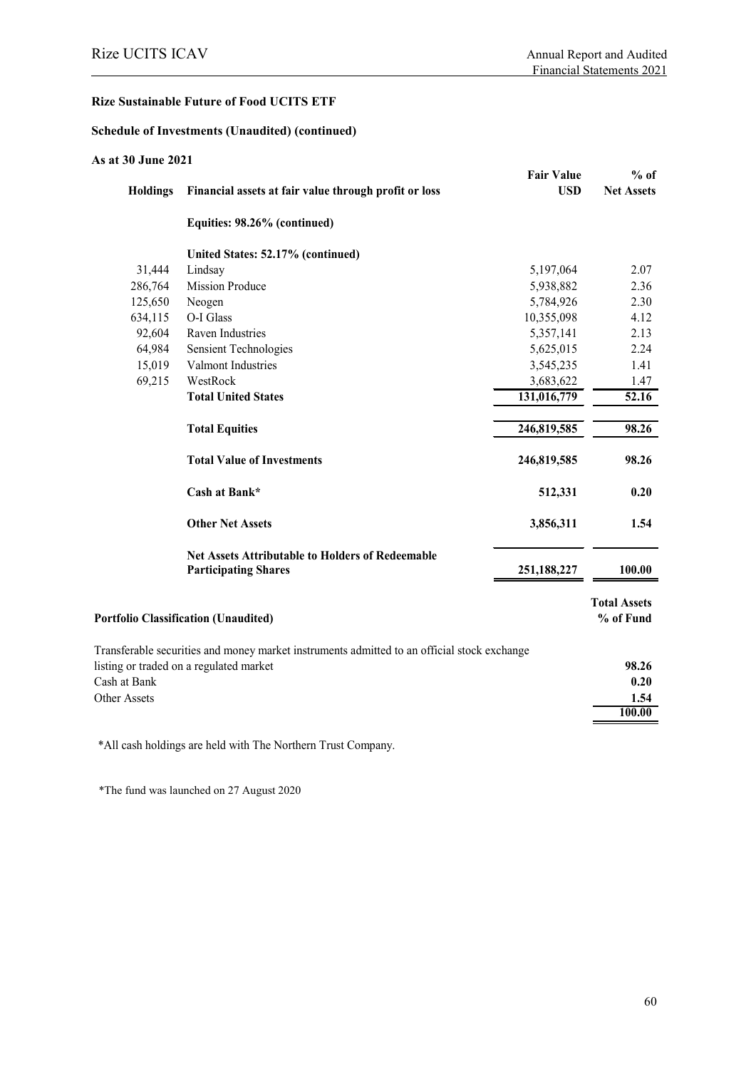**Rize Sustainable Future of Food UCITS ETF**

**Schedule of Investments (Unaudited) (continued)**

**As at 30 June 2021**

| Holdings | Financial assets at fair value through profit or loss | Fair Value USD | % of Net Assets |
|---|---|---|---|
| | **Equities: 98.26% (continued)** | | |
| | **United States: 52.17% (continued)** | | |
| 31,444 | Lindsay | 5,197,064 | 2.07 |
| 286,764 | Mission Produce | 5,938,882 | 2.36 |
| 125,650 | Neogen | 5,784,926 | 2.30 |
| 634,115 | O-I Glass | 10,355,098 | 4.12 |
| 92,604 | Raven Industries | 5,357,141 | 2.13 |
| 64,984 | Sensient Technologies | 5,625,015 | 2.24 |
| 15,019 | Valmont Industries | 3,545,235 | 1.41 |
| 69,215 | WestRock | 3,683,622 | 1.47 |
| | **Total United States** | **131,016,779** | **52.16** |
| | **Total Equities** | **246,819,585** | **98.26** |
| | **Total Value of Investments** | **246,819,585** | **98.26** |
| | **Cash at Bank*** | **512,331** | **0.20** |
| | **Other Net Assets** | **3,856,311** | **1.54** |
| | **Net Assets Attributable to Holders of Redeemable Participating Shares** | **251,188,227** | **100.00** |

| **Portfolio Classification (Unaudited)** | **Total Assets % of Fund** |
|---|---|
| Transferable securities and money market instruments admitted to an official stock exchange listing or traded on a regulated market | **98.26** |
| Cash at Bank | **0.20** |
| Other Assets | **1.54** |
| | **100.00** |

*All cash holdings are held with The Northern Trust Company.

*The fund was launched on 27 August 2020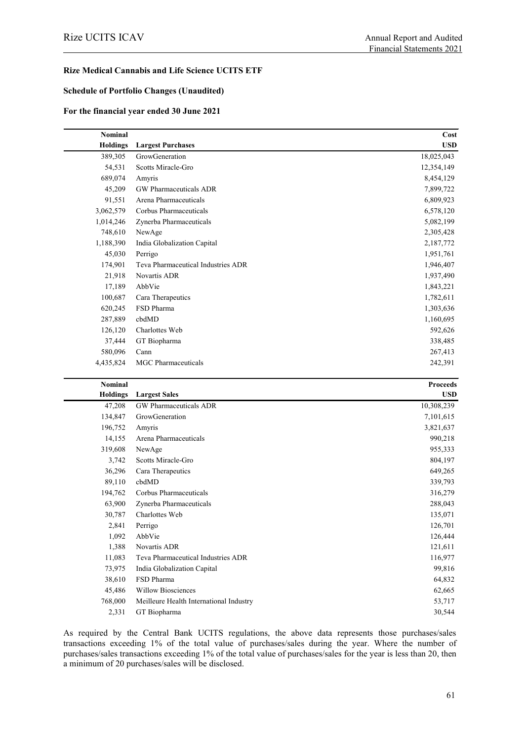**Rize Medical Cannabis and Life Science UCITS ETF**

**Schedule of Portfolio Changes (Unaudited)**

**For the financial year ended 30 June 2021**

| Nominal Holdings | Largest Purchases | Cost USD |
|---:|---|---:|
| 389,305 | GrowGeneration | 18,025,043 |
| 54,531 | Scotts Miracle-Gro | 12,354,149 |
| 689,074 | Amyris | 8,454,129 |
| 45,209 | GW Pharmaceuticals ADR | 7,899,722 |
| 91,551 | Arena Pharmaceuticals | 6,809,923 |
| 3,062,579 | Corbus Pharmaceuticals | 6,578,120 |
| 1,014,246 | Zynerba Pharmaceuticals | 5,082,199 |
| 748,610 | NewAge | 2,305,428 |
| 1,188,390 | India Globalization Capital | 2,187,772 |
| 45,030 | Perrigo | 1,951,761 |
| 174,901 | Teva Pharmaceutical Industries ADR | 1,946,407 |
| 21,918 | Novartis ADR | 1,937,490 |
| 17,189 | AbbVie | 1,843,221 |
| 100,687 | Cara Therapeutics | 1,782,611 |
| 620,245 | FSD Pharma | 1,303,636 |
| 287,889 | cbdMD | 1,160,695 |
| 126,120 | Charlottes Web | 592,626 |
| 37,444 | GT Biopharma | 338,485 |
| 580,096 | Cann | 267,413 |
| 4,435,824 | MGC Pharmaceuticals | 242,391 |

| Nominal Holdings | Largest Sales | Proceeds USD |
|---:|---|---:|
| 47,208 | GW Pharmaceuticals ADR | 10,308,239 |
| 134,847 | GrowGeneration | 7,101,615 |
| 196,752 | Amyris | 3,821,637 |
| 14,155 | Arena Pharmaceuticals | 990,218 |
| 319,608 | NewAge | 955,333 |
| 3,742 | Scotts Miracle-Gro | 804,197 |
| 36,296 | Cara Therapeutics | 649,265 |
| 89,110 | cbdMD | 339,793 |
| 194,762 | Corbus Pharmaceuticals | 316,279 |
| 63,900 | Zynerba Pharmaceuticals | 288,043 |
| 30,787 | Charlottes Web | 135,071 |
| 2,841 | Perrigo | 126,701 |
| 1,092 | AbbVie | 126,444 |
| 1,388 | Novartis ADR | 121,611 |
| 11,083 | Teva Pharmaceutical Industries ADR | 116,977 |
| 73,975 | India Globalization Capital | 99,816 |
| 38,610 | FSD Pharma | 64,832 |
| 45,486 | Willow Biosciences | 62,665 |
| 768,000 | Meilleure Health International Industry | 53,717 |
| 2,331 | GT Biopharma | 30,544 |

As required by the Central Bank UCITS regulations, the above data represents those purchases/sales transactions exceeding 1% of the total value of purchases/sales during the year. Where the number of purchases/sales transactions exceeding 1% of the total value of purchases/sales for the year is less than 20, then a minimum of 20 purchases/sales will be disclosed.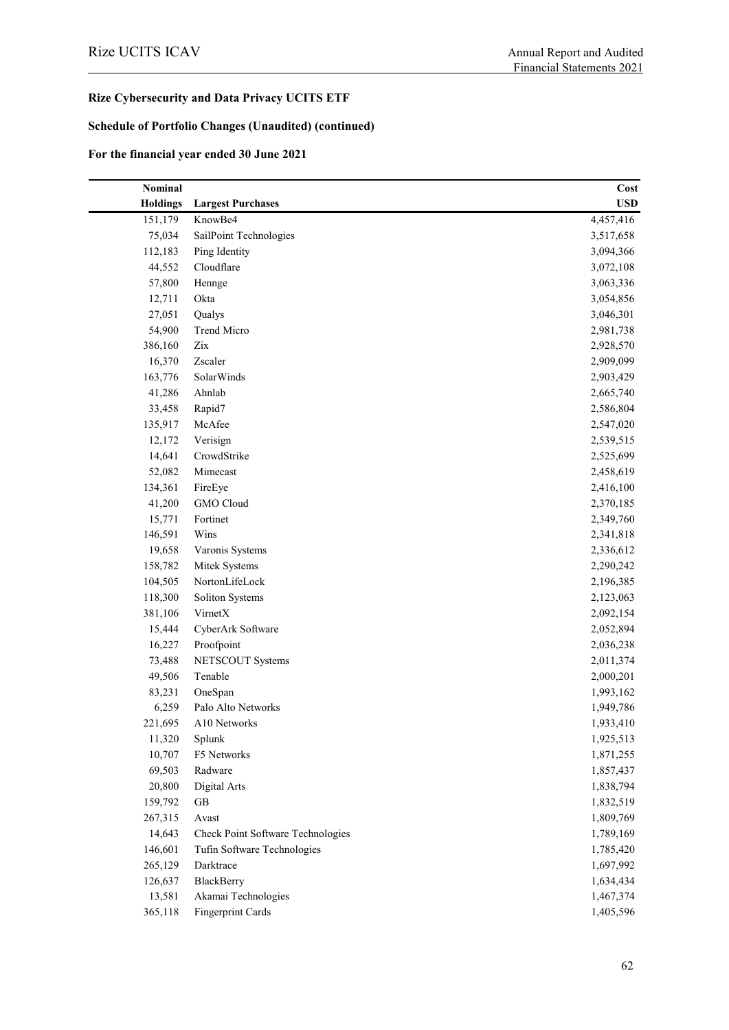**Rize Cybersecurity and Data Privacy UCITS ETF**

**Schedule of Portfolio Changes (Unaudited) (continued)**

**For the financial year ended 30 June 2021**

| Nominal Holdings | Largest Purchases | Cost USD |
|---|---|---|
| 151,179 | KnowBe4 | 4,457,416 |
| 75,034 | SailPoint Technologies | 3,517,658 |
| 112,183 | Ping Identity | 3,094,366 |
| 44,552 | Cloudflare | 3,072,108 |
| 57,800 | Hennge | 3,063,336 |
| 12,711 | Okta | 3,054,856 |
| 27,051 | Qualys | 3,046,301 |
| 54,900 | Trend Micro | 2,981,738 |
| 386,160 | Zix | 2,928,570 |
| 16,370 | Zscaler | 2,909,099 |
| 163,776 | SolarWinds | 2,903,429 |
| 41,286 | Ahnlab | 2,665,740 |
| 33,458 | Rapid7 | 2,586,804 |
| 135,917 | McAfee | 2,547,020 |
| 12,172 | Verisign | 2,539,515 |
| 14,641 | CrowdStrike | 2,525,699 |
| 52,082 | Mimecast | 2,458,619 |
| 134,361 | FireEye | 2,416,100 |
| 41,200 | GMO Cloud | 2,370,185 |
| 15,771 | Fortinet | 2,349,760 |
| 146,591 | Wins | 2,341,818 |
| 19,658 | Varonis Systems | 2,336,612 |
| 158,782 | Mitek Systems | 2,290,242 |
| 104,505 | NortonLifeLock | 2,196,385 |
| 118,300 | Soliton Systems | 2,123,063 |
| 381,106 | VirnetX | 2,092,154 |
| 15,444 | CyberArk Software | 2,052,894 |
| 16,227 | Proofpoint | 2,036,238 |
| 73,488 | NETSCOUT Systems | 2,011,374 |
| 49,506 | Tenable | 2,000,201 |
| 83,231 | OneSpan | 1,993,162 |
| 6,259 | Palo Alto Networks | 1,949,786 |
| 221,695 | A10 Networks | 1,933,410 |
| 11,320 | Splunk | 1,925,513 |
| 10,707 | F5 Networks | 1,871,255 |
| 69,503 | Radware | 1,857,437 |
| 20,800 | Digital Arts | 1,838,794 |
| 159,792 | GB | 1,832,519 |
| 267,315 | Avast | 1,809,769 |
| 14,643 | Check Point Software Technologies | 1,789,169 |
| 146,601 | Tufin Software Technologies | 1,785,420 |
| 265,129 | Darktrace | 1,697,992 |
| 126,637 | BlackBerry | 1,634,434 |
| 13,581 | Akamai Technologies | 1,467,374 |
| 365,118 | Fingerprint Cards | 1,405,596 |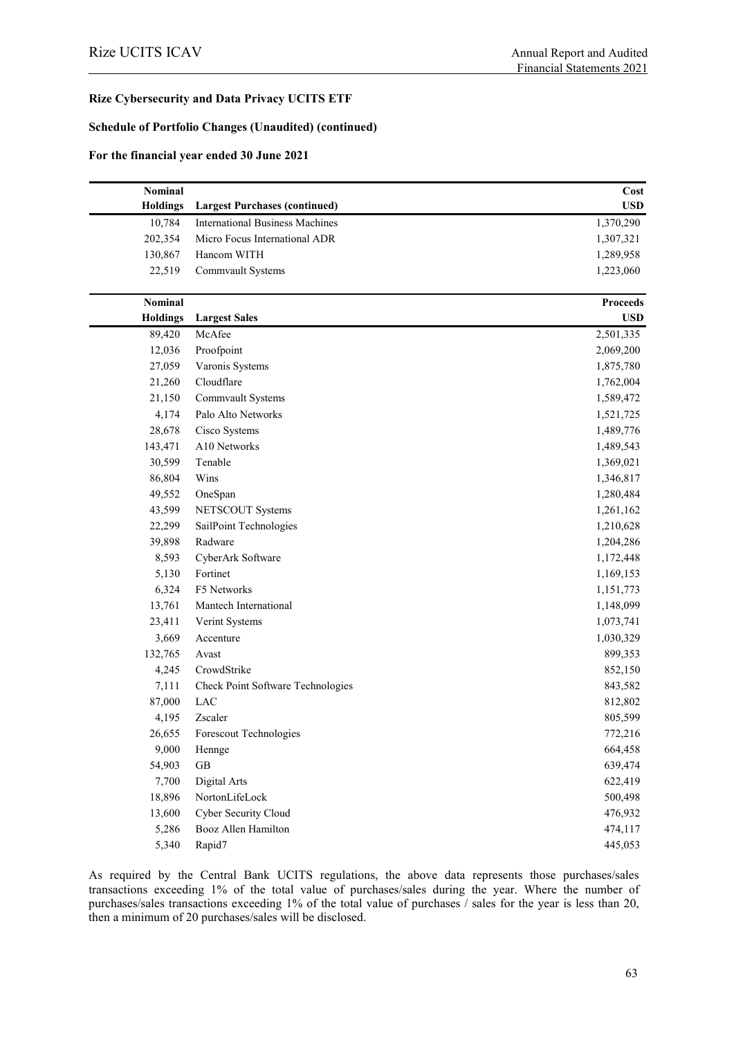**Rize Cybersecurity and Data Privacy UCITS ETF**

**Schedule of Portfolio Changes (Unaudited) (continued)**

**For the financial year ended 30 June 2021**

| Nominal Holdings | Largest Purchases (continued) | Cost USD |
|---:|---|---:|
| 10,784 | International Business Machines | 1,370,290 |
| 202,354 | Micro Focus International ADR | 1,307,321 |
| 130,867 | Hancom WITH | 1,289,958 |
| 22,519 | Commvault Systems | 1,223,060 |

| Nominal Holdings | Largest Sales | Proceeds USD |
|---:|---|---:|
| 89,420 | McAfee | 2,501,335 |
| 12,036 | Proofpoint | 2,069,200 |
| 27,059 | Varonis Systems | 1,875,780 |
| 21,260 | Cloudflare | 1,762,004 |
| 21,150 | Commvault Systems | 1,589,472 |
| 4,174 | Palo Alto Networks | 1,521,725 |
| 28,678 | Cisco Systems | 1,489,776 |
| 143,471 | A10 Networks | 1,489,543 |
| 30,599 | Tenable | 1,369,021 |
| 86,804 | Wins | 1,346,817 |
| 49,552 | OneSpan | 1,280,484 |
| 43,599 | NETSCOUT Systems | 1,261,162 |
| 22,299 | SailPoint Technologies | 1,210,628 |
| 39,898 | Radware | 1,204,286 |
| 8,593 | CyberArk Software | 1,172,448 |
| 5,130 | Fortinet | 1,169,153 |
| 6,324 | F5 Networks | 1,151,773 |
| 13,761 | Mantech International | 1,148,099 |
| 23,411 | Verint Systems | 1,073,741 |
| 3,669 | Accenture | 1,030,329 |
| 132,765 | Avast | 899,353 |
| 4,245 | CrowdStrike | 852,150 |
| 7,111 | Check Point Software Technologies | 843,582 |
| 87,000 | LAC | 812,802 |
| 4,195 | Zscaler | 805,599 |
| 26,655 | Forescout Technologies | 772,216 |
| 9,000 | Hennge | 664,458 |
| 54,903 | GB | 639,474 |
| 7,700 | Digital Arts | 622,419 |
| 18,896 | NortonLifeLock | 500,498 |
| 13,600 | Cyber Security Cloud | 476,932 |
| 5,286 | Booz Allen Hamilton | 474,117 |
| 5,340 | Rapid7 | 445,053 |

As required by the Central Bank UCITS regulations, the above data represents those purchases/sales transactions exceeding 1% of the total value of purchases/sales during the year. Where the number of purchases/sales transactions exceeding 1% of the total value of purchases / sales for the year is less than 20, then a minimum of 20 purchases/sales will be disclosed.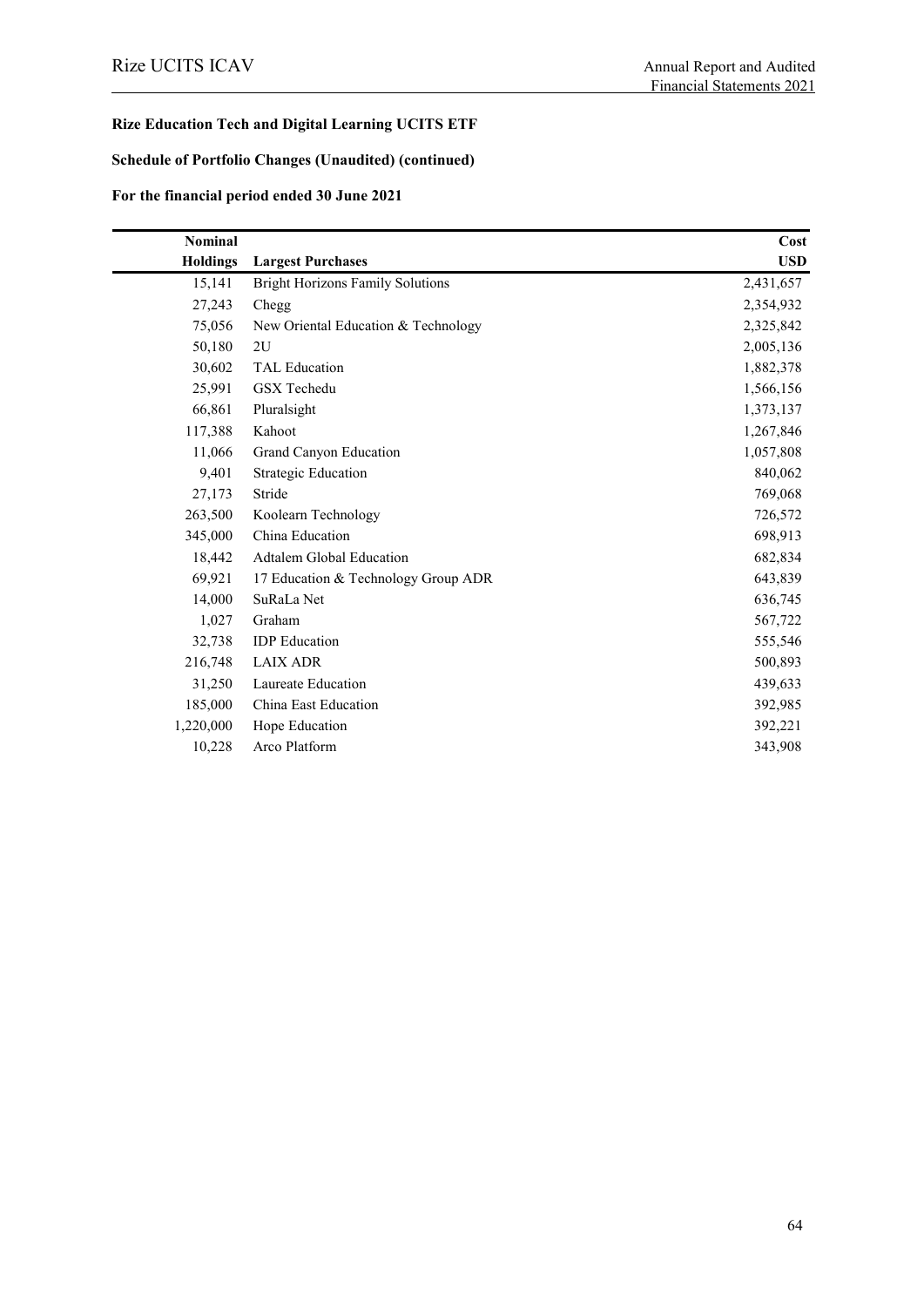**Rize Education Tech and Digital Learning UCITS ETF**

**Schedule of Portfolio Changes (Unaudited) (continued)**

**For the financial period ended 30 June 2021**

| Nominal Holdings | Largest Purchases | Cost USD |
|---:|---|---:|
| 15,141 | Bright Horizons Family Solutions | 2,431,657 |
| 27,243 | Chegg | 2,354,932 |
| 75,056 | New Oriental Education & Technology | 2,325,842 |
| 50,180 | 2U | 2,005,136 |
| 30,602 | TAL Education | 1,882,378 |
| 25,991 | GSX Techedu | 1,566,156 |
| 66,861 | Pluralsight | 1,373,137 |
| 117,388 | Kahoot | 1,267,846 |
| 11,066 | Grand Canyon Education | 1,057,808 |
| 9,401 | Strategic Education | 840,062 |
| 27,173 | Stride | 769,068 |
| 263,500 | Koolearn Technology | 726,572 |
| 345,000 | China Education | 698,913 |
| 18,442 | Adtalem Global Education | 682,834 |
| 69,921 | 17 Education & Technology Group ADR | 643,839 |
| 14,000 | SuRaLa Net | 636,745 |
| 1,027 | Graham | 567,722 |
| 32,738 | IDP Education | 555,546 |
| 216,748 | LAIX ADR | 500,893 |
| 31,250 | Laureate Education | 439,633 |
| 185,000 | China East Education | 392,985 |
| 1,220,000 | Hope Education | 392,221 |
| 10,228 | Arco Platform | 343,908 |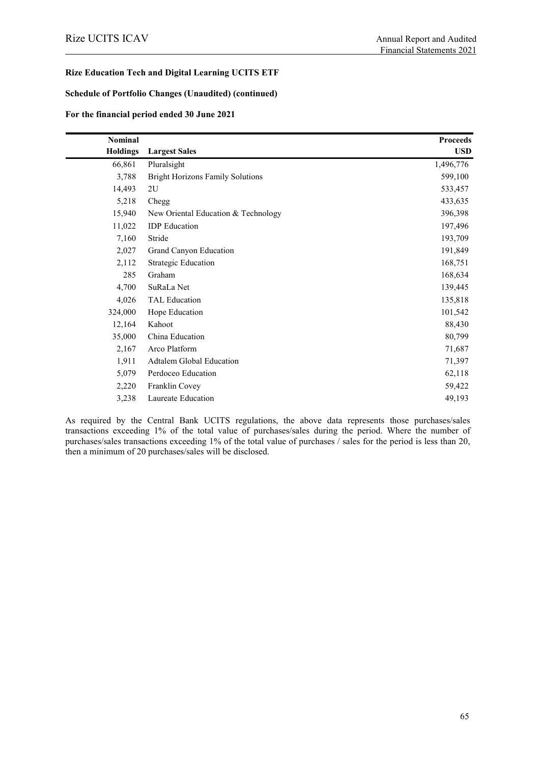**Rize Education Tech and Digital Learning UCITS ETF**

**Schedule of Portfolio Changes (Unaudited) (continued)**

**For the financial period ended 30 June 2021**

| Nominal Holdings | Largest Sales | Proceeds USD |
|---:|---|---:|
| 66,861 | Pluralsight | 1,496,776 |
| 3,788 | Bright Horizons Family Solutions | 599,100 |
| 14,493 | 2U | 533,457 |
| 5,218 | Chegg | 433,635 |
| 15,940 | New Oriental Education & Technology | 396,398 |
| 11,022 | IDP Education | 197,496 |
| 7,160 | Stride | 193,709 |
| 2,027 | Grand Canyon Education | 191,849 |
| 2,112 | Strategic Education | 168,751 |
| 285 | Graham | 168,634 |
| 4,700 | SuRaLa Net | 139,445 |
| 4,026 | TAL Education | 135,818 |
| 324,000 | Hope Education | 101,542 |
| 12,164 | Kahoot | 88,430 |
| 35,000 | China Education | 80,799 |
| 2,167 | Arco Platform | 71,687 |
| 1,911 | Adtalem Global Education | 71,397 |
| 5,079 | Perdoceo Education | 62,118 |
| 2,220 | Franklin Covey | 59,422 |
| 3,238 | Laureate Education | 49,193 |

As required by the Central Bank UCITS regulations, the above data represents those purchases/sales transactions exceeding 1% of the total value of purchases/sales during the period. Where the number of purchases/sales transactions exceeding 1% of the total value of purchases / sales for the period is less than 20, then a minimum of 20 purchases/sales will be disclosed.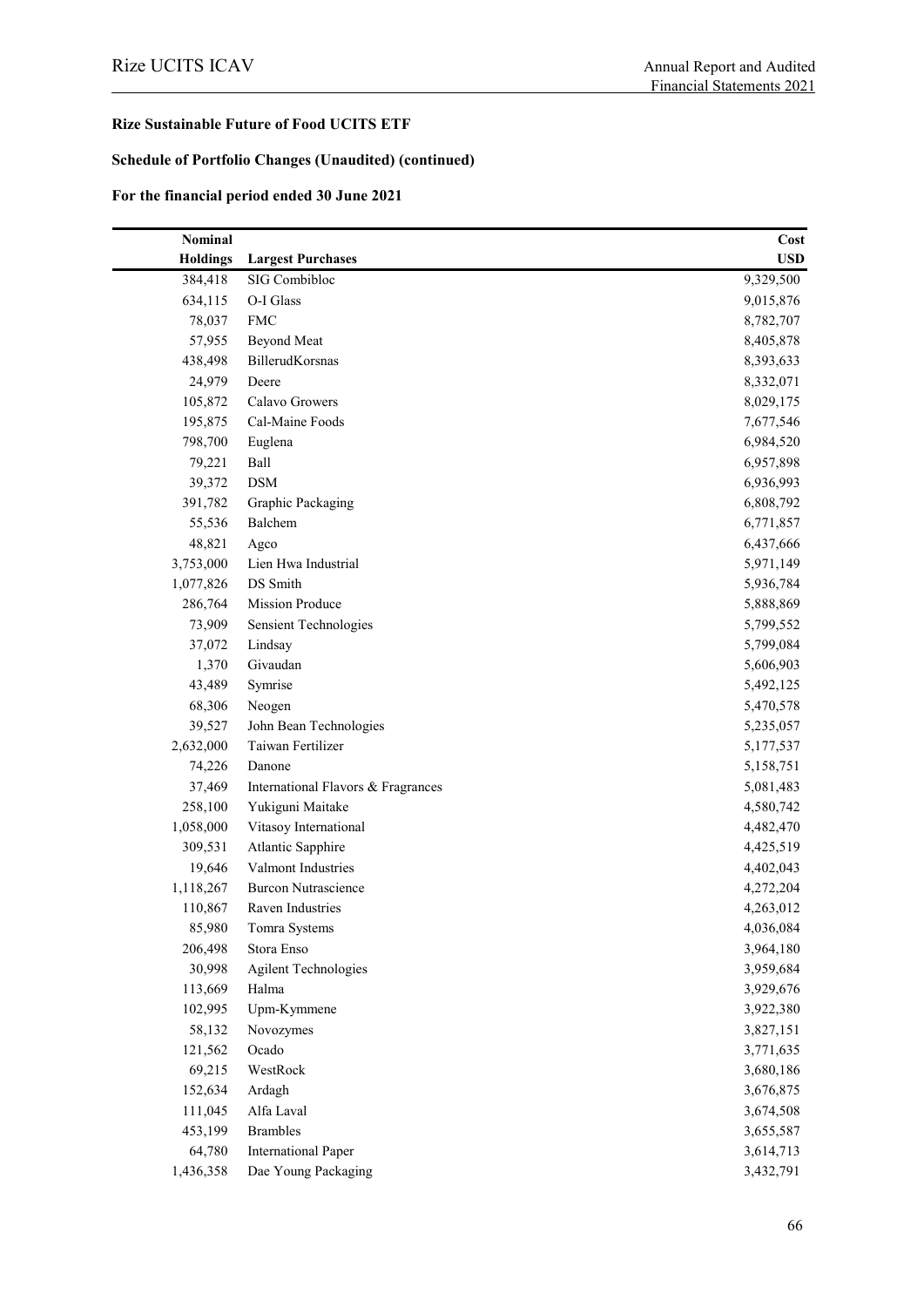**Rize Sustainable Future of Food UCITS ETF**

**Schedule of Portfolio Changes (Unaudited) (continued)**

**For the financial period ended 30 June 2021**

| Nominal Holdings | Largest Purchases | Cost USD |
|---:|---|---:|
| 384,418 | SIG Combibloc | 9,329,500 |
| 634,115 | O-I Glass | 9,015,876 |
| 78,037 | FMC | 8,782,707 |
| 57,955 | Beyond Meat | 8,405,878 |
| 438,498 | BillerudKorsnas | 8,393,633 |
| 24,979 | Deere | 8,332,071 |
| 105,872 | Calavo Growers | 8,029,175 |
| 195,875 | Cal-Maine Foods | 7,677,546 |
| 798,700 | Euglena | 6,984,520 |
| 79,221 | Ball | 6,957,898 |
| 39,372 | DSM | 6,936,993 |
| 391,782 | Graphic Packaging | 6,808,792 |
| 55,536 | Balchem | 6,771,857 |
| 48,821 | Agco | 6,437,666 |
| 3,753,000 | Lien Hwa Industrial | 5,971,149 |
| 1,077,826 | DS Smith | 5,936,784 |
| 286,764 | Mission Produce | 5,888,869 |
| 73,909 | Sensient Technologies | 5,799,552 |
| 37,072 | Lindsay | 5,799,084 |
| 1,370 | Givaudan | 5,606,903 |
| 43,489 | Symrise | 5,492,125 |
| 68,306 | Neogen | 5,470,578 |
| 39,527 | John Bean Technologies | 5,235,057 |
| 2,632,000 | Taiwan Fertilizer | 5,177,537 |
| 74,226 | Danone | 5,158,751 |
| 37,469 | International Flavors & Fragrances | 5,081,483 |
| 258,100 | Yukiguni Maitake | 4,580,742 |
| 1,058,000 | Vitasoy International | 4,482,470 |
| 309,531 | Atlantic Sapphire | 4,425,519 |
| 19,646 | Valmont Industries | 4,402,043 |
| 1,118,267 | Burcon Nutrascience | 4,272,204 |
| 110,867 | Raven Industries | 4,263,012 |
| 85,980 | Tomra Systems | 4,036,084 |
| 206,498 | Stora Enso | 3,964,180 |
| 30,998 | Agilent Technologies | 3,959,684 |
| 113,669 | Halma | 3,929,676 |
| 102,995 | Upm-Kymmene | 3,922,380 |
| 58,132 | Novozymes | 3,827,151 |
| 121,562 | Ocado | 3,771,635 |
| 69,215 | WestRock | 3,680,186 |
| 152,634 | Ardagh | 3,676,875 |
| 111,045 | Alfa Laval | 3,674,508 |
| 453,199 | Brambles | 3,655,587 |
| 64,780 | International Paper | 3,614,713 |
| 1,436,358 | Dae Young Packaging | 3,432,791 |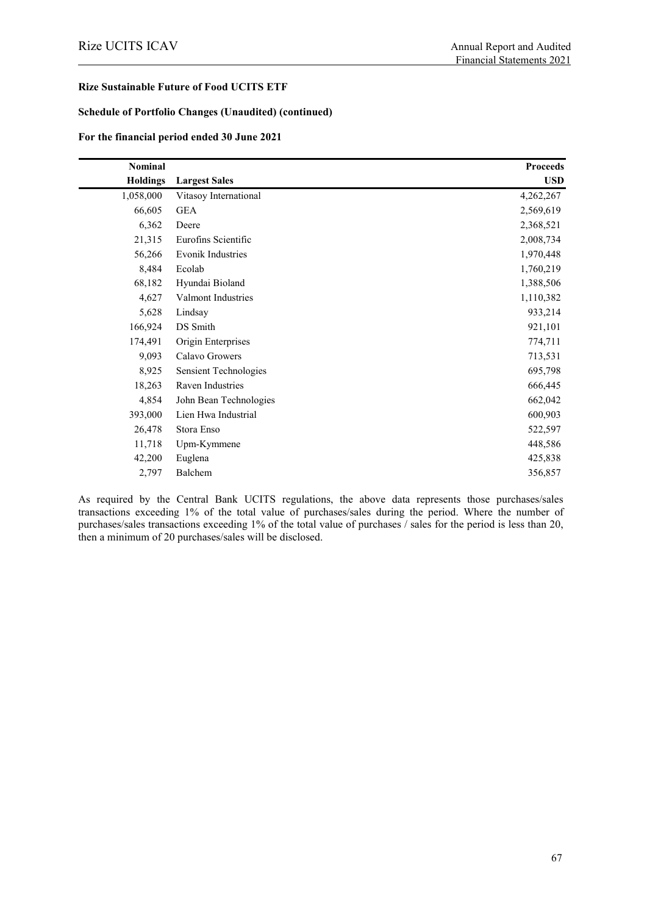**Rize Sustainable Future of Food UCITS ETF**

**Schedule of Portfolio Changes (Unaudited) (continued)**

**For the financial period ended 30 June 2021**

| Nominal Holdings | Largest Sales | Proceeds USD |
|---:|---|---:|
| 1,058,000 | Vitasoy International | 4,262,267 |
| 66,605 | GEA | 2,569,619 |
| 6,362 | Deere | 2,368,521 |
| 21,315 | Eurofins Scientific | 2,008,734 |
| 56,266 | Evonik Industries | 1,970,448 |
| 8,484 | Ecolab | 1,760,219 |
| 68,182 | Hyundai Bioland | 1,388,506 |
| 4,627 | Valmont Industries | 1,110,382 |
| 5,628 | Lindsay | 933,214 |
| 166,924 | DS Smith | 921,101 |
| 174,491 | Origin Enterprises | 774,711 |
| 9,093 | Calavo Growers | 713,531 |
| 8,925 | Sensient Technologies | 695,798 |
| 18,263 | Raven Industries | 666,445 |
| 4,854 | John Bean Technologies | 662,042 |
| 393,000 | Lien Hwa Industrial | 600,903 |
| 26,478 | Stora Enso | 522,597 |
| 11,718 | Upm-Kymmene | 448,586 |
| 42,200 | Euglena | 425,838 |
| 2,797 | Balchem | 356,857 |

As required by the Central Bank UCITS regulations, the above data represents those purchases/sales transactions exceeding 1% of the total value of purchases/sales during the period. Where the number of purchases/sales transactions exceeding 1% of the total value of purchases / sales for the period is less than 20, then a minimum of 20 purchases/sales will be disclosed.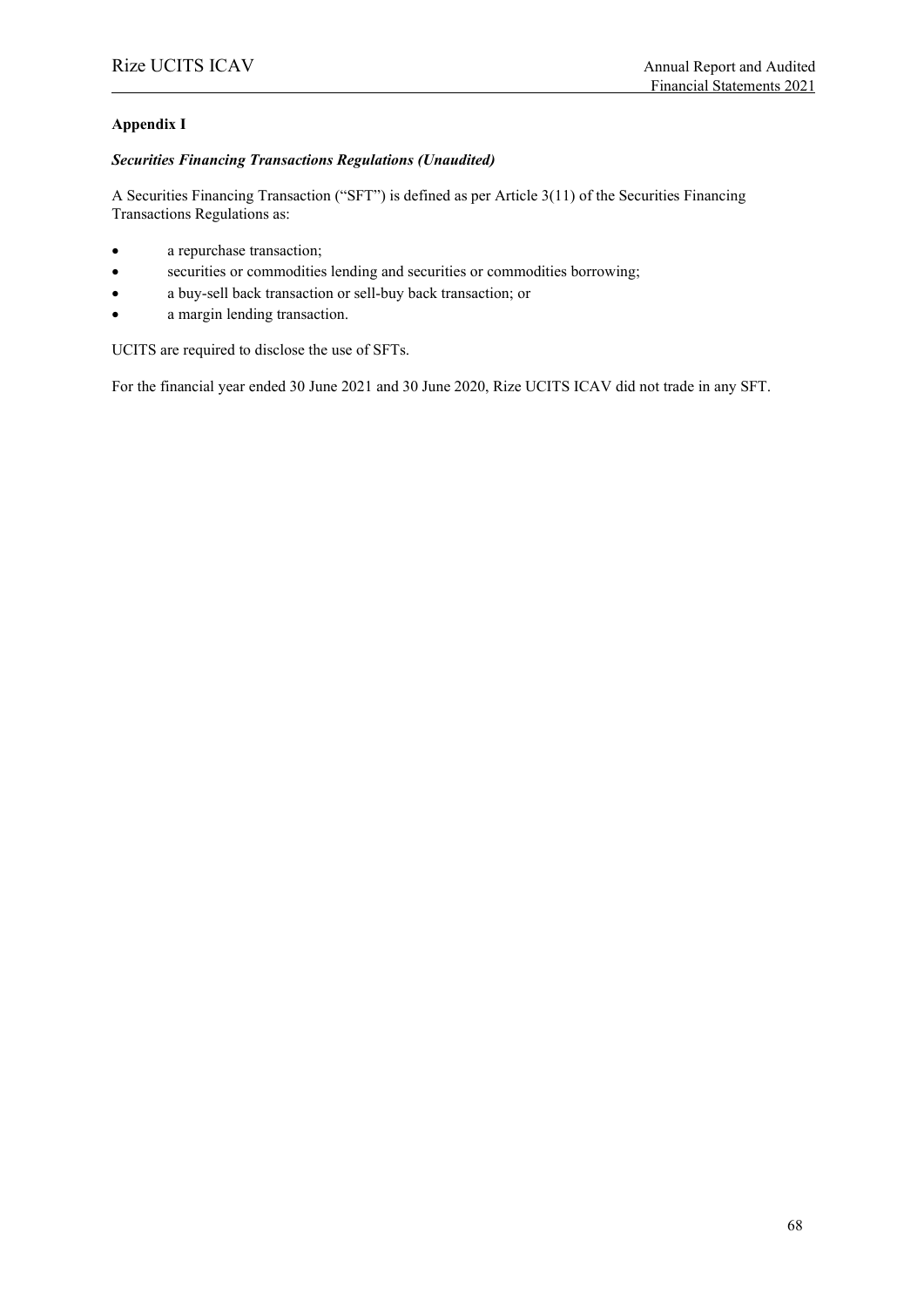## Appendix I

### *Securities Financing Transactions Regulations (Unaudited)*

A Securities Financing Transaction ("SFT") is defined as per Article 3(11) of the Securities Financing Transactions Regulations as:

- a repurchase transaction;
- securities or commodities lending and securities or commodities borrowing;
- a buy-sell back transaction or sell-buy back transaction; or
- a margin lending transaction.

UCITS are required to disclose the use of SFTs.

For the financial year ended 30 June 2021 and 30 June 2020, Rize UCITS ICAV did not trade in any SFT.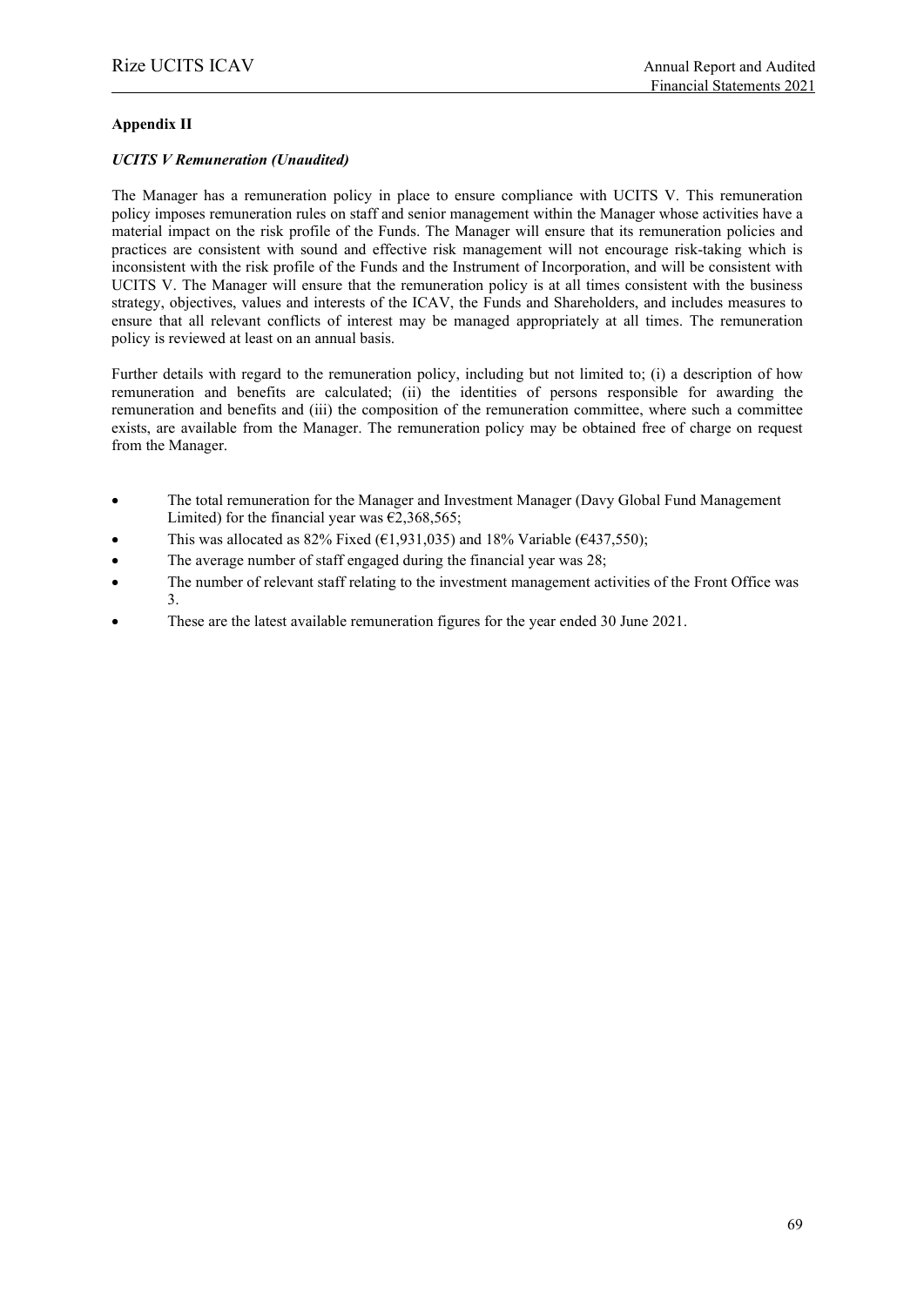**Appendix II**

***UCITS V Remuneration (Unaudited)***

The Manager has a remuneration policy in place to ensure compliance with UCITS V. This remuneration policy imposes remuneration rules on staff and senior management within the Manager whose activities have a material impact on the risk profile of the Funds. The Manager will ensure that its remuneration policies and practices are consistent with sound and effective risk management will not encourage risk-taking which is inconsistent with the risk profile of the Funds and the Instrument of Incorporation, and will be consistent with UCITS V. The Manager will ensure that the remuneration policy is at all times consistent with the business strategy, objectives, values and interests of the ICAV, the Funds and Shareholders, and includes measures to ensure that all relevant conflicts of interest may be managed appropriately at all times. The remuneration policy is reviewed at least on an annual basis.

Further details with regard to the remuneration policy, including but not limited to; (i) a description of how remuneration and benefits are calculated; (ii) the identities of persons responsible for awarding the remuneration and benefits and (iii) the composition of the remuneration committee, where such a committee exists, are available from the Manager. The remuneration policy may be obtained free of charge on request from the Manager.

- The total remuneration for the Manager and Investment Manager (Davy Global Fund Management Limited) for the financial year was €2,368,565;
- This was allocated as 82% Fixed (€1,931,035) and 18% Variable (€437,550);
- The average number of staff engaged during the financial year was 28;
- The number of relevant staff relating to the investment management activities of the Front Office was 3.
- These are the latest available remuneration figures for the year ended 30 June 2021.